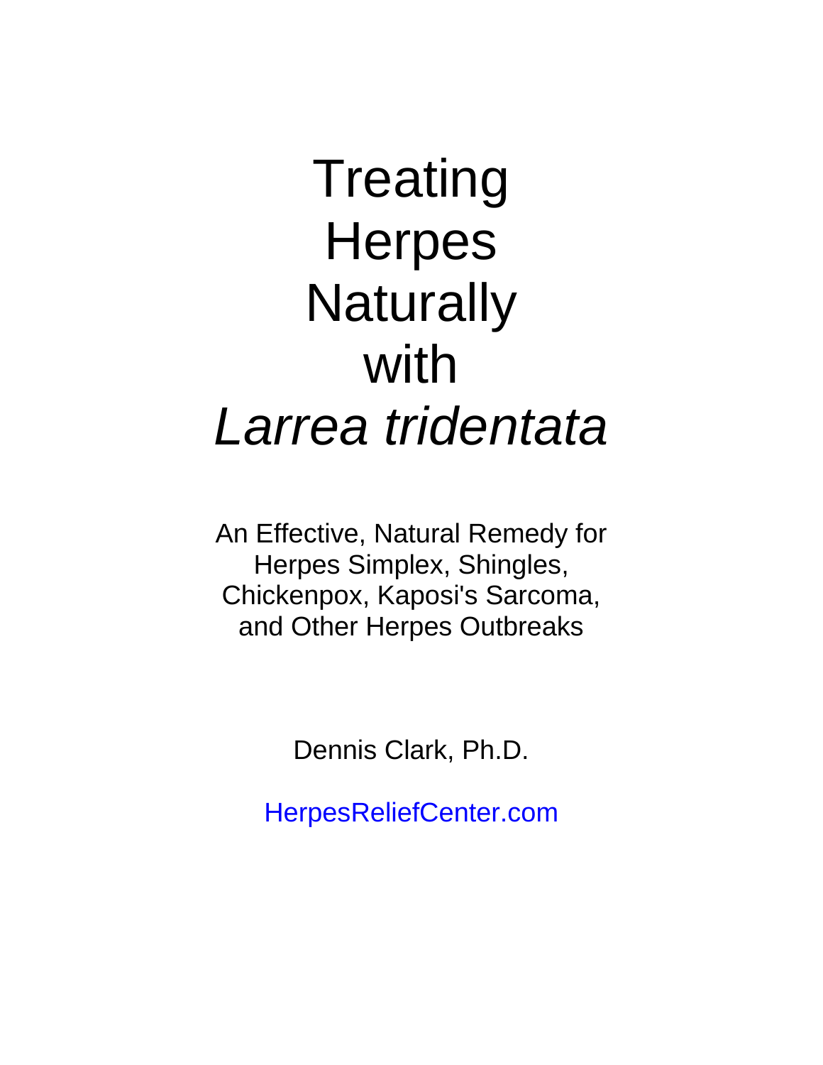# Treating Herpes Naturally with *Larrea tridentata*

An Effective, Natural Remedy for Herpes Simplex, Shingles, Chickenpox, Kaposi's Sarcoma, and Other Herpes Outbreaks

Dennis Clark, Ph.D.

HerpesReliefCenter.com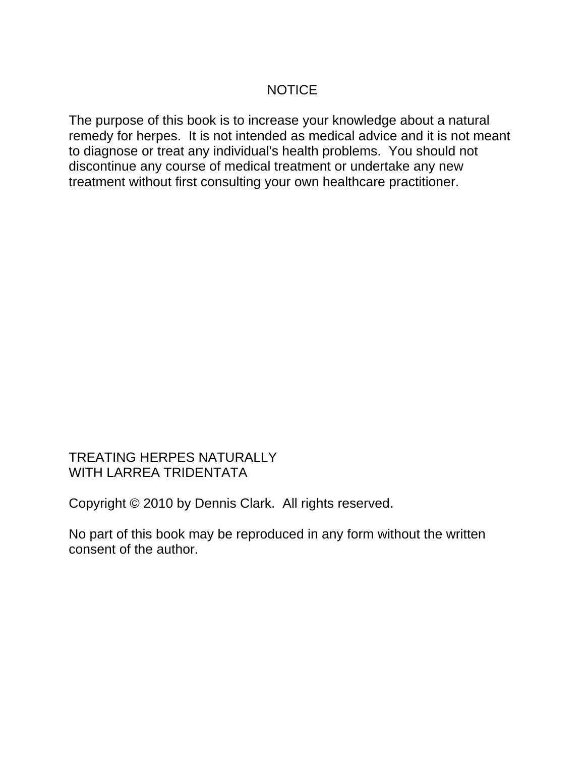# NOTICE

The purpose of this book is to increase your knowledge about a natural remedy for herpes. It is not intended as medical advice and it is not meant to diagnose or treat any individual's health problems. You should not discontinue any course of medical treatment or undertake any new treatment without first consulting your own healthcare practitioner.

TREATING HERPES NATURALLY
WITH LARREA TRIDENTATA

Copyright © 2010 by Dennis Clark. All rights reserved.

No part of this book may be reproduced in any form without the written consent of the author.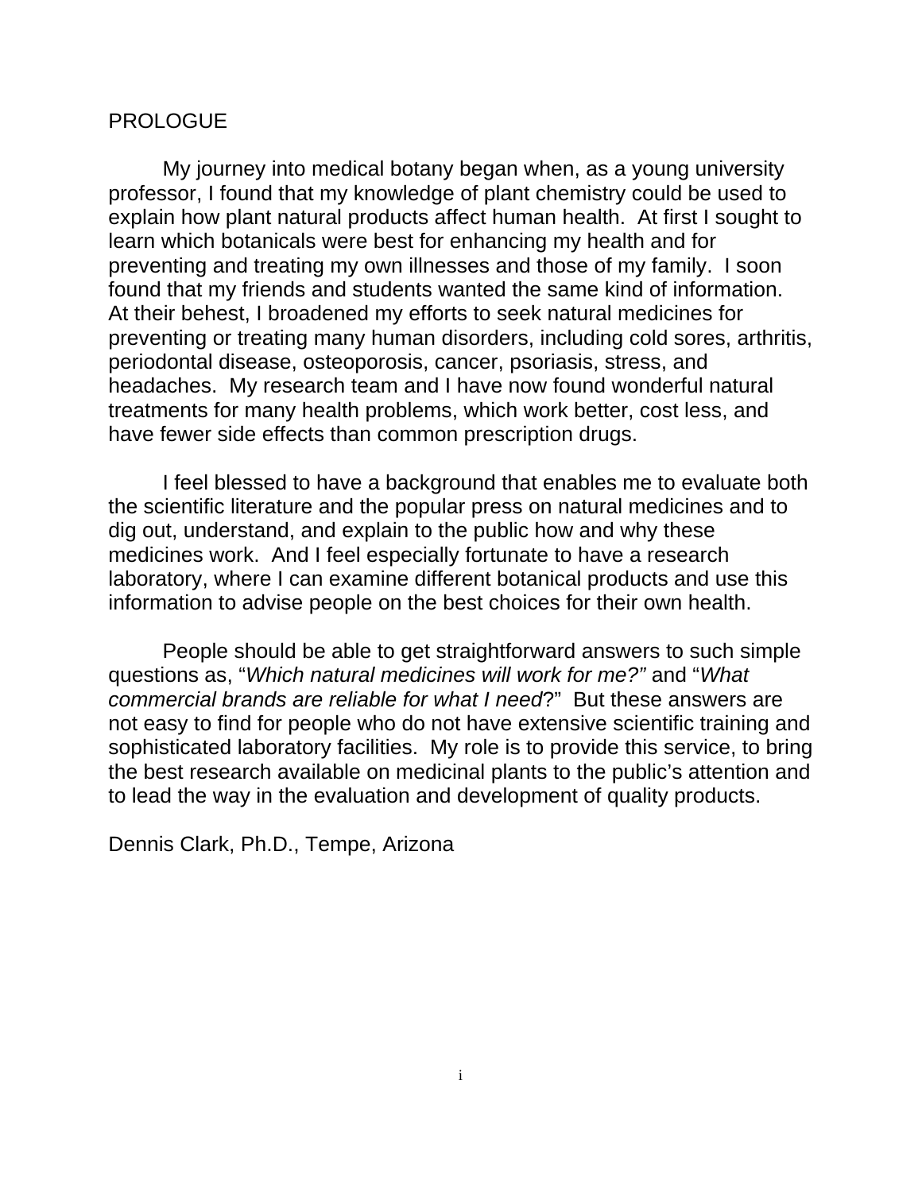# PROLOGUE

My journey into medical botany began when, as a young university professor, I found that my knowledge of plant chemistry could be used to explain how plant natural products affect human health. At first I sought to learn which botanicals were best for enhancing my health and for preventing and treating my own illnesses and those of my family. I soon found that my friends and students wanted the same kind of information. At their behest, I broadened my efforts to seek natural medicines for preventing or treating many human disorders, including cold sores, arthritis, periodontal disease, osteoporosis, cancer, psoriasis, stress, and headaches. My research team and I have now found wonderful natural treatments for many health problems, which work better, cost less, and have fewer side effects than common prescription drugs.

I feel blessed to have a background that enables me to evaluate both the scientific literature and the popular press on natural medicines and to dig out, understand, and explain to the public how and why these medicines work. And I feel especially fortunate to have a research laboratory, where I can examine different botanical products and use this information to advise people on the best choices for their own health.

People should be able to get straightforward answers to such simple questions as, "*Which natural medicines will work for me?*" and "*What commercial brands are reliable for what I need*?" But these answers are not easy to find for people who do not have extensive scientific training and sophisticated laboratory facilities. My role is to provide this service, to bring the best research available on medicinal plants to the public's attention and to lead the way in the evaluation and development of quality products.

Dennis Clark, Ph.D., Tempe, Arizona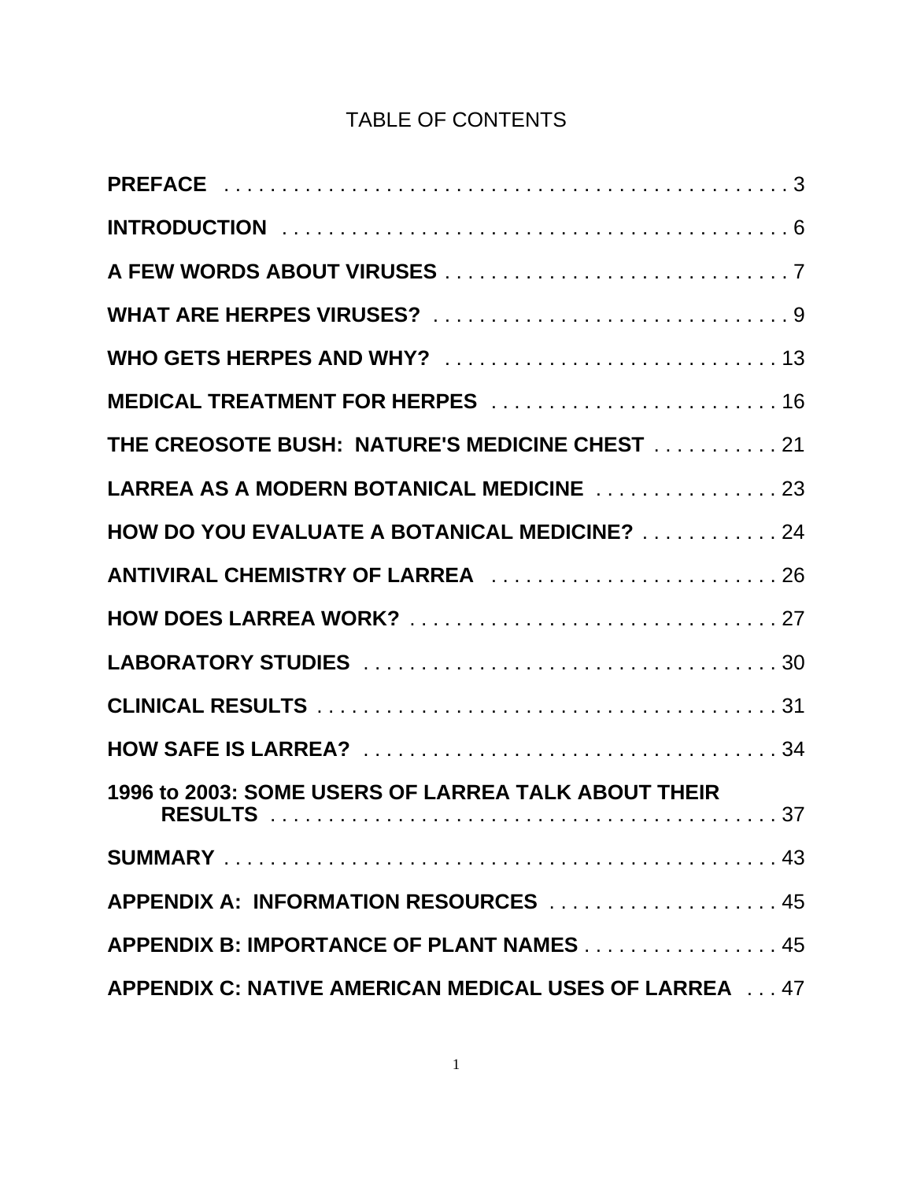# TABLE OF CONTENTS

| | |
|---|---|
| **PREFACE** | 3 |
| **INTRODUCTION** | 6 |
| **A FEW WORDS ABOUT VIRUSES** | 7 |
| **WHAT ARE HERPES VIRUSES?** | 9 |
| **WHO GETS HERPES AND WHY?** | 13 |
| **MEDICAL TREATMENT FOR HERPES** | 16 |
| **THE CREOSOTE BUSH: NATURE'S MEDICINE CHEST** | 21 |
| **LARREA AS A MODERN BOTANICAL MEDICINE** | 23 |
| **HOW DO YOU EVALUATE A BOTANICAL MEDICINE?** | 24 |
| **ANTIVIRAL CHEMISTRY OF LARREA** | 26 |
| **HOW DOES LARREA WORK?** | 27 |
| **LABORATORY STUDIES** | 30 |
| **CLINICAL RESULTS** | 31 |
| **HOW SAFE IS LARREA?** | 34 |
| **1996 to 2003: SOME USERS OF LARREA TALK ABOUT THEIR RESULTS** | 37 |
| **SUMMARY** | 43 |
| **APPENDIX A: INFORMATION RESOURCES** | 45 |
| **APPENDIX B: IMPORTANCE OF PLANT NAMES** | 45 |
| **APPENDIX C: NATIVE AMERICAN MEDICAL USES OF LARREA** | 47 |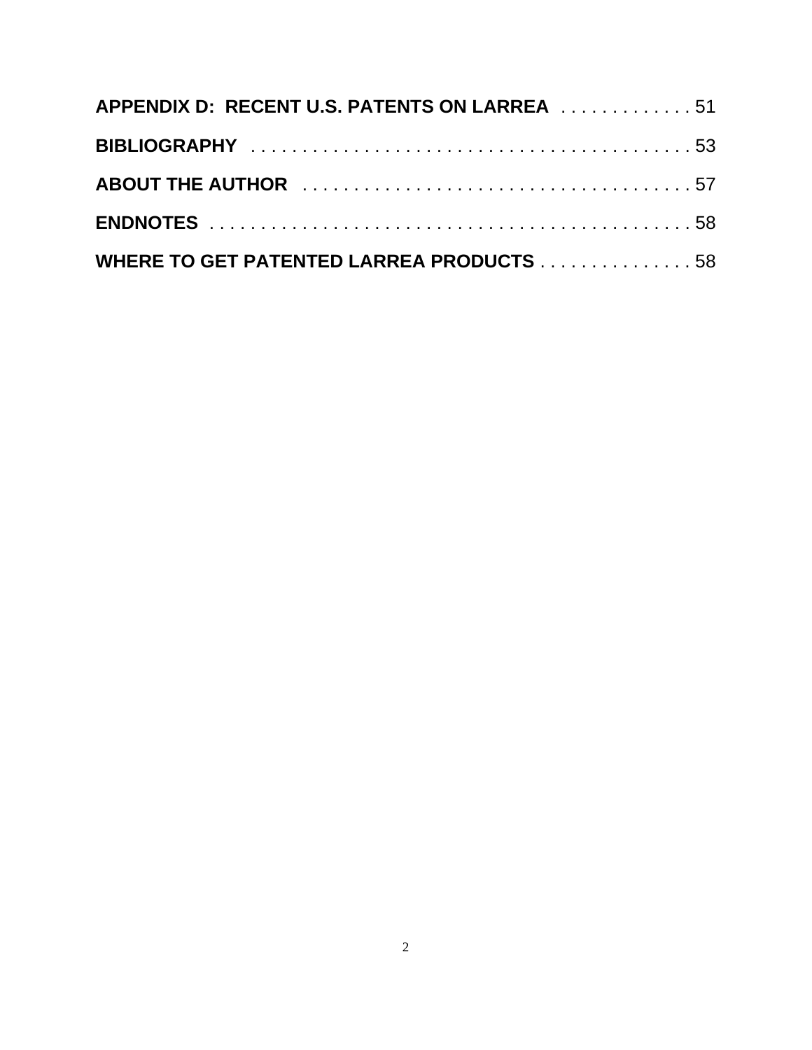**APPENDIX D: RECENT U.S. PATENTS ON LARREA** . . . . . . . . . . . . . 51

**BIBLIOGRAPHY** . . . . . . . . . . . . . . . . . . . . . . . . . . . . . . . . . . . . . . . . . . 53

**ABOUT THE AUTHOR** . . . . . . . . . . . . . . . . . . . . . . . . . . . . . . . . . . . . 57

**ENDNOTES** . . . . . . . . . . . . . . . . . . . . . . . . . . . . . . . . . . . . . . . . . . . . . 58

**WHERE TO GET PATENTED LARREA PRODUCTS** . . . . . . . . . . . . . . . 58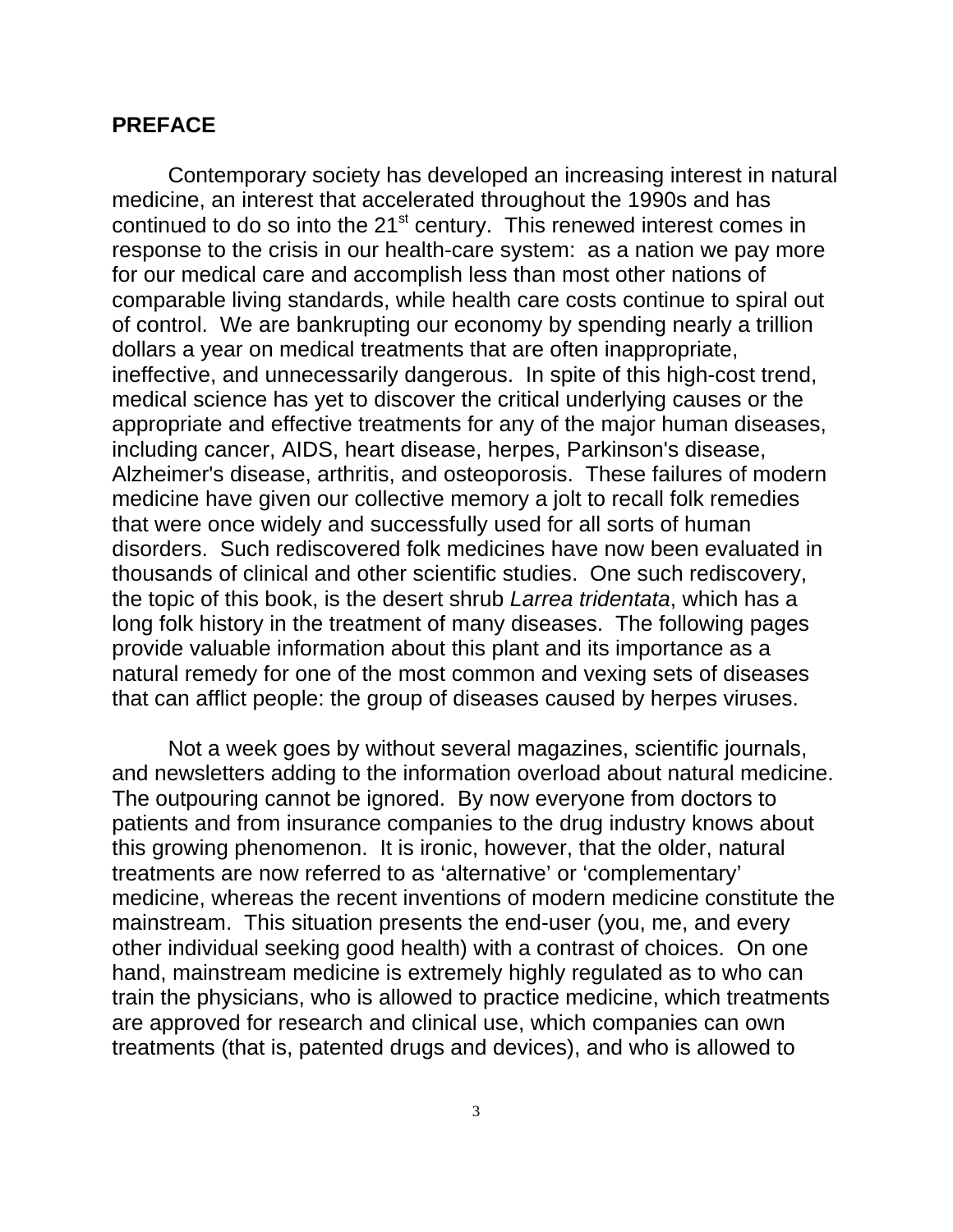## PREFACE

Contemporary society has developed an increasing interest in natural medicine, an interest that accelerated throughout the 1990s and has continued to do so into the 21st century. This renewed interest comes in response to the crisis in our health-care system: as a nation we pay more for our medical care and accomplish less than most other nations of comparable living standards, while health care costs continue to spiral out of control. We are bankrupting our economy by spending nearly a trillion dollars a year on medical treatments that are often inappropriate, ineffective, and unnecessarily dangerous. In spite of this high-cost trend, medical science has yet to discover the critical underlying causes or the appropriate and effective treatments for any of the major human diseases, including cancer, AIDS, heart disease, herpes, Parkinson's disease, Alzheimer's disease, arthritis, and osteoporosis. These failures of modern medicine have given our collective memory a jolt to recall folk remedies that were once widely and successfully used for all sorts of human disorders. Such rediscovered folk medicines have now been evaluated in thousands of clinical and other scientific studies. One such rediscovery, the topic of this book, is the desert shrub *Larrea tridentata*, which has a long folk history in the treatment of many diseases. The following pages provide valuable information about this plant and its importance as a natural remedy for one of the most common and vexing sets of diseases that can afflict people: the group of diseases caused by herpes viruses.

Not a week goes by without several magazines, scientific journals, and newsletters adding to the information overload about natural medicine. The outpouring cannot be ignored. By now everyone from doctors to patients and from insurance companies to the drug industry knows about this growing phenomenon. It is ironic, however, that the older, natural treatments are now referred to as 'alternative' or 'complementary' medicine, whereas the recent inventions of modern medicine constitute the mainstream. This situation presents the end-user (you, me, and every other individual seeking good health) with a contrast of choices. On one hand, mainstream medicine is extremely highly regulated as to who can train the physicians, who is allowed to practice medicine, which treatments are approved for research and clinical use, which companies can own treatments (that is, patented drugs and devices), and who is allowed to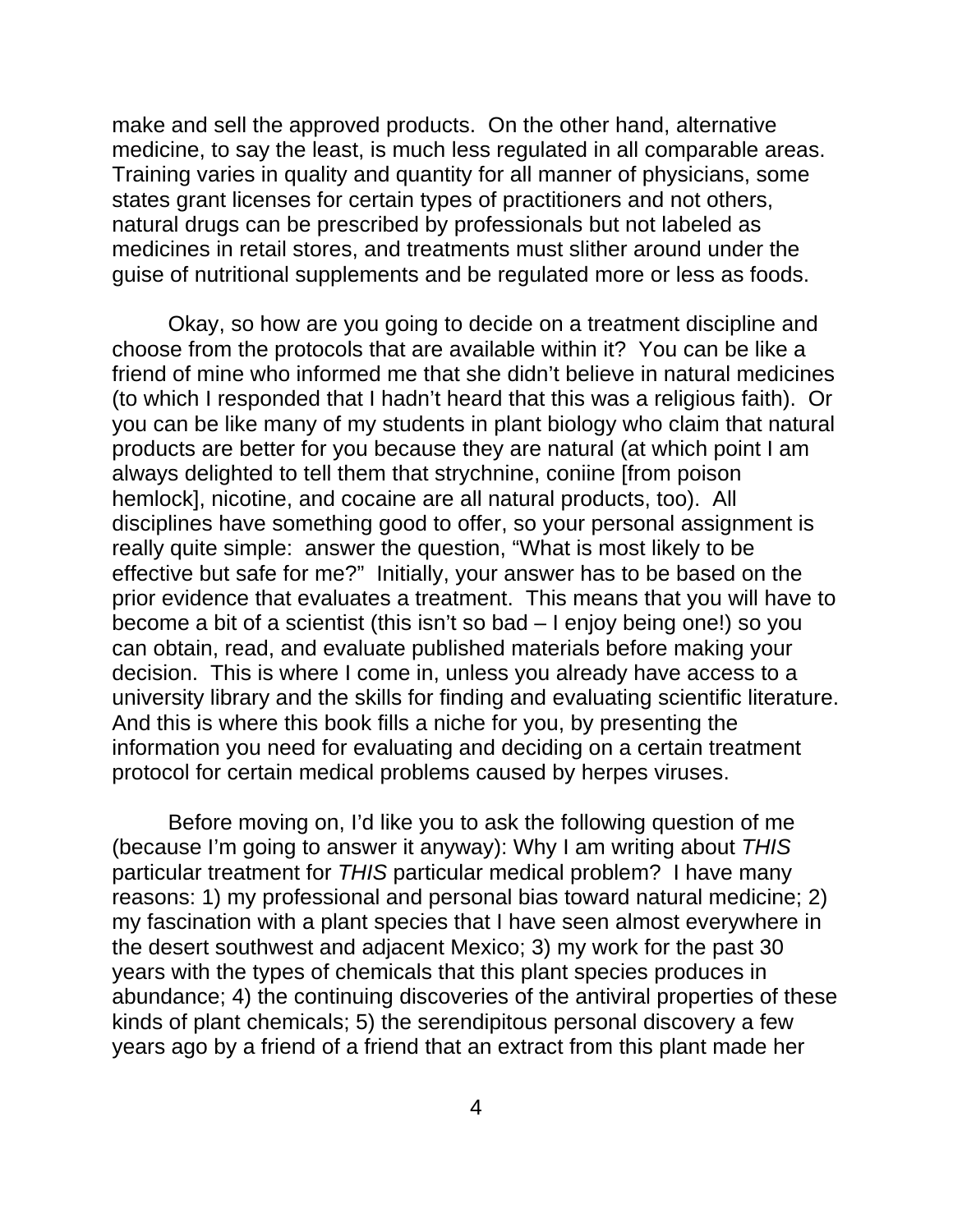make and sell the approved products. On the other hand, alternative medicine, to say the least, is much less regulated in all comparable areas. Training varies in quality and quantity for all manner of physicians, some states grant licenses for certain types of practitioners and not others, natural drugs can be prescribed by professionals but not labeled as medicines in retail stores, and treatments must slither around under the guise of nutritional supplements and be regulated more or less as foods.

Okay, so how are you going to decide on a treatment discipline and choose from the protocols that are available within it? You can be like a friend of mine who informed me that she didn't believe in natural medicines (to which I responded that I hadn't heard that this was a religious faith). Or you can be like many of my students in plant biology who claim that natural products are better for you because they are natural (at which point I am always delighted to tell them that strychnine, coniine [from poison hemlock], nicotine, and cocaine are all natural products, too). All disciplines have something good to offer, so your personal assignment is really quite simple: answer the question, "What is most likely to be effective but safe for me?" Initially, your answer has to be based on the prior evidence that evaluates a treatment. This means that you will have to become a bit of a scientist (this isn't so bad – I enjoy being one!) so you can obtain, read, and evaluate published materials before making your decision. This is where I come in, unless you already have access to a university library and the skills for finding and evaluating scientific literature. And this is where this book fills a niche for you, by presenting the information you need for evaluating and deciding on a certain treatment protocol for certain medical problems caused by herpes viruses.

Before moving on, I'd like you to ask the following question of me (because I'm going to answer it anyway): Why I am writing about *THIS* particular treatment for *THIS* particular medical problem? I have many reasons: 1) my professional and personal bias toward natural medicine; 2) my fascination with a plant species that I have seen almost everywhere in the desert southwest and adjacent Mexico; 3) my work for the past 30 years with the types of chemicals that this plant species produces in abundance; 4) the continuing discoveries of the antiviral properties of these kinds of plant chemicals; 5) the serendipitous personal discovery a few years ago by a friend of a friend that an extract from this plant made her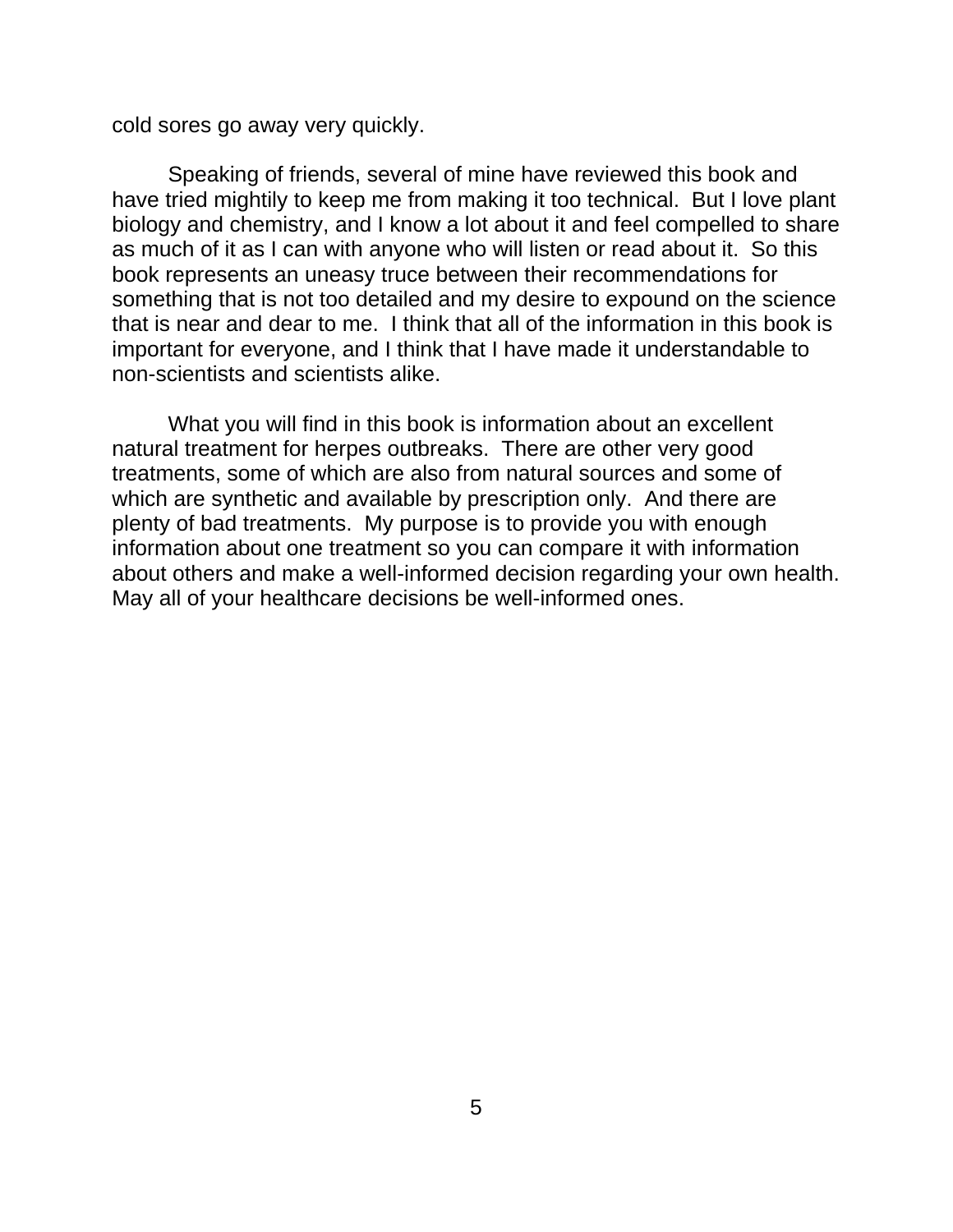cold sores go away very quickly.

Speaking of friends, several of mine have reviewed this book and have tried mightily to keep me from making it too technical. But I love plant biology and chemistry, and I know a lot about it and feel compelled to share as much of it as I can with anyone who will listen or read about it. So this book represents an uneasy truce between their recommendations for something that is not too detailed and my desire to expound on the science that is near and dear to me. I think that all of the information in this book is important for everyone, and I think that I have made it understandable to non-scientists and scientists alike.

What you will find in this book is information about an excellent natural treatment for herpes outbreaks. There are other very good treatments, some of which are also from natural sources and some of which are synthetic and available by prescription only. And there are plenty of bad treatments. My purpose is to provide you with enough information about one treatment so you can compare it with information about others and make a well-informed decision regarding your own health. May all of your healthcare decisions be well-informed ones.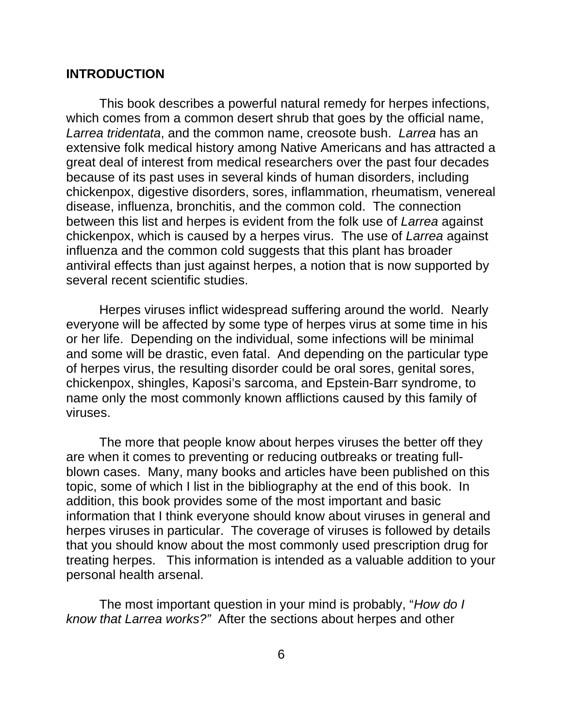## INTRODUCTION

This book describes a powerful natural remedy for herpes infections, which comes from a common desert shrub that goes by the official name, *Larrea tridentata*, and the common name, creosote bush. *Larrea* has an extensive folk medical history among Native Americans and has attracted a great deal of interest from medical researchers over the past four decades because of its past uses in several kinds of human disorders, including chickenpox, digestive disorders, sores, inflammation, rheumatism, venereal disease, influenza, bronchitis, and the common cold. The connection between this list and herpes is evident from the folk use of *Larrea* against chickenpox, which is caused by a herpes virus. The use of *Larrea* against influenza and the common cold suggests that this plant has broader antiviral effects than just against herpes, a notion that is now supported by several recent scientific studies.

Herpes viruses inflict widespread suffering around the world. Nearly everyone will be affected by some type of herpes virus at some time in his or her life. Depending on the individual, some infections will be minimal and some will be drastic, even fatal. And depending on the particular type of herpes virus, the resulting disorder could be oral sores, genital sores, chickenpox, shingles, Kaposi's sarcoma, and Epstein-Barr syndrome, to name only the most commonly known afflictions caused by this family of viruses.

The more that people know about herpes viruses the better off they are when it comes to preventing or reducing outbreaks or treating full-blown cases. Many, many books and articles have been published on this topic, some of which I list in the bibliography at the end of this book. In addition, this book provides some of the most important and basic information that I think everyone should know about viruses in general and herpes viruses in particular. The coverage of viruses is followed by details that you should know about the most commonly used prescription drug for treating herpes. This information is intended as a valuable addition to your personal health arsenal.

The most important question in your mind is probably, "*How do I know that Larrea works?"* After the sections about herpes and other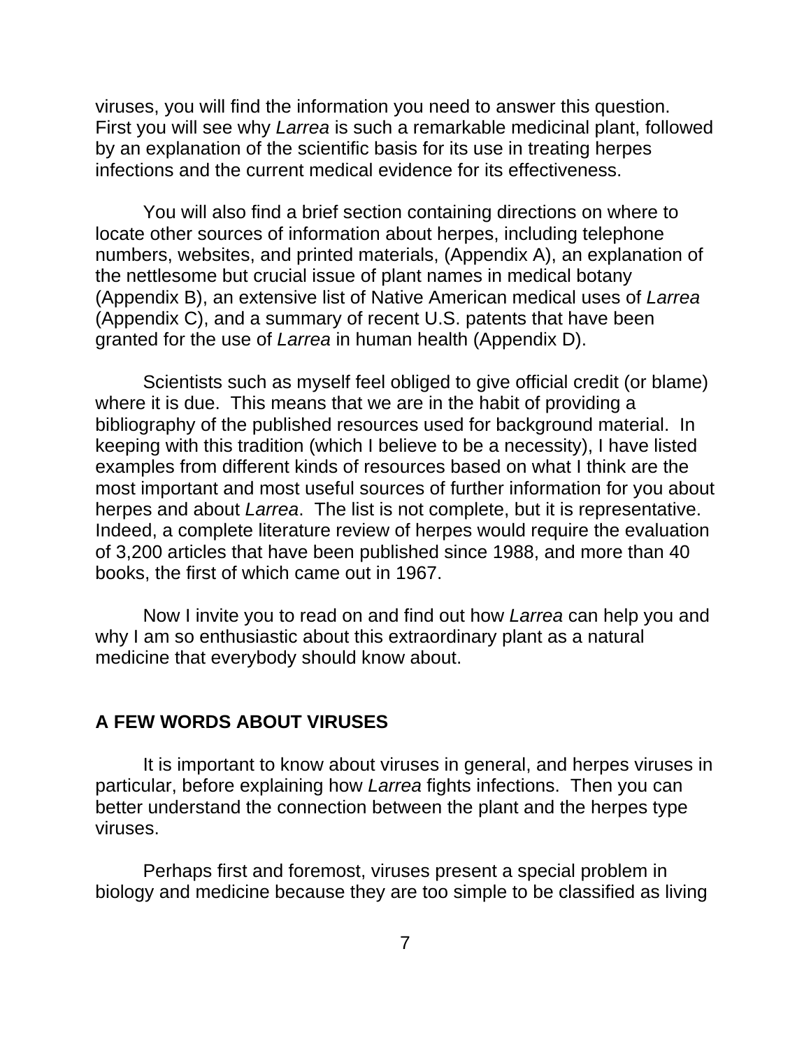viruses, you will find the information you need to answer this question. First you will see why *Larrea* is such a remarkable medicinal plant, followed by an explanation of the scientific basis for its use in treating herpes infections and the current medical evidence for its effectiveness.

You will also find a brief section containing directions on where to locate other sources of information about herpes, including telephone numbers, websites, and printed materials, (Appendix A), an explanation of the nettlesome but crucial issue of plant names in medical botany (Appendix B), an extensive list of Native American medical uses of *Larrea* (Appendix C), and a summary of recent U.S. patents that have been granted for the use of *Larrea* in human health (Appendix D).

Scientists such as myself feel obliged to give official credit (or blame) where it is due. This means that we are in the habit of providing a bibliography of the published resources used for background material. In keeping with this tradition (which I believe to be a necessity), I have listed examples from different kinds of resources based on what I think are the most important and most useful sources of further information for you about herpes and about *Larrea*. The list is not complete, but it is representative. Indeed, a complete literature review of herpes would require the evaluation of 3,200 articles that have been published since 1988, and more than 40 books, the first of which came out in 1967.

Now I invite you to read on and find out how *Larrea* can help you and why I am so enthusiastic about this extraordinary plant as a natural medicine that everybody should know about.

## A FEW WORDS ABOUT VIRUSES

It is important to know about viruses in general, and herpes viruses in particular, before explaining how *Larrea* fights infections. Then you can better understand the connection between the plant and the herpes type viruses.

Perhaps first and foremost, viruses present a special problem in biology and medicine because they are too simple to be classified as living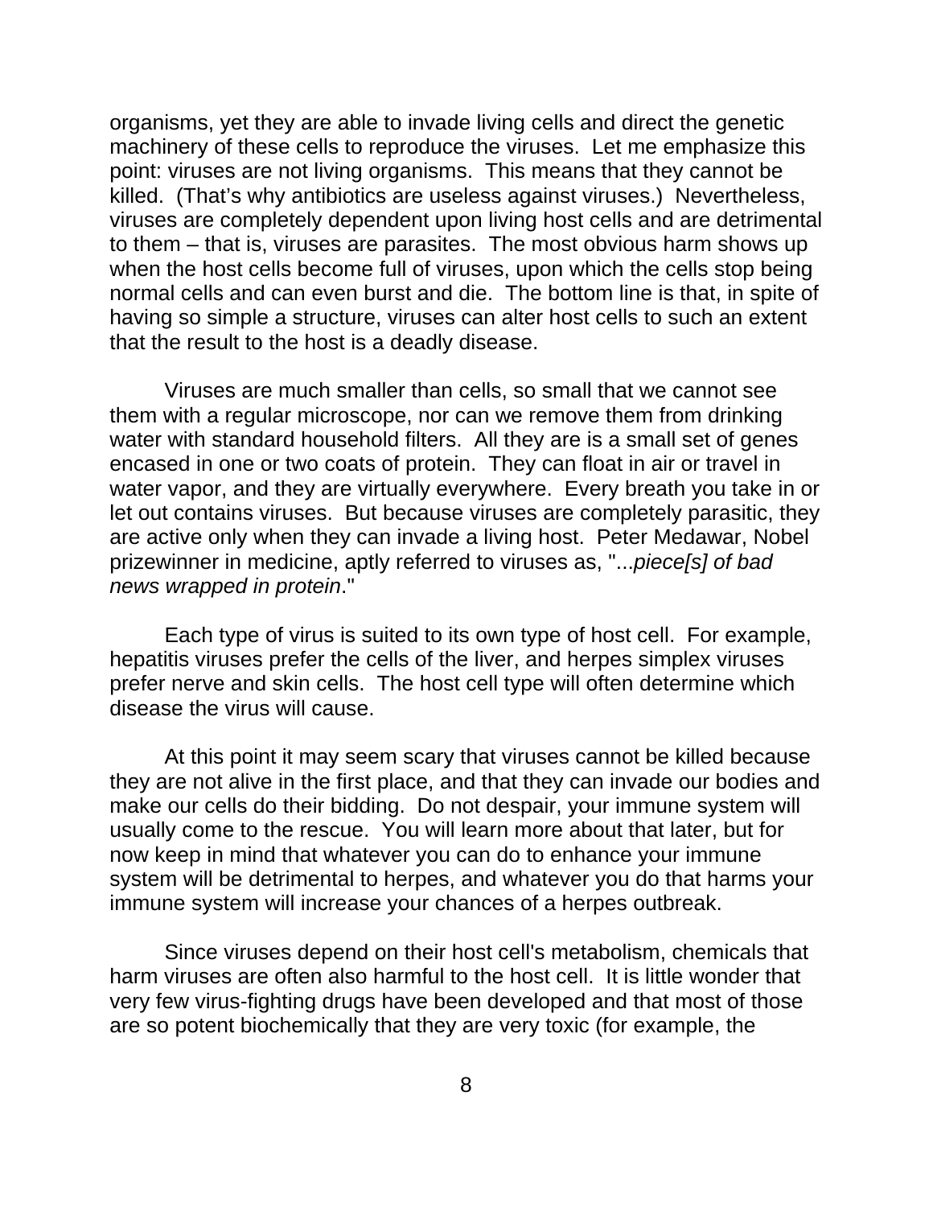organisms, yet they are able to invade living cells and direct the genetic machinery of these cells to reproduce the viruses. Let me emphasize this point: viruses are not living organisms. This means that they cannot be killed. (That's why antibiotics are useless against viruses.) Nevertheless, viruses are completely dependent upon living host cells and are detrimental to them – that is, viruses are parasites. The most obvious harm shows up when the host cells become full of viruses, upon which the cells stop being normal cells and can even burst and die. The bottom line is that, in spite of having so simple a structure, viruses can alter host cells to such an extent that the result to the host is a deadly disease.

Viruses are much smaller than cells, so small that we cannot see them with a regular microscope, nor can we remove them from drinking water with standard household filters. All they are is a small set of genes encased in one or two coats of protein. They can float in air or travel in water vapor, and they are virtually everywhere. Every breath you take in or let out contains viruses. But because viruses are completely parasitic, they are active only when they can invade a living host. Peter Medawar, Nobel prizewinner in medicine, aptly referred to viruses as, "...*piece[s] of bad news wrapped in protein*."

Each type of virus is suited to its own type of host cell. For example, hepatitis viruses prefer the cells of the liver, and herpes simplex viruses prefer nerve and skin cells. The host cell type will often determine which disease the virus will cause.

At this point it may seem scary that viruses cannot be killed because they are not alive in the first place, and that they can invade our bodies and make our cells do their bidding. Do not despair, your immune system will usually come to the rescue. You will learn more about that later, but for now keep in mind that whatever you can do to enhance your immune system will be detrimental to herpes, and whatever you do that harms your immune system will increase your chances of a herpes outbreak.

Since viruses depend on their host cell's metabolism, chemicals that harm viruses are often also harmful to the host cell. It is little wonder that very few virus-fighting drugs have been developed and that most of those are so potent biochemically that they are very toxic (for example, the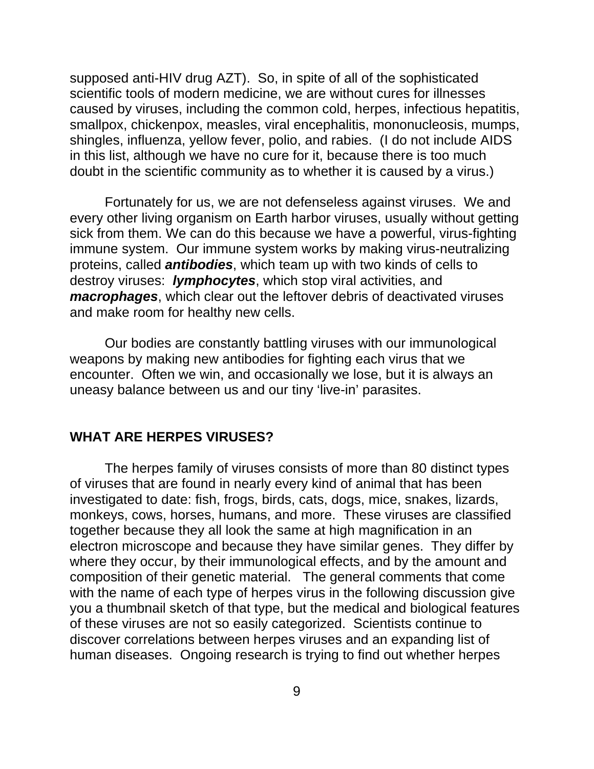supposed anti-HIV drug AZT). So, in spite of all of the sophisticated scientific tools of modern medicine, we are without cures for illnesses caused by viruses, including the common cold, herpes, infectious hepatitis, smallpox, chickenpox, measles, viral encephalitis, mononucleosis, mumps, shingles, influenza, yellow fever, polio, and rabies. (I do not include AIDS in this list, although we have no cure for it, because there is too much doubt in the scientific community as to whether it is caused by a virus.)

Fortunately for us, we are not defenseless against viruses. We and every other living organism on Earth harbor viruses, usually without getting sick from them. We can do this because we have a powerful, virus-fighting immune system. Our immune system works by making virus-neutralizing proteins, called ***antibodies***, which team up with two kinds of cells to destroy viruses: ***lymphocytes***, which stop viral activities, and ***macrophages***, which clear out the leftover debris of deactivated viruses and make room for healthy new cells.

Our bodies are constantly battling viruses with our immunological weapons by making new antibodies for fighting each virus that we encounter. Often we win, and occasionally we lose, but it is always an uneasy balance between us and our tiny 'live-in' parasites.

## WHAT ARE HERPES VIRUSES?

The herpes family of viruses consists of more than 80 distinct types of viruses that are found in nearly every kind of animal that has been investigated to date: fish, frogs, birds, cats, dogs, mice, snakes, lizards, monkeys, cows, horses, humans, and more. These viruses are classified together because they all look the same at high magnification in an electron microscope and because they have similar genes. They differ by where they occur, by their immunological effects, and by the amount and composition of their genetic material. The general comments that come with the name of each type of herpes virus in the following discussion give you a thumbnail sketch of that type, but the medical and biological features of these viruses are not so easily categorized. Scientists continue to discover correlations between herpes viruses and an expanding list of human diseases. Ongoing research is trying to find out whether herpes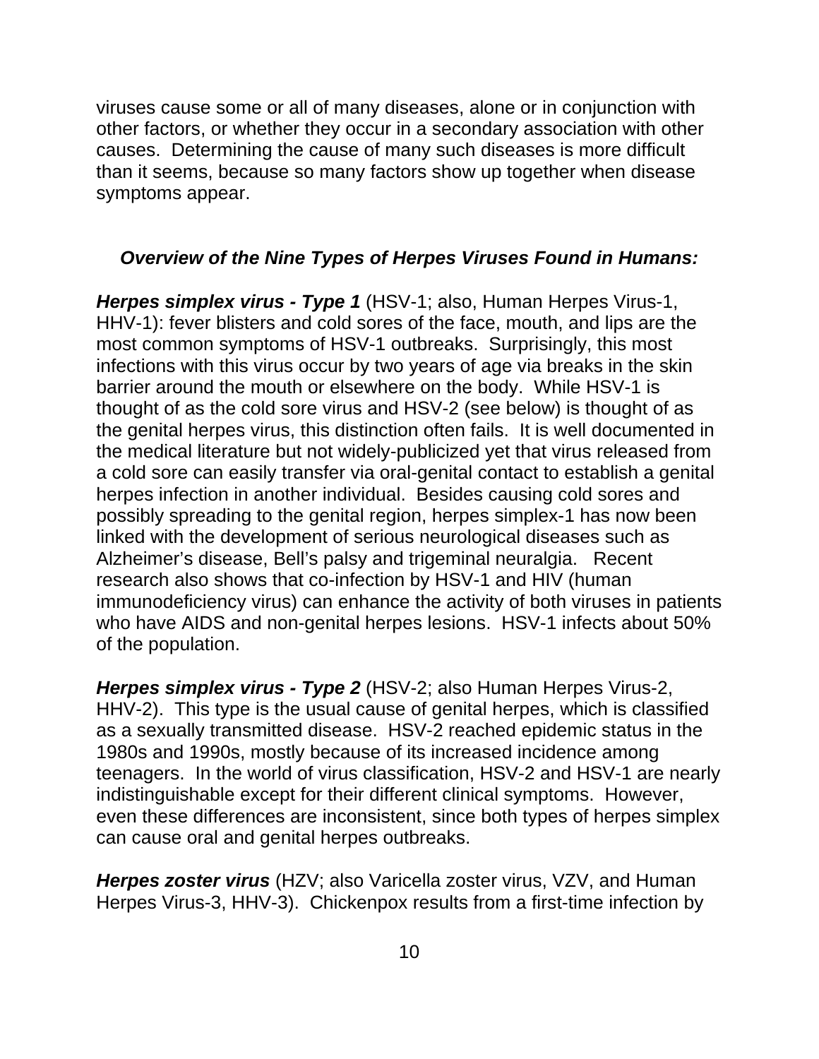viruses cause some or all of many diseases, alone or in conjunction with other factors, or whether they occur in a secondary association with other causes. Determining the cause of many such diseases is more difficult than it seems, because so many factors show up together when disease symptoms appear.

### *Overview of the Nine Types of Herpes Viruses Found in Humans:*

***Herpes simplex virus - Type 1*** (HSV-1; also, Human Herpes Virus-1, HHV-1): fever blisters and cold sores of the face, mouth, and lips are the most common symptoms of HSV-1 outbreaks. Surprisingly, this most infections with this virus occur by two years of age via breaks in the skin barrier around the mouth or elsewhere on the body. While HSV-1 is thought of as the cold sore virus and HSV-2 (see below) is thought of as the genital herpes virus, this distinction often fails. It is well documented in the medical literature but not widely-publicized yet that virus released from a cold sore can easily transfer via oral-genital contact to establish a genital herpes infection in another individual. Besides causing cold sores and possibly spreading to the genital region, herpes simplex-1 has now been linked with the development of serious neurological diseases such as Alzheimer's disease, Bell's palsy and trigeminal neuralgia. Recent research also shows that co-infection by HSV-1 and HIV (human immunodeficiency virus) can enhance the activity of both viruses in patients who have AIDS and non-genital herpes lesions. HSV-1 infects about 50% of the population.

***Herpes simplex virus - Type 2*** (HSV-2; also Human Herpes Virus-2, HHV-2). This type is the usual cause of genital herpes, which is classified as a sexually transmitted disease. HSV-2 reached epidemic status in the 1980s and 1990s, mostly because of its increased incidence among teenagers. In the world of virus classification, HSV-2 and HSV-1 are nearly indistinguishable except for their different clinical symptoms. However, even these differences are inconsistent, since both types of herpes simplex can cause oral and genital herpes outbreaks.

***Herpes zoster virus*** (HZV; also Varicella zoster virus, VZV, and Human Herpes Virus-3, HHV-3). Chickenpox results from a first-time infection by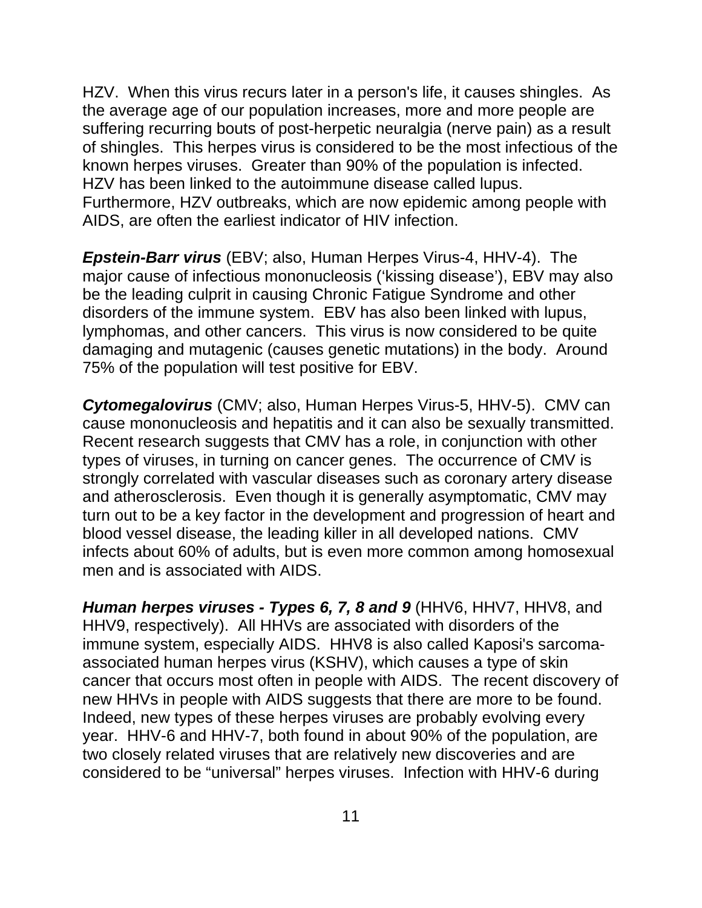HZV. When this virus recurs later in a person's life, it causes shingles. As the average age of our population increases, more and more people are suffering recurring bouts of post-herpetic neuralgia (nerve pain) as a result of shingles. This herpes virus is considered to be the most infectious of the known herpes viruses. Greater than 90% of the population is infected. HZV has been linked to the autoimmune disease called lupus. Furthermore, HZV outbreaks, which are now epidemic among people with AIDS, are often the earliest indicator of HIV infection.

***Epstein-Barr virus*** (EBV; also, Human Herpes Virus-4, HHV-4). The major cause of infectious mononucleosis ('kissing disease'), EBV may also be the leading culprit in causing Chronic Fatigue Syndrome and other disorders of the immune system. EBV has also been linked with lupus, lymphomas, and other cancers. This virus is now considered to be quite damaging and mutagenic (causes genetic mutations) in the body. Around 75% of the population will test positive for EBV.

***Cytomegalovirus*** (CMV; also, Human Herpes Virus-5, HHV-5). CMV can cause mononucleosis and hepatitis and it can also be sexually transmitted. Recent research suggests that CMV has a role, in conjunction with other types of viruses, in turning on cancer genes. The occurrence of CMV is strongly correlated with vascular diseases such as coronary artery disease and atherosclerosis. Even though it is generally asymptomatic, CMV may turn out to be a key factor in the development and progression of heart and blood vessel disease, the leading killer in all developed nations. CMV infects about 60% of adults, but is even more common among homosexual men and is associated with AIDS.

***Human herpes viruses - Types 6, 7, 8 and 9*** (HHV6, HHV7, HHV8, and HHV9, respectively). All HHVs are associated with disorders of the immune system, especially AIDS. HHV8 is also called Kaposi's sarcoma-associated human herpes virus (KSHV), which causes a type of skin cancer that occurs most often in people with AIDS. The recent discovery of new HHVs in people with AIDS suggests that there are more to be found. Indeed, new types of these herpes viruses are probably evolving every year. HHV-6 and HHV-7, both found in about 90% of the population, are two closely related viruses that are relatively new discoveries and are considered to be "universal" herpes viruses. Infection with HHV-6 during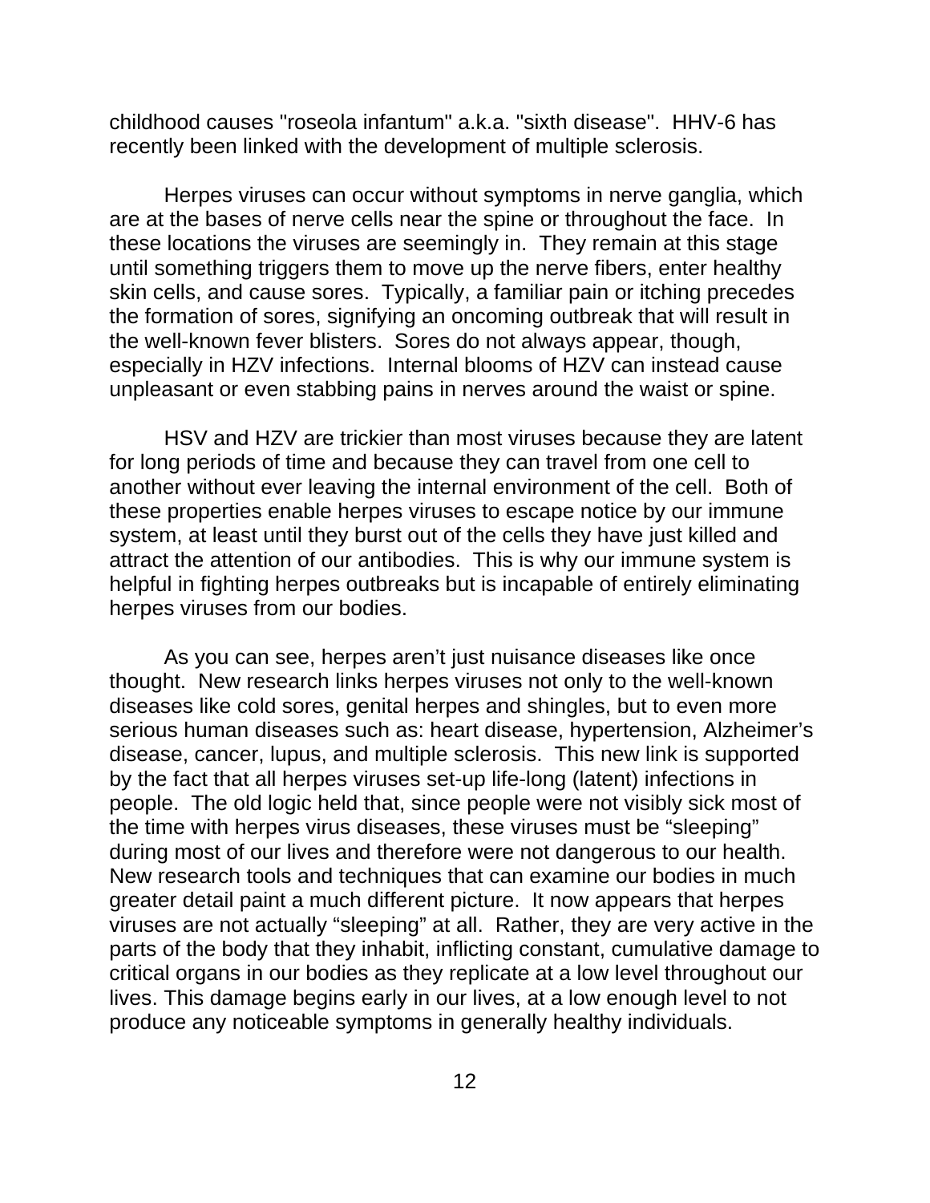childhood causes "roseola infantum" a.k.a. "sixth disease". HHV-6 has recently been linked with the development of multiple sclerosis.

Herpes viruses can occur without symptoms in nerve ganglia, which are at the bases of nerve cells near the spine or throughout the face. In these locations the viruses are seemingly in. They remain at this stage until something triggers them to move up the nerve fibers, enter healthy skin cells, and cause sores. Typically, a familiar pain or itching precedes the formation of sores, signifying an oncoming outbreak that will result in the well-known fever blisters. Sores do not always appear, though, especially in HZV infections. Internal blooms of HZV can instead cause unpleasant or even stabbing pains in nerves around the waist or spine.

HSV and HZV are trickier than most viruses because they are latent for long periods of time and because they can travel from one cell to another without ever leaving the internal environment of the cell. Both of these properties enable herpes viruses to escape notice by our immune system, at least until they burst out of the cells they have just killed and attract the attention of our antibodies. This is why our immune system is helpful in fighting herpes outbreaks but is incapable of entirely eliminating herpes viruses from our bodies.

As you can see, herpes aren't just nuisance diseases like once thought. New research links herpes viruses not only to the well-known diseases like cold sores, genital herpes and shingles, but to even more serious human diseases such as: heart disease, hypertension, Alzheimer's disease, cancer, lupus, and multiple sclerosis. This new link is supported by the fact that all herpes viruses set-up life-long (latent) infections in people. The old logic held that, since people were not visibly sick most of the time with herpes virus diseases, these viruses must be "sleeping" during most of our lives and therefore were not dangerous to our health. New research tools and techniques that can examine our bodies in much greater detail paint a much different picture. It now appears that herpes viruses are not actually "sleeping" at all. Rather, they are very active in the parts of the body that they inhabit, inflicting constant, cumulative damage to critical organs in our bodies as they replicate at a low level throughout our lives. This damage begins early in our lives, at a low enough level to not produce any noticeable symptoms in generally healthy individuals.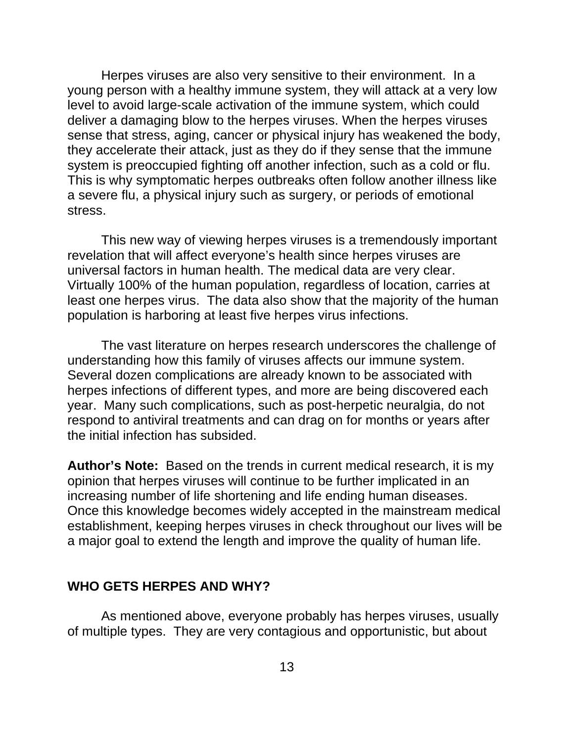Herpes viruses are also very sensitive to their environment. In a young person with a healthy immune system, they will attack at a very low level to avoid large-scale activation of the immune system, which could deliver a damaging blow to the herpes viruses. When the herpes viruses sense that stress, aging, cancer or physical injury has weakened the body, they accelerate their attack, just as they do if they sense that the immune system is preoccupied fighting off another infection, such as a cold or flu. This is why symptomatic herpes outbreaks often follow another illness like a severe flu, a physical injury such as surgery, or periods of emotional stress.

This new way of viewing herpes viruses is a tremendously important revelation that will affect everyone's health since herpes viruses are universal factors in human health. The medical data are very clear. Virtually 100% of the human population, regardless of location, carries at least one herpes virus. The data also show that the majority of the human population is harboring at least five herpes virus infections.

The vast literature on herpes research underscores the challenge of understanding how this family of viruses affects our immune system. Several dozen complications are already known to be associated with herpes infections of different types, and more are being discovered each year. Many such complications, such as post-herpetic neuralgia, do not respond to antiviral treatments and can drag on for months or years after the initial infection has subsided.

**Author's Note:** Based on the trends in current medical research, it is my opinion that herpes viruses will continue to be further implicated in an increasing number of life shortening and life ending human diseases. Once this knowledge becomes widely accepted in the mainstream medical establishment, keeping herpes viruses in check throughout our lives will be a major goal to extend the length and improve the quality of human life.

## WHO GETS HERPES AND WHY?

As mentioned above, everyone probably has herpes viruses, usually of multiple types. They are very contagious and opportunistic, but about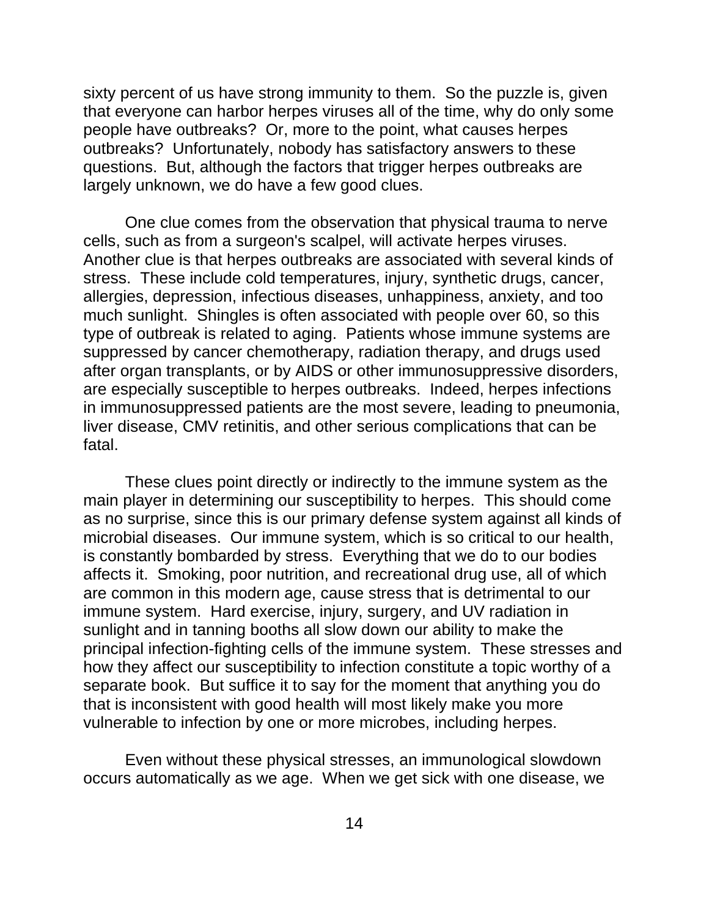sixty percent of us have strong immunity to them.  So the puzzle is, given that everyone can harbor herpes viruses all of the time, why do only some people have outbreaks?  Or, more to the point, what causes herpes outbreaks?  Unfortunately, nobody has satisfactory answers to these questions.  But, although the factors that trigger herpes outbreaks are largely unknown, we do have a few good clues.

One clue comes from the observation that physical trauma to nerve cells, such as from a surgeon's scalpel, will activate herpes viruses. Another clue is that herpes outbreaks are associated with several kinds of stress.  These include cold temperatures, injury, synthetic drugs, cancer, allergies, depression, infectious diseases, unhappiness, anxiety, and too much sunlight.  Shingles is often associated with people over 60, so this type of outbreak is related to aging.  Patients whose immune systems are suppressed by cancer chemotherapy, radiation therapy, and drugs used after organ transplants, or by AIDS or other immunosuppressive disorders, are especially susceptible to herpes outbreaks.  Indeed, herpes infections in immunosuppressed patients are the most severe, leading to pneumonia, liver disease, CMV retinitis, and other serious complications that can be fatal.

These clues point directly or indirectly to the immune system as the main player in determining our susceptibility to herpes.  This should come as no surprise, since this is our primary defense system against all kinds of microbial diseases.  Our immune system, which is so critical to our health, is constantly bombarded by stress.  Everything that we do to our bodies affects it.  Smoking, poor nutrition, and recreational drug use, all of which are common in this modern age, cause stress that is detrimental to our immune system.  Hard exercise, injury, surgery, and UV radiation in sunlight and in tanning booths all slow down our ability to make the principal infection-fighting cells of the immune system.  These stresses and how they affect our susceptibility to infection constitute a topic worthy of a separate book.  But suffice it to say for the moment that anything you do that is inconsistent with good health will most likely make you more vulnerable to infection by one or more microbes, including herpes.

Even without these physical stresses, an immunological slowdown occurs automatically as we age.  When we get sick with one disease, we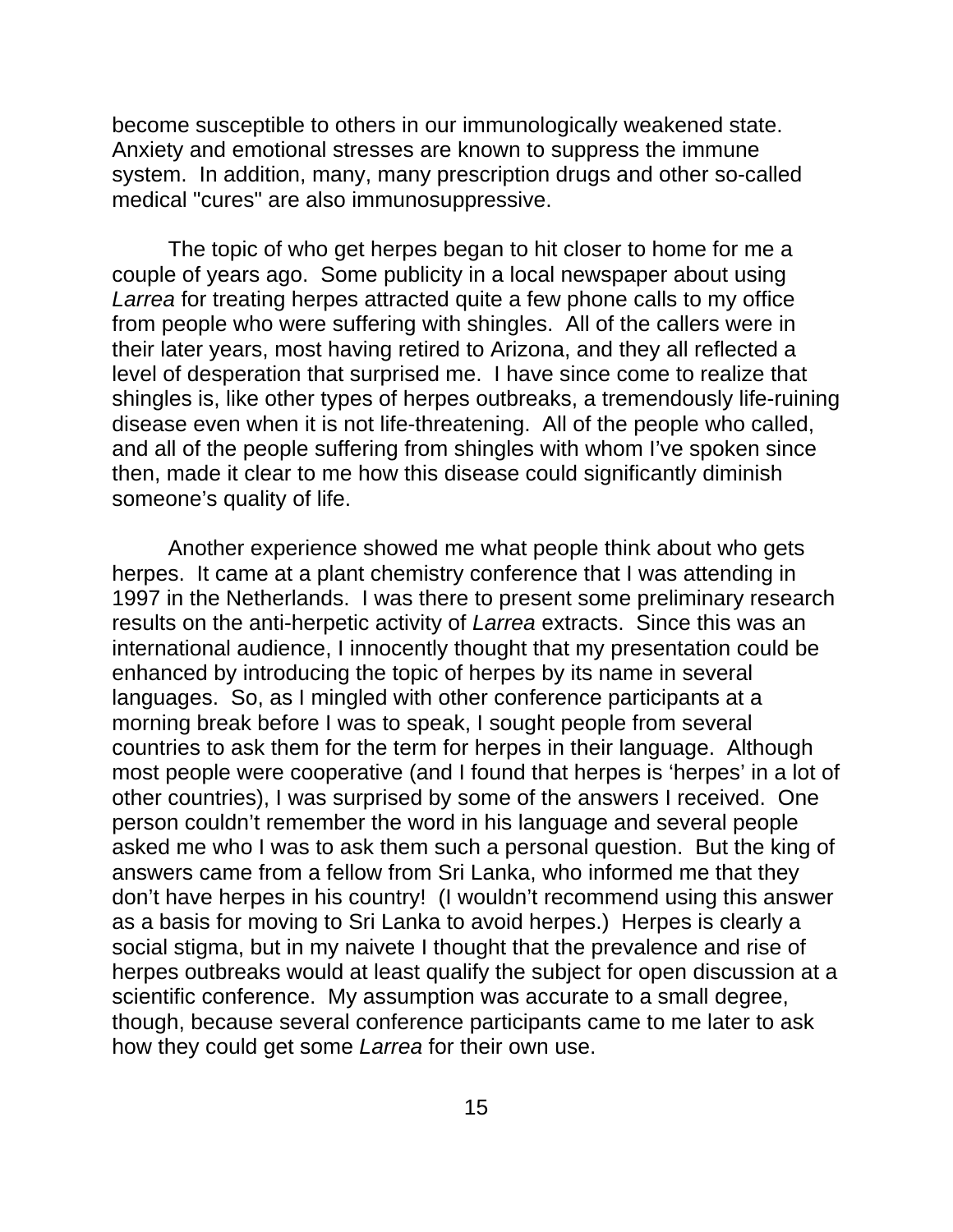become susceptible to others in our immunologically weakened state. Anxiety and emotional stresses are known to suppress the immune system. In addition, many, many prescription drugs and other so-called medical "cures" are also immunosuppressive.

The topic of who get herpes began to hit closer to home for me a couple of years ago. Some publicity in a local newspaper about using *Larrea* for treating herpes attracted quite a few phone calls to my office from people who were suffering with shingles. All of the callers were in their later years, most having retired to Arizona, and they all reflected a level of desperation that surprised me. I have since come to realize that shingles is, like other types of herpes outbreaks, a tremendously life-ruining disease even when it is not life-threatening. All of the people who called, and all of the people suffering from shingles with whom I've spoken since then, made it clear to me how this disease could significantly diminish someone's quality of life.

Another experience showed me what people think about who gets herpes. It came at a plant chemistry conference that I was attending in 1997 in the Netherlands. I was there to present some preliminary research results on the anti-herpetic activity of *Larrea* extracts. Since this was an international audience, I innocently thought that my presentation could be enhanced by introducing the topic of herpes by its name in several languages. So, as I mingled with other conference participants at a morning break before I was to speak, I sought people from several countries to ask them for the term for herpes in their language. Although most people were cooperative (and I found that herpes is 'herpes' in a lot of other countries), I was surprised by some of the answers I received. One person couldn't remember the word in his language and several people asked me who I was to ask them such a personal question. But the king of answers came from a fellow from Sri Lanka, who informed me that they don't have herpes in his country! (I wouldn't recommend using this answer as a basis for moving to Sri Lanka to avoid herpes.) Herpes is clearly a social stigma, but in my naivete I thought that the prevalence and rise of herpes outbreaks would at least qualify the subject for open discussion at a scientific conference. My assumption was accurate to a small degree, though, because several conference participants came to me later to ask how they could get some *Larrea* for their own use.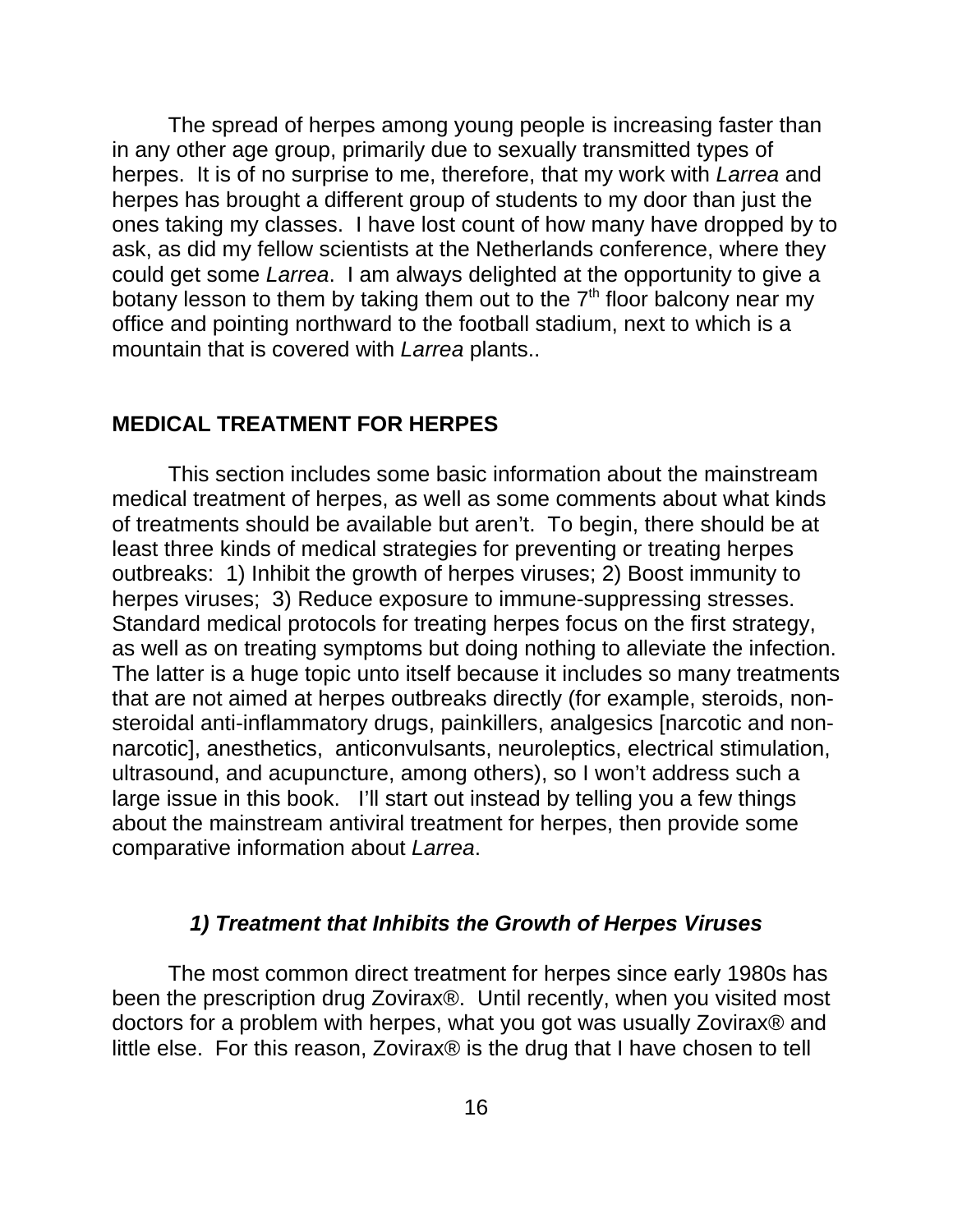The spread of herpes among young people is increasing faster than in any other age group, primarily due to sexually transmitted types of herpes. It is of no surprise to me, therefore, that my work with *Larrea* and herpes has brought a different group of students to my door than just the ones taking my classes. I have lost count of how many have dropped by to ask, as did my fellow scientists at the Netherlands conference, where they could get some *Larrea*. I am always delighted at the opportunity to give a botany lesson to them by taking them out to the 7th floor balcony near my office and pointing northward to the football stadium, next to which is a mountain that is covered with *Larrea* plants..

## MEDICAL TREATMENT FOR HERPES

This section includes some basic information about the mainstream medical treatment of herpes, as well as some comments about what kinds of treatments should be available but aren't. To begin, there should be at least three kinds of medical strategies for preventing or treating herpes outbreaks: 1) Inhibit the growth of herpes viruses; 2) Boost immunity to herpes viruses; 3) Reduce exposure to immune-suppressing stresses. Standard medical protocols for treating herpes focus on the first strategy, as well as on treating symptoms but doing nothing to alleviate the infection. The latter is a huge topic unto itself because it includes so many treatments that are not aimed at herpes outbreaks directly (for example, steroids, non-steroidal anti-inflammatory drugs, painkillers, analgesics [narcotic and non-narcotic], anesthetics, anticonvulsants, neuroleptics, electrical stimulation, ultrasound, and acupuncture, among others), so I won't address such a large issue in this book. I'll start out instead by telling you a few things about the mainstream antiviral treatment for herpes, then provide some comparative information about *Larrea*.

### *1) Treatment that Inhibits the Growth of Herpes Viruses*

The most common direct treatment for herpes since early 1980s has been the prescription drug Zovirax®. Until recently, when you visited most doctors for a problem with herpes, what you got was usually Zovirax® and little else. For this reason, Zovirax® is the drug that I have chosen to tell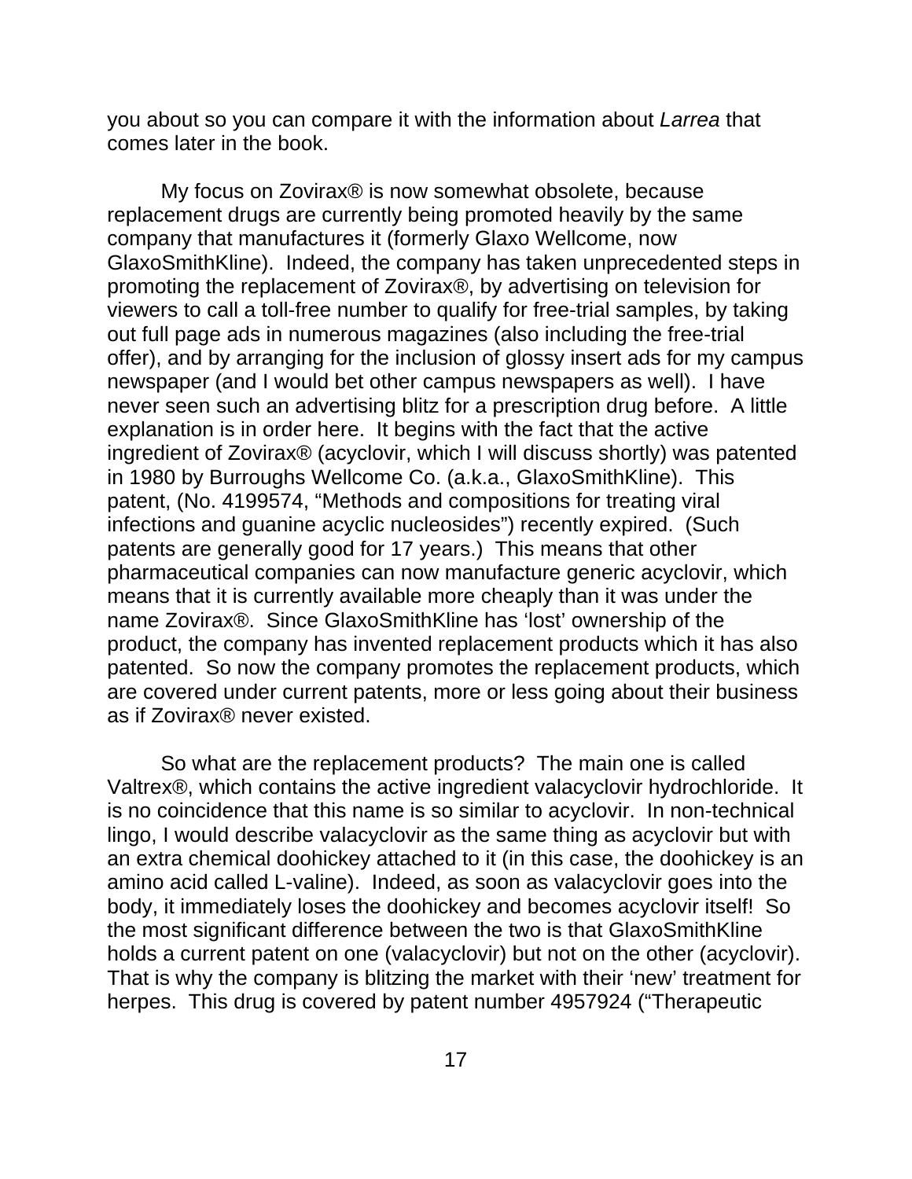you about so you can compare it with the information about *Larrea* that comes later in the book.

My focus on Zovirax® is now somewhat obsolete, because replacement drugs are currently being promoted heavily by the same company that manufactures it (formerly Glaxo Wellcome, now GlaxoSmithKline). Indeed, the company has taken unprecedented steps in promoting the replacement of Zovirax®, by advertising on television for viewers to call a toll-free number to qualify for free-trial samples, by taking out full page ads in numerous magazines (also including the free-trial offer), and by arranging for the inclusion of glossy insert ads for my campus newspaper (and I would bet other campus newspapers as well). I have never seen such an advertising blitz for a prescription drug before. A little explanation is in order here. It begins with the fact that the active ingredient of Zovirax® (acyclovir, which I will discuss shortly) was patented in 1980 by Burroughs Wellcome Co. (a.k.a., GlaxoSmithKline). This patent, (No. 4199574, "Methods and compositions for treating viral infections and guanine acyclic nucleosides") recently expired. (Such patents are generally good for 17 years.) This means that other pharmaceutical companies can now manufacture generic acyclovir, which means that it is currently available more cheaply than it was under the name Zovirax®. Since GlaxoSmithKline has 'lost' ownership of the product, the company has invented replacement products which it has also patented. So now the company promotes the replacement products, which are covered under current patents, more or less going about their business as if Zovirax® never existed.

So what are the replacement products? The main one is called Valtrex®, which contains the active ingredient valacyclovir hydrochloride. It is no coincidence that this name is so similar to acyclovir. In non-technical lingo, I would describe valacyclovir as the same thing as acyclovir but with an extra chemical doohickey attached to it (in this case, the doohickey is an amino acid called L-valine). Indeed, as soon as valacyclovir goes into the body, it immediately loses the doohickey and becomes acyclovir itself! So the most significant difference between the two is that GlaxoSmithKline holds a current patent on one (valacyclovir) but not on the other (acyclovir). That is why the company is blitzing the market with their 'new' treatment for herpes. This drug is covered by patent number 4957924 ("Therapeutic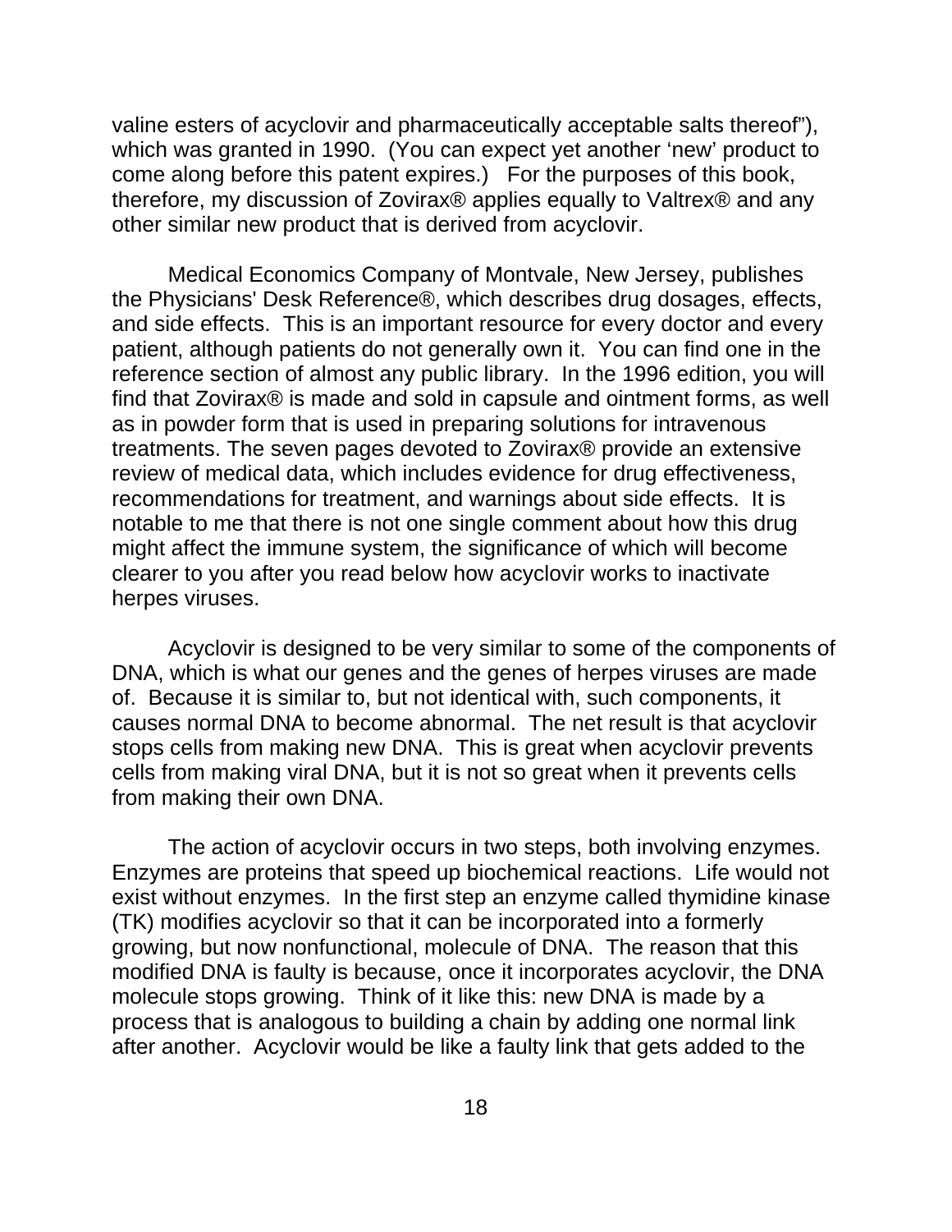valine esters of acyclovir and pharmaceutically acceptable salts thereof"), which was granted in 1990. (You can expect yet another 'new' product to come along before this patent expires.) For the purposes of this book, therefore, my discussion of Zovirax® applies equally to Valtrex® and any other similar new product that is derived from acyclovir.

Medical Economics Company of Montvale, New Jersey, publishes the Physicians' Desk Reference®, which describes drug dosages, effects, and side effects. This is an important resource for every doctor and every patient, although patients do not generally own it. You can find one in the reference section of almost any public library. In the 1996 edition, you will find that Zovirax® is made and sold in capsule and ointment forms, as well as in powder form that is used in preparing solutions for intravenous treatments. The seven pages devoted to Zovirax® provide an extensive review of medical data, which includes evidence for drug effectiveness, recommendations for treatment, and warnings about side effects. It is notable to me that there is not one single comment about how this drug might affect the immune system, the significance of which will become clearer to you after you read below how acyclovir works to inactivate herpes viruses.

Acyclovir is designed to be very similar to some of the components of DNA, which is what our genes and the genes of herpes viruses are made of. Because it is similar to, but not identical with, such components, it causes normal DNA to become abnormal. The net result is that acyclovir stops cells from making new DNA. This is great when acyclovir prevents cells from making viral DNA, but it is not so great when it prevents cells from making their own DNA.

The action of acyclovir occurs in two steps, both involving enzymes. Enzymes are proteins that speed up biochemical reactions. Life would not exist without enzymes. In the first step an enzyme called thymidine kinase (TK) modifies acyclovir so that it can be incorporated into a formerly growing, but now nonfunctional, molecule of DNA. The reason that this modified DNA is faulty is because, once it incorporates acyclovir, the DNA molecule stops growing. Think of it like this: new DNA is made by a process that is analogous to building a chain by adding one normal link after another. Acyclovir would be like a faulty link that gets added to the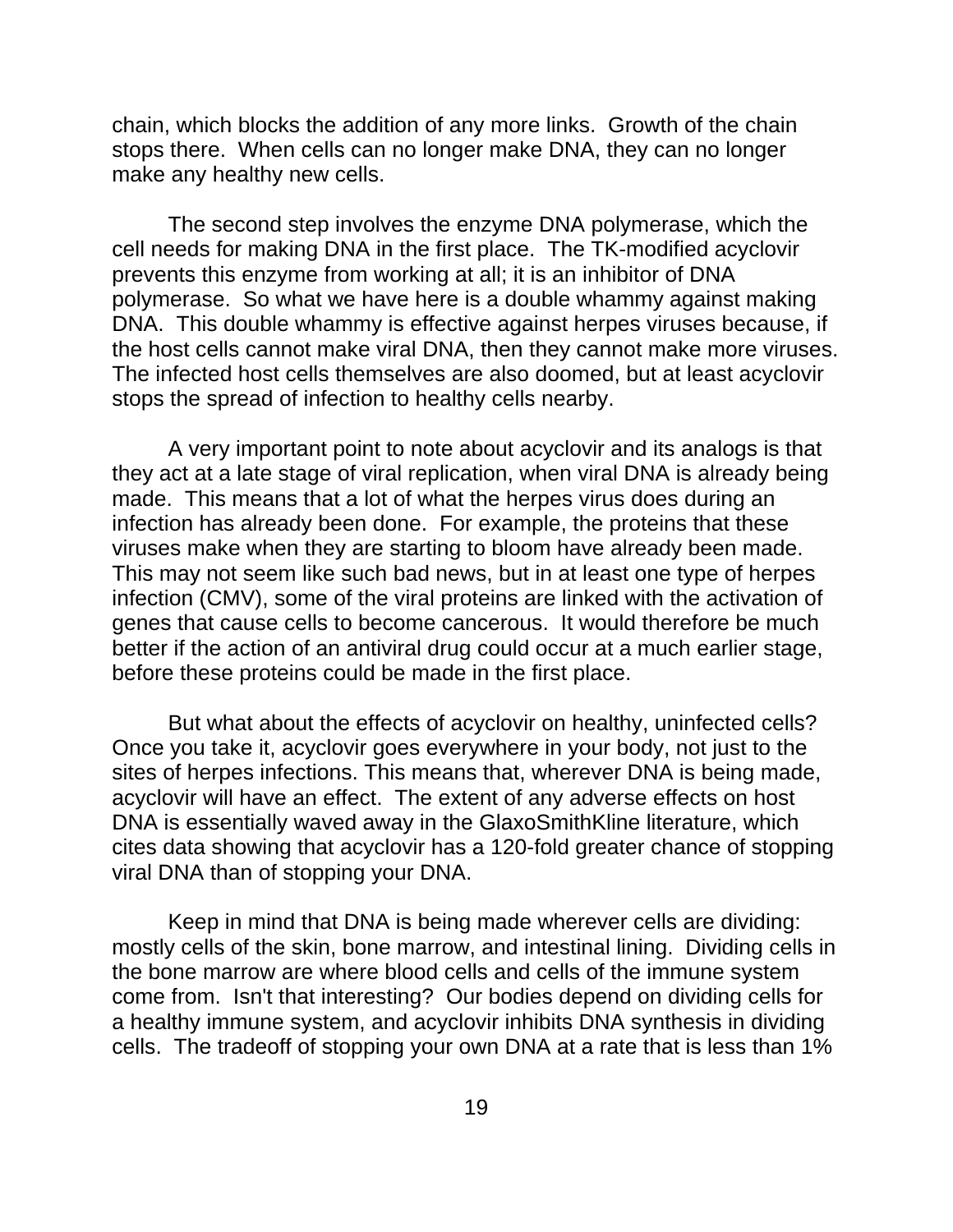chain, which blocks the addition of any more links. Growth of the chain stops there. When cells can no longer make DNA, they can no longer make any healthy new cells.

The second step involves the enzyme DNA polymerase, which the cell needs for making DNA in the first place. The TK-modified acyclovir prevents this enzyme from working at all; it is an inhibitor of DNA polymerase. So what we have here is a double whammy against making DNA. This double whammy is effective against herpes viruses because, if the host cells cannot make viral DNA, then they cannot make more viruses. The infected host cells themselves are also doomed, but at least acyclovir stops the spread of infection to healthy cells nearby.

A very important point to note about acyclovir and its analogs is that they act at a late stage of viral replication, when viral DNA is already being made. This means that a lot of what the herpes virus does during an infection has already been done. For example, the proteins that these viruses make when they are starting to bloom have already been made. This may not seem like such bad news, but in at least one type of herpes infection (CMV), some of the viral proteins are linked with the activation of genes that cause cells to become cancerous. It would therefore be much better if the action of an antiviral drug could occur at a much earlier stage, before these proteins could be made in the first place.

But what about the effects of acyclovir on healthy, uninfected cells? Once you take it, acyclovir goes everywhere in your body, not just to the sites of herpes infections. This means that, wherever DNA is being made, acyclovir will have an effect. The extent of any adverse effects on host DNA is essentially waved away in the GlaxoSmithKline literature, which cites data showing that acyclovir has a 120-fold greater chance of stopping viral DNA than of stopping your DNA.

Keep in mind that DNA is being made wherever cells are dividing: mostly cells of the skin, bone marrow, and intestinal lining. Dividing cells in the bone marrow are where blood cells and cells of the immune system come from. Isn't that interesting? Our bodies depend on dividing cells for a healthy immune system, and acyclovir inhibits DNA synthesis in dividing cells. The tradeoff of stopping your own DNA at a rate that is less than 1%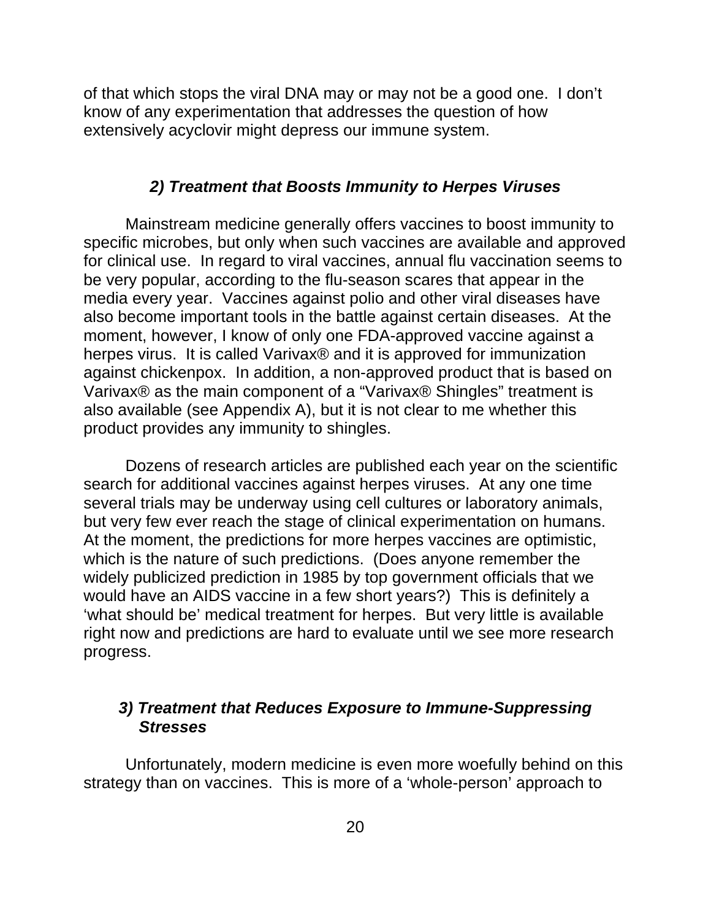of that which stops the viral DNA may or may not be a good one. I don't know of any experimentation that addresses the question of how extensively acyclovir might depress our immune system.

### *2) Treatment that Boosts Immunity to Herpes Viruses*

Mainstream medicine generally offers vaccines to boost immunity to specific microbes, but only when such vaccines are available and approved for clinical use. In regard to viral vaccines, annual flu vaccination seems to be very popular, according to the flu-season scares that appear in the media every year. Vaccines against polio and other viral diseases have also become important tools in the battle against certain diseases. At the moment, however, I know of only one FDA-approved vaccine against a herpes virus. It is called Varivax® and it is approved for immunization against chickenpox. In addition, a non-approved product that is based on Varivax® as the main component of a "Varivax® Shingles" treatment is also available (see Appendix A), but it is not clear to me whether this product provides any immunity to shingles.

Dozens of research articles are published each year on the scientific search for additional vaccines against herpes viruses. At any one time several trials may be underway using cell cultures or laboratory animals, but very few ever reach the stage of clinical experimentation on humans. At the moment, the predictions for more herpes vaccines are optimistic, which is the nature of such predictions. (Does anyone remember the widely publicized prediction in 1985 by top government officials that we would have an AIDS vaccine in a few short years?) This is definitely a 'what should be' medical treatment for herpes. But very little is available right now and predictions are hard to evaluate until we see more research progress.

### *3) Treatment that Reduces Exposure to Immune-Suppressing Stresses*

Unfortunately, modern medicine is even more woefully behind on this strategy than on vaccines. This is more of a 'whole-person' approach to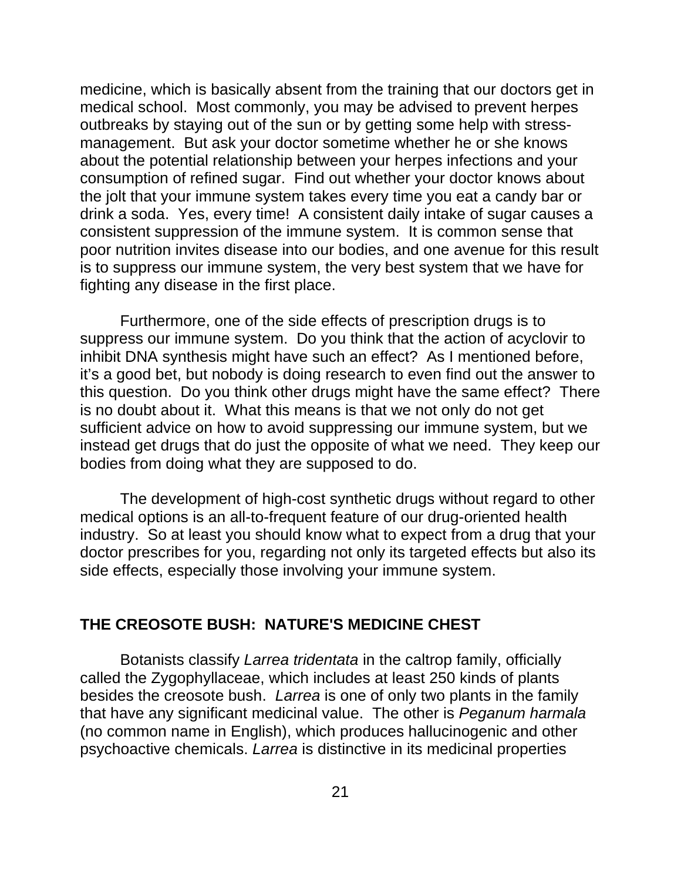medicine, which is basically absent from the training that our doctors get in medical school. Most commonly, you may be advised to prevent herpes outbreaks by staying out of the sun or by getting some help with stress-management. But ask your doctor sometime whether he or she knows about the potential relationship between your herpes infections and your consumption of refined sugar. Find out whether your doctor knows about the jolt that your immune system takes every time you eat a candy bar or drink a soda. Yes, every time! A consistent daily intake of sugar causes a consistent suppression of the immune system. It is common sense that poor nutrition invites disease into our bodies, and one avenue for this result is to suppress our immune system, the very best system that we have for fighting any disease in the first place.

Furthermore, one of the side effects of prescription drugs is to suppress our immune system. Do you think that the action of acyclovir to inhibit DNA synthesis might have such an effect? As I mentioned before, it's a good bet, but nobody is doing research to even find out the answer to this question. Do you think other drugs might have the same effect? There is no doubt about it. What this means is that we not only do not get sufficient advice on how to avoid suppressing our immune system, but we instead get drugs that do just the opposite of what we need. They keep our bodies from doing what they are supposed to do.

The development of high-cost synthetic drugs without regard to other medical options is an all-to-frequent feature of our drug-oriented health industry. So at least you should know what to expect from a drug that your doctor prescribes for you, regarding not only its targeted effects but also its side effects, especially those involving your immune system.

## THE CREOSOTE BUSH: NATURE'S MEDICINE CHEST

Botanists classify *Larrea tridentata* in the caltrop family, officially called the Zygophyllaceae, which includes at least 250 kinds of plants besides the creosote bush. *Larrea* is one of only two plants in the family that have any significant medicinal value. The other is *Peganum harmala* (no common name in English), which produces hallucinogenic and other psychoactive chemicals. *Larrea* is distinctive in its medicinal properties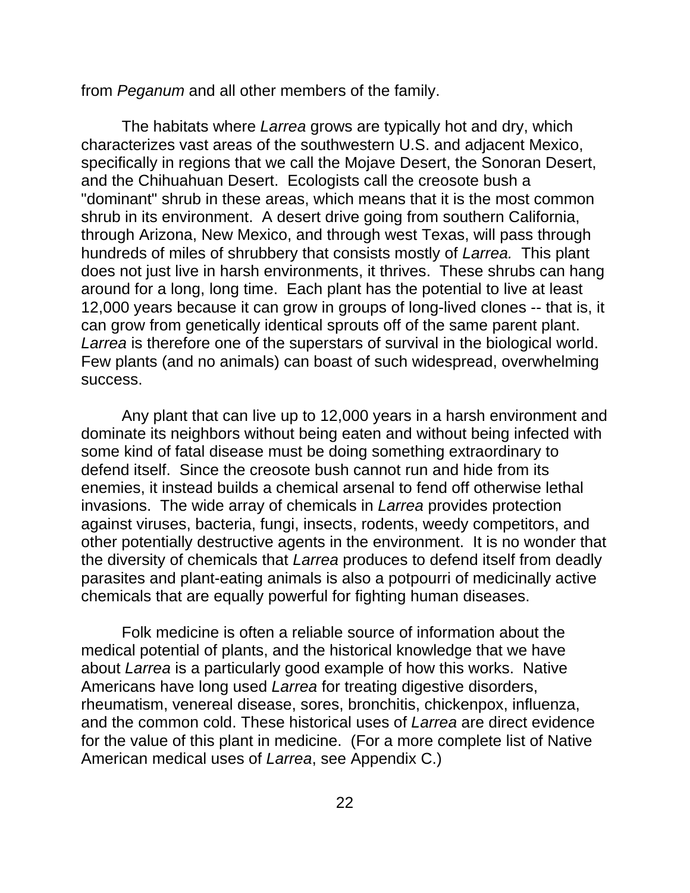from *Peganum* and all other members of the family.

The habitats where *Larrea* grows are typically hot and dry, which characterizes vast areas of the southwestern U.S. and adjacent Mexico, specifically in regions that we call the Mojave Desert, the Sonoran Desert, and the Chihuahuan Desert. Ecologists call the creosote bush a "dominant" shrub in these areas, which means that it is the most common shrub in its environment. A desert drive going from southern California, through Arizona, New Mexico, and through west Texas, will pass through hundreds of miles of shrubbery that consists mostly of *Larrea.* This plant does not just live in harsh environments, it thrives. These shrubs can hang around for a long, long time. Each plant has the potential to live at least 12,000 years because it can grow in groups of long-lived clones -- that is, it can grow from genetically identical sprouts off of the same parent plant. *Larrea* is therefore one of the superstars of survival in the biological world. Few plants (and no animals) can boast of such widespread, overwhelming success.

Any plant that can live up to 12,000 years in a harsh environment and dominate its neighbors without being eaten and without being infected with some kind of fatal disease must be doing something extraordinary to defend itself. Since the creosote bush cannot run and hide from its enemies, it instead builds a chemical arsenal to fend off otherwise lethal invasions. The wide array of chemicals in *Larrea* provides protection against viruses, bacteria, fungi, insects, rodents, weedy competitors, and other potentially destructive agents in the environment. It is no wonder that the diversity of chemicals that *Larrea* produces to defend itself from deadly parasites and plant-eating animals is also a potpourri of medicinally active chemicals that are equally powerful for fighting human diseases.

Folk medicine is often a reliable source of information about the medical potential of plants, and the historical knowledge that we have about *Larrea* is a particularly good example of how this works. Native Americans have long used *Larrea* for treating digestive disorders, rheumatism, venereal disease, sores, bronchitis, chickenpox, influenza, and the common cold. These historical uses of *Larrea* are direct evidence for the value of this plant in medicine. (For a more complete list of Native American medical uses of *Larrea*, see Appendix C.)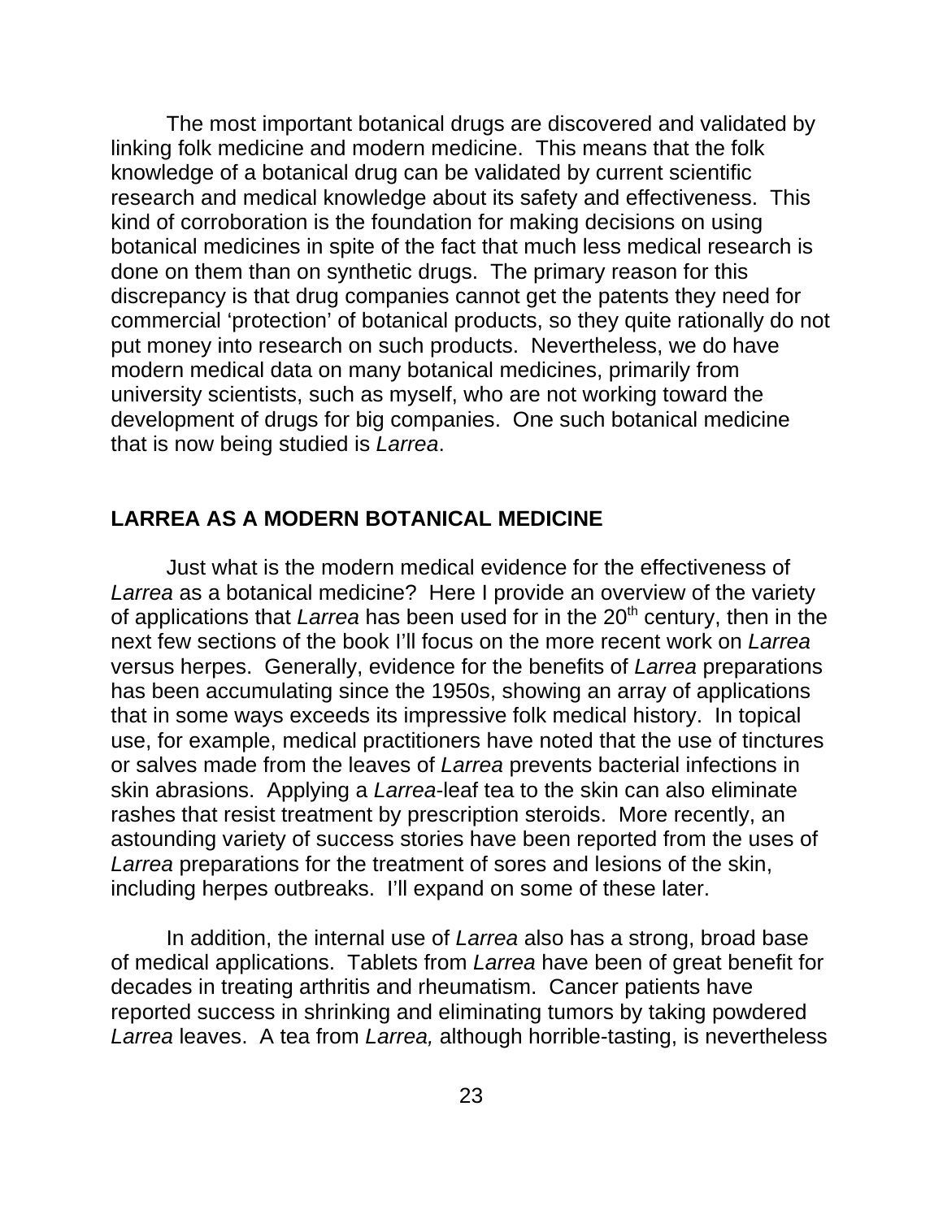The most important botanical drugs are discovered and validated by linking folk medicine and modern medicine. This means that the folk knowledge of a botanical drug can be validated by current scientific research and medical knowledge about its safety and effectiveness. This kind of corroboration is the foundation for making decisions on using botanical medicines in spite of the fact that much less medical research is done on them than on synthetic drugs. The primary reason for this discrepancy is that drug companies cannot get the patents they need for commercial 'protection' of botanical products, so they quite rationally do not put money into research on such products. Nevertheless, we do have modern medical data on many botanical medicines, primarily from university scientists, such as myself, who are not working toward the development of drugs for big companies. One such botanical medicine that is now being studied is *Larrea*.

## LARREA AS A MODERN BOTANICAL MEDICINE

Just what is the modern medical evidence for the effectiveness of *Larrea* as a botanical medicine? Here I provide an overview of the variety of applications that *Larrea* has been used for in the 20th century, then in the next few sections of the book I'll focus on the more recent work on *Larrea* versus herpes. Generally, evidence for the benefits of *Larrea* preparations has been accumulating since the 1950s, showing an array of applications that in some ways exceeds its impressive folk medical history. In topical use, for example, medical practitioners have noted that the use of tinctures or salves made from the leaves of *Larrea* prevents bacterial infections in skin abrasions. Applying a *Larrea*-leaf tea to the skin can also eliminate rashes that resist treatment by prescription steroids. More recently, an astounding variety of success stories have been reported from the uses of *Larrea* preparations for the treatment of sores and lesions of the skin, including herpes outbreaks. I'll expand on some of these later.

In addition, the internal use of *Larrea* also has a strong, broad base of medical applications. Tablets from *Larrea* have been of great benefit for decades in treating arthritis and rheumatism. Cancer patients have reported success in shrinking and eliminating tumors by taking powdered *Larrea* leaves. A tea from *Larrea,* although horrible-tasting, is nevertheless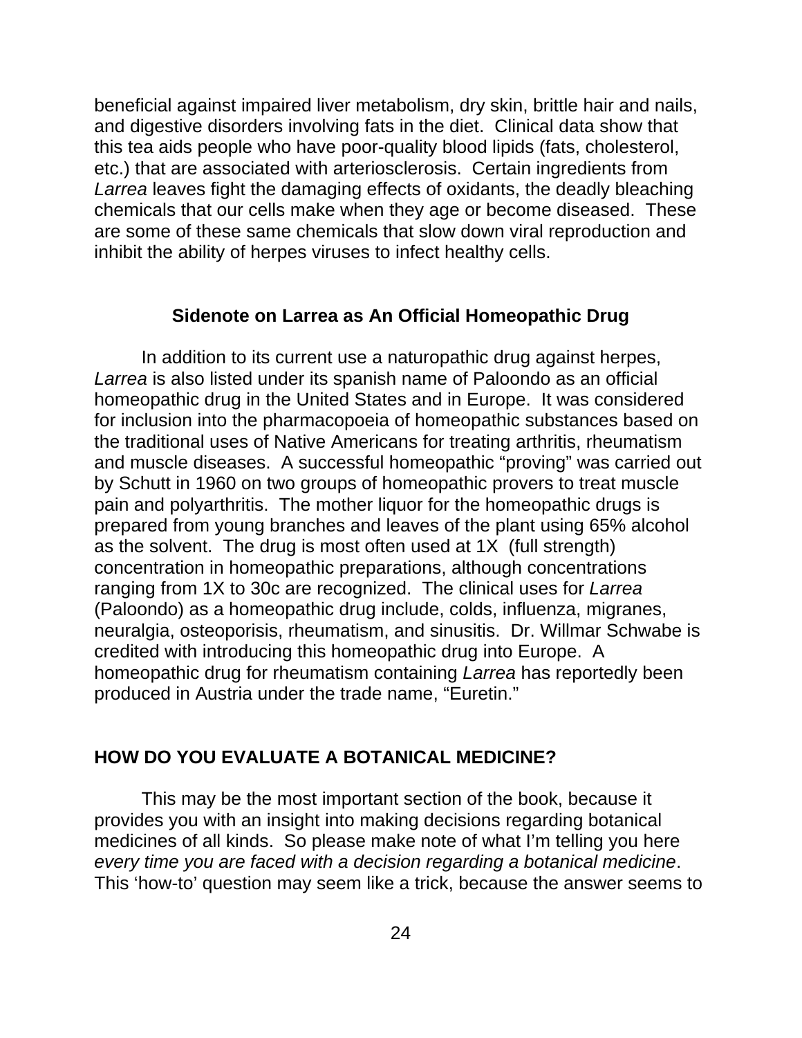beneficial against impaired liver metabolism, dry skin, brittle hair and nails, and digestive disorders involving fats in the diet. Clinical data show that this tea aids people who have poor-quality blood lipids (fats, cholesterol, etc.) that are associated with arteriosclerosis. Certain ingredients from *Larrea* leaves fight the damaging effects of oxidants, the deadly bleaching chemicals that our cells make when they age or become diseased. These are some of these same chemicals that slow down viral reproduction and inhibit the ability of herpes viruses to infect healthy cells.

### Sidenote on Larrea as An Official Homeopathic Drug

In addition to its current use a naturopathic drug against herpes, *Larrea* is also listed under its spanish name of Paloondo as an official homeopathic drug in the United States and in Europe. It was considered for inclusion into the pharmacopoeia of homeopathic substances based on the traditional uses of Native Americans for treating arthritis, rheumatism and muscle diseases. A successful homeopathic "proving" was carried out by Schutt in 1960 on two groups of homeopathic provers to treat muscle pain and polyarthritis. The mother liquor for the homeopathic drugs is prepared from young branches and leaves of the plant using 65% alcohol as the solvent. The drug is most often used at 1X (full strength) concentration in homeopathic preparations, although concentrations ranging from 1X to 30c are recognized. The clinical uses for *Larrea* (Paloondo) as a homeopathic drug include, colds, influenza, migranes, neuralgia, osteoporisis, rheumatism, and sinusitis. Dr. Willmar Schwabe is credited with introducing this homeopathic drug into Europe. A homeopathic drug for rheumatism containing *Larrea* has reportedly been produced in Austria under the trade name, "Euretin."

## HOW DO YOU EVALUATE A BOTANICAL MEDICINE?

This may be the most important section of the book, because it provides you with an insight into making decisions regarding botanical medicines of all kinds. So please make note of what I'm telling you here *every time you are faced with a decision regarding a botanical medicine*. This 'how-to' question may seem like a trick, because the answer seems to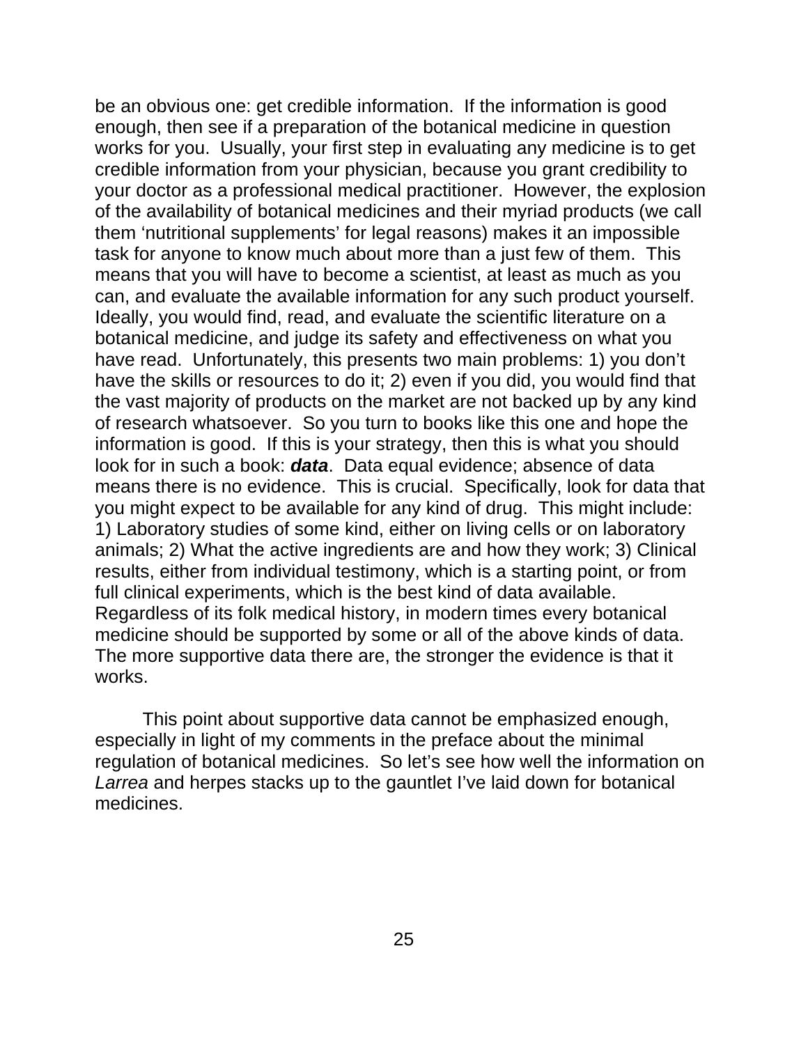be an obvious one: get credible information.  If the information is good enough, then see if a preparation of the botanical medicine in question works for you.  Usually, your first step in evaluating any medicine is to get credible information from your physician, because you grant credibility to your doctor as a professional medical practitioner.  However, the explosion of the availability of botanical medicines and their myriad products (we call them 'nutritional supplements' for legal reasons) makes it an impossible task for anyone to know much about more than a just few of them.  This means that you will have to become a scientist, at least as much as you can, and evaluate the available information for any such product yourself.  Ideally, you would find, read, and evaluate the scientific literature on a botanical medicine, and judge its safety and effectiveness on what you have read.  Unfortunately, this presents two main problems: 1) you don't have the skills or resources to do it; 2) even if you did, you would find that the vast majority of products on the market are not backed up by any kind of research whatsoever.  So you turn to books like this one and hope the information is good.  If this is your strategy, then this is what you should look for in such a book: ***data***.  Data equal evidence; absence of data means there is no evidence.  This is crucial.  Specifically, look for data that you might expect to be available for any kind of drug.  This might include: 1) Laboratory studies of some kind, either on living cells or on laboratory animals; 2) What the active ingredients are and how they work; 3) Clinical results, either from individual testimony, which is a starting point, or from full clinical experiments, which is the best kind of data available.  Regardless of its folk medical history, in modern times every botanical medicine should be supported by some or all of the above kinds of data.  The more supportive data there are, the stronger the evidence is that it works.

This point about supportive data cannot be emphasized enough, especially in light of my comments in the preface about the minimal regulation of botanical medicines.  So let's see how well the information on *Larrea* and herpes stacks up to the gauntlet I've laid down for botanical medicines.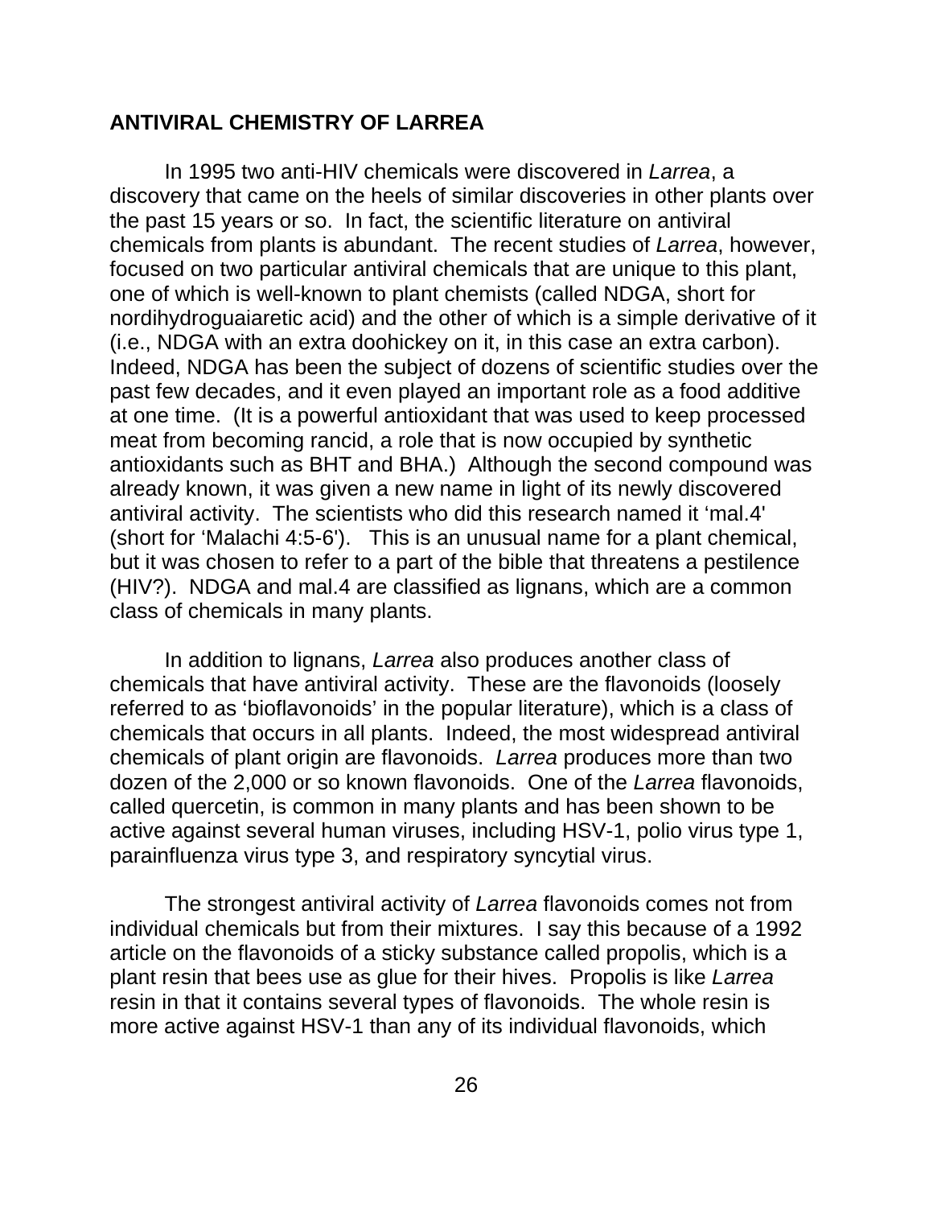## ANTIVIRAL CHEMISTRY OF LARREA

In 1995 two anti-HIV chemicals were discovered in *Larrea*, a discovery that came on the heels of similar discoveries in other plants over the past 15 years or so. In fact, the scientific literature on antiviral chemicals from plants is abundant. The recent studies of *Larrea*, however, focused on two particular antiviral chemicals that are unique to this plant, one of which is well-known to plant chemists (called NDGA, short for nordihydroguaiaretic acid) and the other of which is a simple derivative of it (i.e., NDGA with an extra doohickey on it, in this case an extra carbon). Indeed, NDGA has been the subject of dozens of scientific studies over the past few decades, and it even played an important role as a food additive at one time. (It is a powerful antioxidant that was used to keep processed meat from becoming rancid, a role that is now occupied by synthetic antioxidants such as BHT and BHA.) Although the second compound was already known, it was given a new name in light of its newly discovered antiviral activity. The scientists who did this research named it 'mal.4' (short for 'Malachi 4:5-6'). This is an unusual name for a plant chemical, but it was chosen to refer to a part of the bible that threatens a pestilence (HIV?). NDGA and mal.4 are classified as lignans, which are a common class of chemicals in many plants.

In addition to lignans, *Larrea* also produces another class of chemicals that have antiviral activity. These are the flavonoids (loosely referred to as 'bioflavonoids' in the popular literature), which is a class of chemicals that occurs in all plants. Indeed, the most widespread antiviral chemicals of plant origin are flavonoids. *Larrea* produces more than two dozen of the 2,000 or so known flavonoids. One of the *Larrea* flavonoids, called quercetin, is common in many plants and has been shown to be active against several human viruses, including HSV-1, polio virus type 1, parainfluenza virus type 3, and respiratory syncytial virus.

The strongest antiviral activity of *Larrea* flavonoids comes not from individual chemicals but from their mixtures. I say this because of a 1992 article on the flavonoids of a sticky substance called propolis, which is a plant resin that bees use as glue for their hives. Propolis is like *Larrea* resin in that it contains several types of flavonoids. The whole resin is more active against HSV-1 than any of its individual flavonoids, which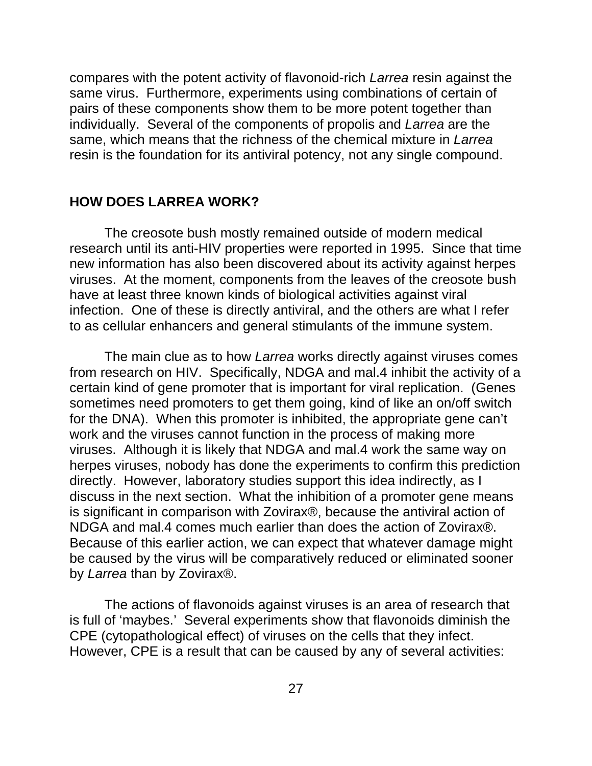compares with the potent activity of flavonoid-rich *Larrea* resin against the same virus. Furthermore, experiments using combinations of certain of pairs of these components show them to be more potent together than individually. Several of the components of propolis and *Larrea* are the same, which means that the richness of the chemical mixture in *Larrea* resin is the foundation for its antiviral potency, not any single compound.

## HOW DOES LARREA WORK?

The creosote bush mostly remained outside of modern medical research until its anti-HIV properties were reported in 1995. Since that time new information has also been discovered about its activity against herpes viruses. At the moment, components from the leaves of the creosote bush have at least three known kinds of biological activities against viral infection. One of these is directly antiviral, and the others are what I refer to as cellular enhancers and general stimulants of the immune system.

The main clue as to how *Larrea* works directly against viruses comes from research on HIV. Specifically, NDGA and mal.4 inhibit the activity of a certain kind of gene promoter that is important for viral replication. (Genes sometimes need promoters to get them going, kind of like an on/off switch for the DNA). When this promoter is inhibited, the appropriate gene can't work and the viruses cannot function in the process of making more viruses. Although it is likely that NDGA and mal.4 work the same way on herpes viruses, nobody has done the experiments to confirm this prediction directly. However, laboratory studies support this idea indirectly, as I discuss in the next section. What the inhibition of a promoter gene means is significant in comparison with Zovirax®, because the antiviral action of NDGA and mal.4 comes much earlier than does the action of Zovirax®. Because of this earlier action, we can expect that whatever damage might be caused by the virus will be comparatively reduced or eliminated sooner by *Larrea* than by Zovirax®.

The actions of flavonoids against viruses is an area of research that is full of 'maybes.' Several experiments show that flavonoids diminish the CPE (cytopathological effect) of viruses on the cells that they infect. However, CPE is a result that can be caused by any of several activities: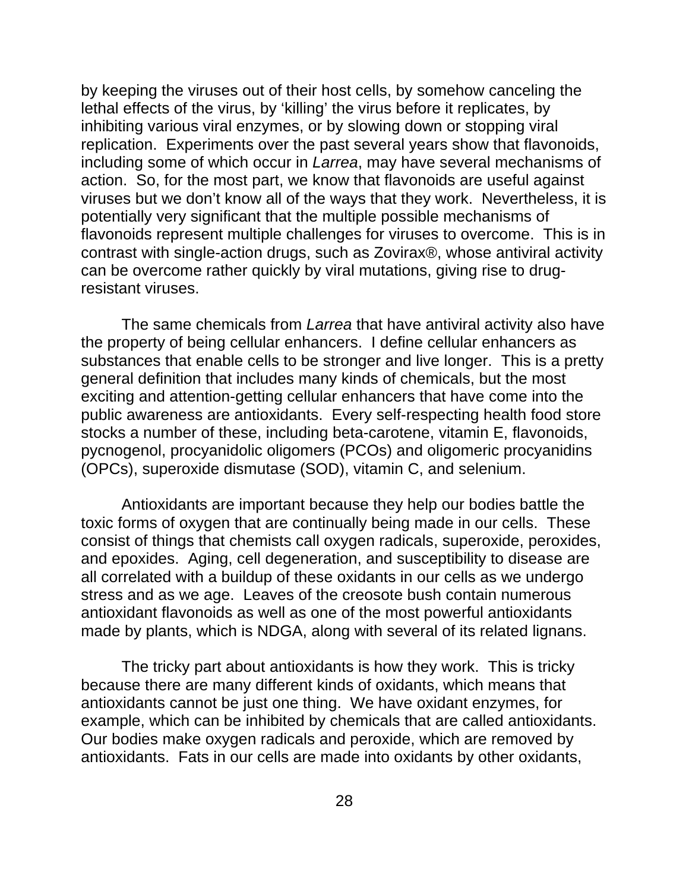by keeping the viruses out of their host cells, by somehow canceling the lethal effects of the virus, by 'killing' the virus before it replicates, by inhibiting various viral enzymes, or by slowing down or stopping viral replication. Experiments over the past several years show that flavonoids, including some of which occur in *Larrea*, may have several mechanisms of action. So, for the most part, we know that flavonoids are useful against viruses but we don't know all of the ways that they work. Nevertheless, it is potentially very significant that the multiple possible mechanisms of flavonoids represent multiple challenges for viruses to overcome. This is in contrast with single-action drugs, such as Zovirax®, whose antiviral activity can be overcome rather quickly by viral mutations, giving rise to drug-resistant viruses.

The same chemicals from *Larrea* that have antiviral activity also have the property of being cellular enhancers. I define cellular enhancers as substances that enable cells to be stronger and live longer. This is a pretty general definition that includes many kinds of chemicals, but the most exciting and attention-getting cellular enhancers that have come into the public awareness are antioxidants. Every self-respecting health food store stocks a number of these, including beta-carotene, vitamin E, flavonoids, pycnogenol, procyanidolic oligomers (PCOs) and oligomeric procyanidins (OPCs), superoxide dismutase (SOD), vitamin C, and selenium.

Antioxidants are important because they help our bodies battle the toxic forms of oxygen that are continually being made in our cells. These consist of things that chemists call oxygen radicals, superoxide, peroxides, and epoxides. Aging, cell degeneration, and susceptibility to disease are all correlated with a buildup of these oxidants in our cells as we undergo stress and as we age. Leaves of the creosote bush contain numerous antioxidant flavonoids as well as one of the most powerful antioxidants made by plants, which is NDGA, along with several of its related lignans.

The tricky part about antioxidants is how they work. This is tricky because there are many different kinds of oxidants, which means that antioxidants cannot be just one thing. We have oxidant enzymes, for example, which can be inhibited by chemicals that are called antioxidants. Our bodies make oxygen radicals and peroxide, which are removed by antioxidants. Fats in our cells are made into oxidants by other oxidants,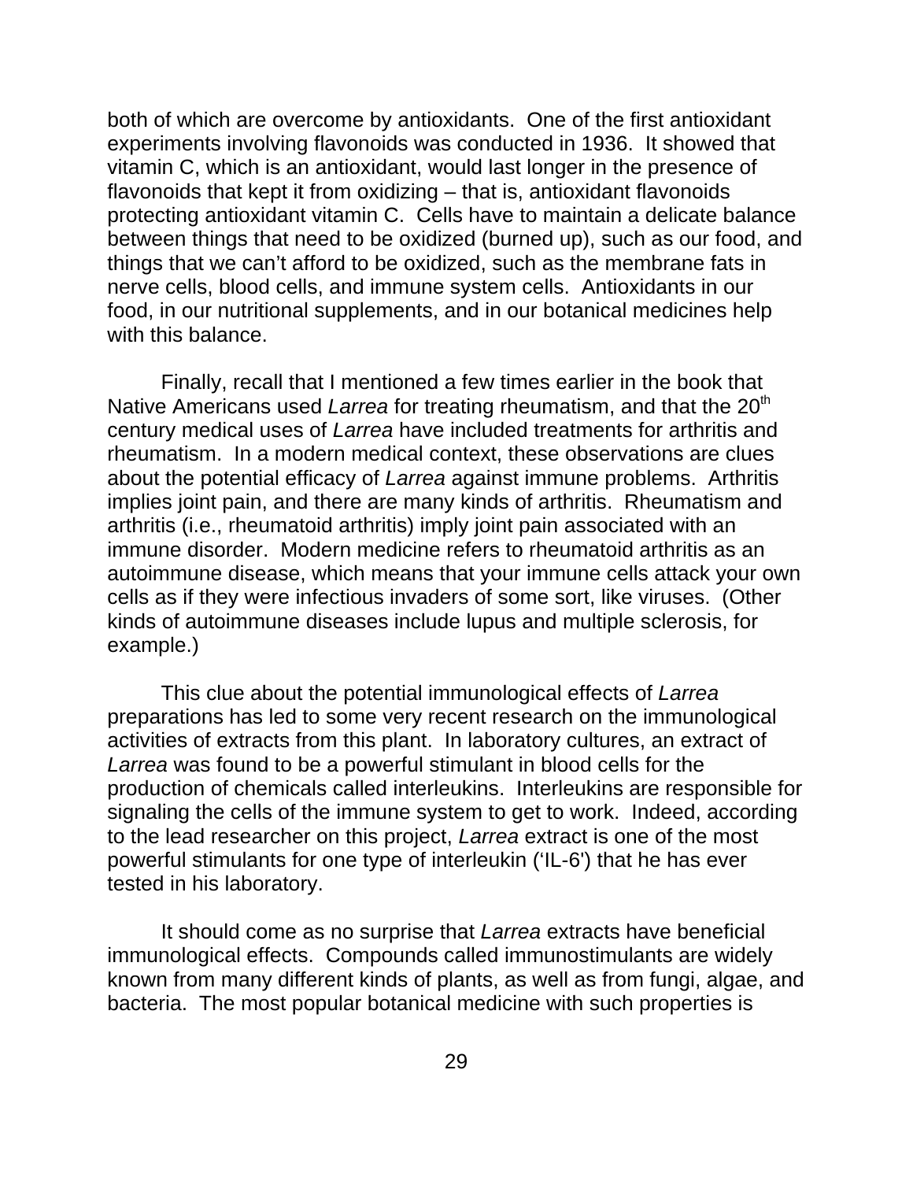both of which are overcome by antioxidants. One of the first antioxidant experiments involving flavonoids was conducted in 1936. It showed that vitamin C, which is an antioxidant, would last longer in the presence of flavonoids that kept it from oxidizing – that is, antioxidant flavonoids protecting antioxidant vitamin C. Cells have to maintain a delicate balance between things that need to be oxidized (burned up), such as our food, and things that we can't afford to be oxidized, such as the membrane fats in nerve cells, blood cells, and immune system cells. Antioxidants in our food, in our nutritional supplements, and in our botanical medicines help with this balance.

Finally, recall that I mentioned a few times earlier in the book that Native Americans used *Larrea* for treating rheumatism, and that the 20th century medical uses of *Larrea* have included treatments for arthritis and rheumatism. In a modern medical context, these observations are clues about the potential efficacy of *Larrea* against immune problems. Arthritis implies joint pain, and there are many kinds of arthritis. Rheumatism and arthritis (i.e., rheumatoid arthritis) imply joint pain associated with an immune disorder. Modern medicine refers to rheumatoid arthritis as an autoimmune disease, which means that your immune cells attack your own cells as if they were infectious invaders of some sort, like viruses. (Other kinds of autoimmune diseases include lupus and multiple sclerosis, for example.)

This clue about the potential immunological effects of *Larrea* preparations has led to some very recent research on the immunological activities of extracts from this plant. In laboratory cultures, an extract of *Larrea* was found to be a powerful stimulant in blood cells for the production of chemicals called interleukins. Interleukins are responsible for signaling the cells of the immune system to get to work. Indeed, according to the lead researcher on this project, *Larrea* extract is one of the most powerful stimulants for one type of interleukin ('IL-6') that he has ever tested in his laboratory.

It should come as no surprise that *Larrea* extracts have beneficial immunological effects. Compounds called immunostimulants are widely known from many different kinds of plants, as well as from fungi, algae, and bacteria. The most popular botanical medicine with such properties is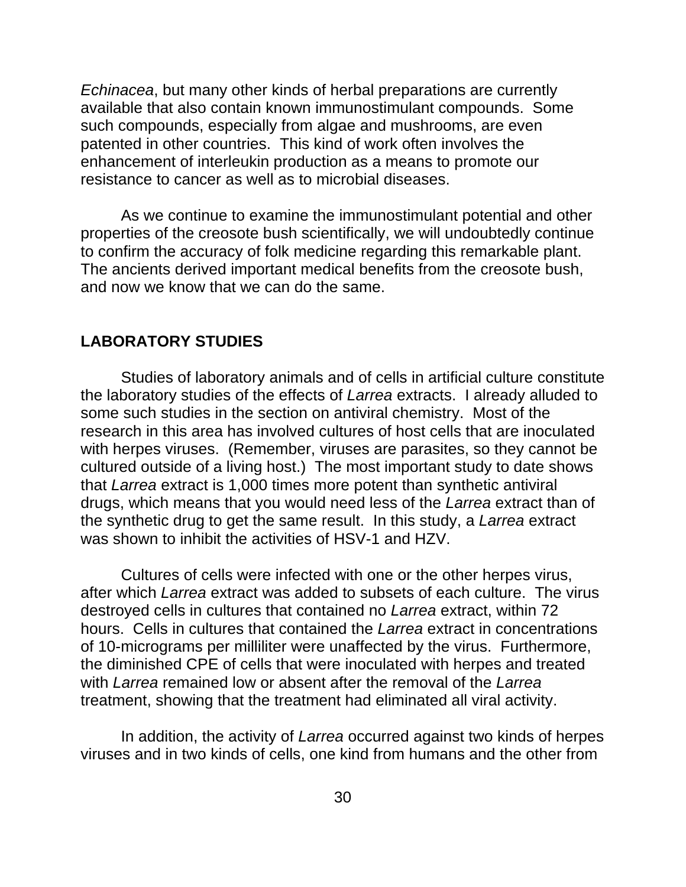*Echinacea*, but many other kinds of herbal preparations are currently available that also contain known immunostimulant compounds. Some such compounds, especially from algae and mushrooms, are even patented in other countries. This kind of work often involves the enhancement of interleukin production as a means to promote our resistance to cancer as well as to microbial diseases.

As we continue to examine the immunostimulant potential and other properties of the creosote bush scientifically, we will undoubtedly continue to confirm the accuracy of folk medicine regarding this remarkable plant. The ancients derived important medical benefits from the creosote bush, and now we know that we can do the same.

## LABORATORY STUDIES

Studies of laboratory animals and of cells in artificial culture constitute the laboratory studies of the effects of *Larrea* extracts. I already alluded to some such studies in the section on antiviral chemistry. Most of the research in this area has involved cultures of host cells that are inoculated with herpes viruses. (Remember, viruses are parasites, so they cannot be cultured outside of a living host.) The most important study to date shows that *Larrea* extract is 1,000 times more potent than synthetic antiviral drugs, which means that you would need less of the *Larrea* extract than of the synthetic drug to get the same result. In this study, a *Larrea* extract was shown to inhibit the activities of HSV-1 and HZV.

Cultures of cells were infected with one or the other herpes virus, after which *Larrea* extract was added to subsets of each culture. The virus destroyed cells in cultures that contained no *Larrea* extract, within 72 hours. Cells in cultures that contained the *Larrea* extract in concentrations of 10-micrograms per milliliter were unaffected by the virus. Furthermore, the diminished CPE of cells that were inoculated with herpes and treated with *Larrea* remained low or absent after the removal of the *Larrea* treatment, showing that the treatment had eliminated all viral activity.

In addition, the activity of *Larrea* occurred against two kinds of herpes viruses and in two kinds of cells, one kind from humans and the other from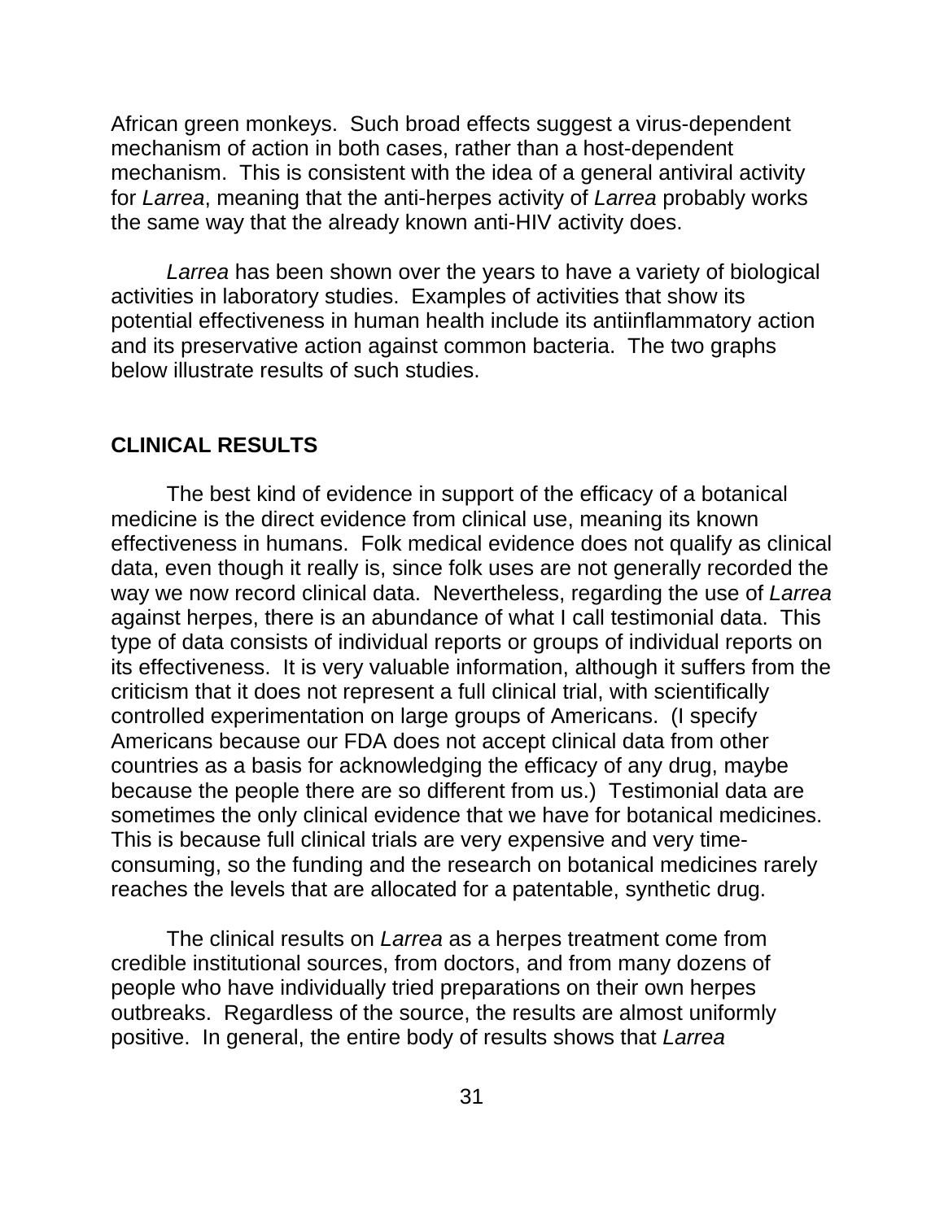African green monkeys. Such broad effects suggest a virus-dependent mechanism of action in both cases, rather than a host-dependent mechanism. This is consistent with the idea of a general antiviral activity for *Larrea*, meaning that the anti-herpes activity of *Larrea* probably works the same way that the already known anti-HIV activity does.

*Larrea* has been shown over the years to have a variety of biological activities in laboratory studies. Examples of activities that show its potential effectiveness in human health include its antiinflammatory action and its preservative action against common bacteria. The two graphs below illustrate results of such studies.

## CLINICAL RESULTS

The best kind of evidence in support of the efficacy of a botanical medicine is the direct evidence from clinical use, meaning its known effectiveness in humans. Folk medical evidence does not qualify as clinical data, even though it really is, since folk uses are not generally recorded the way we now record clinical data. Nevertheless, regarding the use of *Larrea* against herpes, there is an abundance of what I call testimonial data. This type of data consists of individual reports or groups of individual reports on its effectiveness. It is very valuable information, although it suffers from the criticism that it does not represent a full clinical trial, with scientifically controlled experimentation on large groups of Americans. (I specify Americans because our FDA does not accept clinical data from other countries as a basis for acknowledging the efficacy of any drug, maybe because the people there are so different from us.) Testimonial data are sometimes the only clinical evidence that we have for botanical medicines. This is because full clinical trials are very expensive and very time-consuming, so the funding and the research on botanical medicines rarely reaches the levels that are allocated for a patentable, synthetic drug.

The clinical results on *Larrea* as a herpes treatment come from credible institutional sources, from doctors, and from many dozens of people who have individually tried preparations on their own herpes outbreaks. Regardless of the source, the results are almost uniformly positive. In general, the entire body of results shows that *Larrea*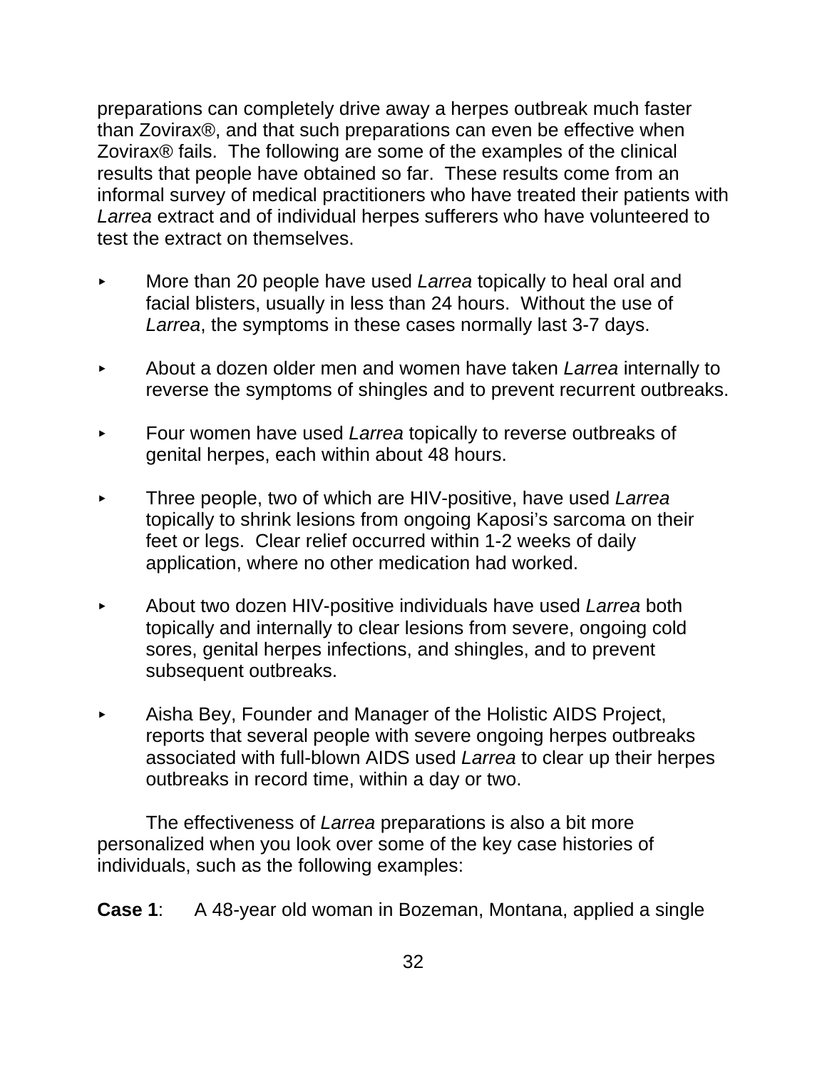preparations can completely drive away a herpes outbreak much faster than Zovirax®, and that such preparations can even be effective when Zovirax® fails. The following are some of the examples of the clinical results that people have obtained so far. These results come from an informal survey of medical practitioners who have treated their patients with *Larrea* extract and of individual herpes sufferers who have volunteered to test the extract on themselves.

- More than 20 people have used *Larrea* topically to heal oral and facial blisters, usually in less than 24 hours. Without the use of *Larrea*, the symptoms in these cases normally last 3-7 days.

- About a dozen older men and women have taken *Larrea* internally to reverse the symptoms of shingles and to prevent recurrent outbreaks.

- Four women have used *Larrea* topically to reverse outbreaks of genital herpes, each within about 48 hours.

- Three people, two of which are HIV-positive, have used *Larrea* topically to shrink lesions from ongoing Kaposi's sarcoma on their feet or legs. Clear relief occurred within 1-2 weeks of daily application, where no other medication had worked.

- About two dozen HIV-positive individuals have used *Larrea* both topically and internally to clear lesions from severe, ongoing cold sores, genital herpes infections, and shingles, and to prevent subsequent outbreaks.

- Aisha Bey, Founder and Manager of the Holistic AIDS Project, reports that several people with severe ongoing herpes outbreaks associated with full-blown AIDS used *Larrea* to clear up their herpes outbreaks in record time, within a day or two.

The effectiveness of *Larrea* preparations is also a bit more personalized when you look over some of the key case histories of individuals, such as the following examples:

**Case 1**: A 48-year old woman in Bozeman, Montana, applied a single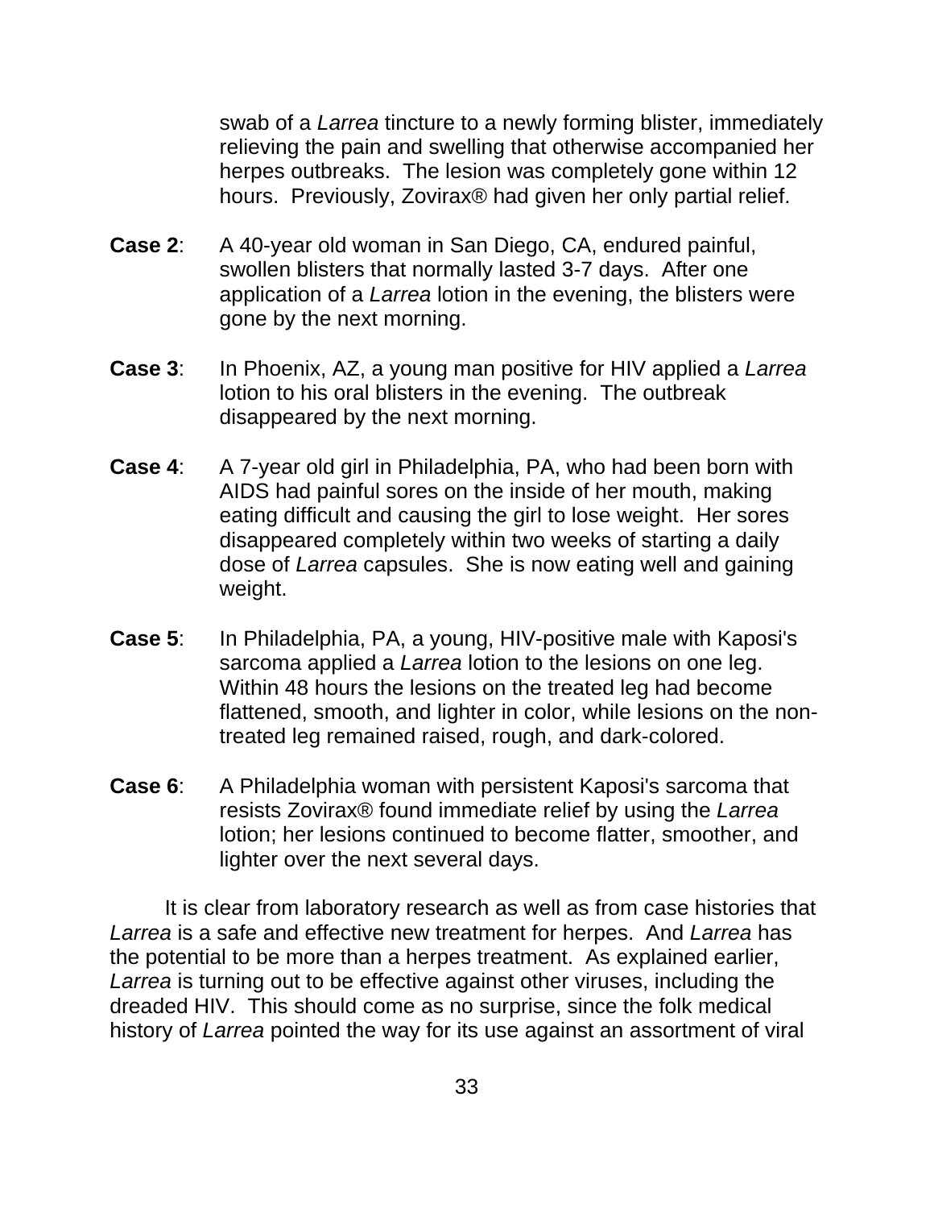swab of a *Larrea* tincture to a newly forming blister, immediately relieving the pain and swelling that otherwise accompanied her herpes outbreaks. The lesion was completely gone within 12 hours. Previously, Zovirax® had given her only partial relief.

**Case 2**: A 40-year old woman in San Diego, CA, endured painful, swollen blisters that normally lasted 3-7 days. After one application of a *Larrea* lotion in the evening, the blisters were gone by the next morning.

**Case 3**: In Phoenix, AZ, a young man positive for HIV applied a *Larrea* lotion to his oral blisters in the evening. The outbreak disappeared by the next morning.

**Case 4**: A 7-year old girl in Philadelphia, PA, who had been born with AIDS had painful sores on the inside of her mouth, making eating difficult and causing the girl to lose weight. Her sores disappeared completely within two weeks of starting a daily dose of *Larrea* capsules. She is now eating well and gaining weight.

**Case 5**: In Philadelphia, PA, a young, HIV-positive male with Kaposi's sarcoma applied a *Larrea* lotion to the lesions on one leg. Within 48 hours the lesions on the treated leg had become flattened, smooth, and lighter in color, while lesions on the non-treated leg remained raised, rough, and dark-colored.

**Case 6**: A Philadelphia woman with persistent Kaposi's sarcoma that resists Zovirax® found immediate relief by using the *Larrea* lotion; her lesions continued to become flatter, smoother, and lighter over the next several days.

It is clear from laboratory research as well as from case histories that *Larrea* is a safe and effective new treatment for herpes. And *Larrea* has the potential to be more than a herpes treatment. As explained earlier, *Larrea* is turning out to be effective against other viruses, including the dreaded HIV. This should come as no surprise, since the folk medical history of *Larrea* pointed the way for its use against an assortment of viral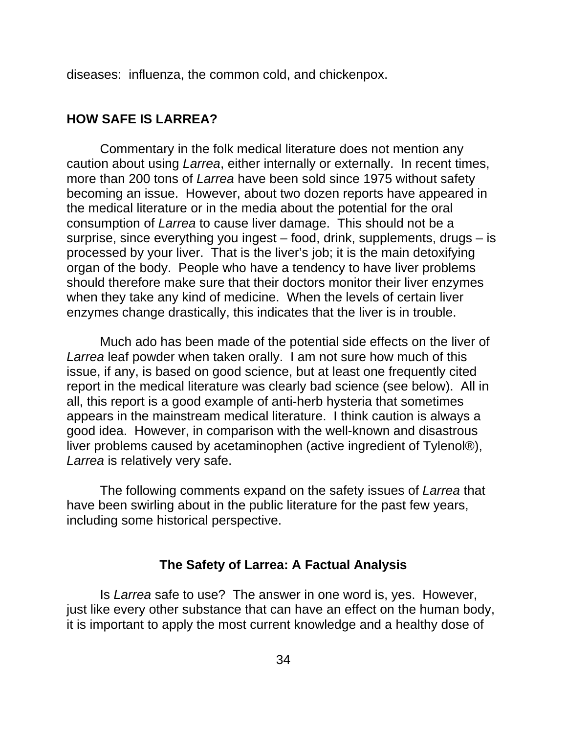diseases: influenza, the common cold, and chickenpox.

## HOW SAFE IS LARREA?

Commentary in the folk medical literature does not mention any caution about using *Larrea*, either internally or externally. In recent times, more than 200 tons of *Larrea* have been sold since 1975 without safety becoming an issue. However, about two dozen reports have appeared in the medical literature or in the media about the potential for the oral consumption of *Larrea* to cause liver damage. This should not be a surprise, since everything you ingest – food, drink, supplements, drugs – is processed by your liver. That is the liver's job; it is the main detoxifying organ of the body. People who have a tendency to have liver problems should therefore make sure that their doctors monitor their liver enzymes when they take any kind of medicine. When the levels of certain liver enzymes change drastically, this indicates that the liver is in trouble.

Much ado has been made of the potential side effects on the liver of *Larrea* leaf powder when taken orally. I am not sure how much of this issue, if any, is based on good science, but at least one frequently cited report in the medical literature was clearly bad science (see below). All in all, this report is a good example of anti-herb hysteria that sometimes appears in the mainstream medical literature. I think caution is always a good idea. However, in comparison with the well-known and disastrous liver problems caused by acetaminophen (active ingredient of Tylenol®), *Larrea* is relatively very safe.

The following comments expand on the safety issues of *Larrea* that have been swirling about in the public literature for the past few years, including some historical perspective.

### The Safety of Larrea: A Factual Analysis

Is *Larrea* safe to use? The answer in one word is, yes. However, just like every other substance that can have an effect on the human body, it is important to apply the most current knowledge and a healthy dose of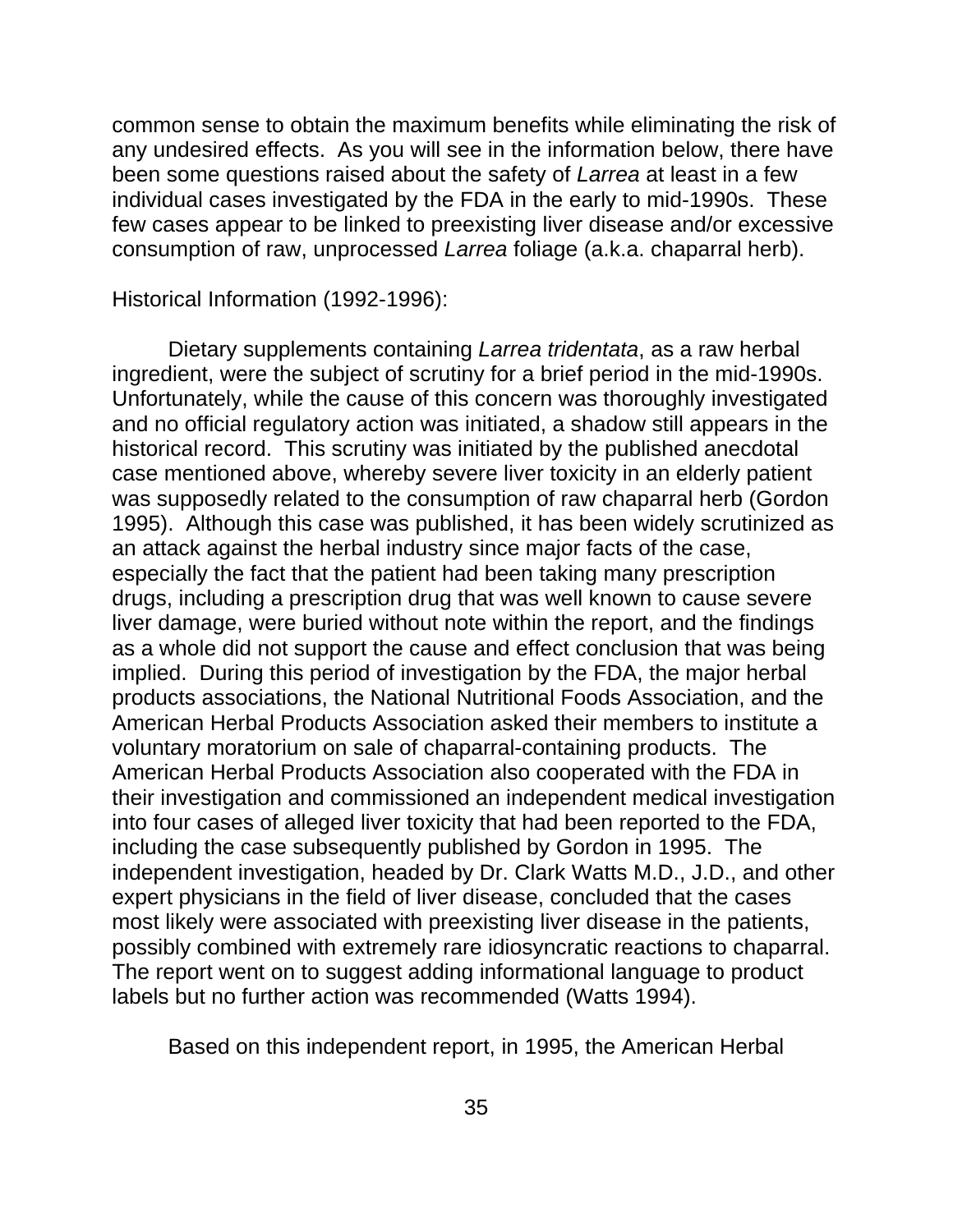common sense to obtain the maximum benefits while eliminating the risk of any undesired effects. As you will see in the information below, there have been some questions raised about the safety of *Larrea* at least in a few individual cases investigated by the FDA in the early to mid-1990s. These few cases appear to be linked to preexisting liver disease and/or excessive consumption of raw, unprocessed *Larrea* foliage (a.k.a. chaparral herb).

Historical Information (1992-1996):

Dietary supplements containing *Larrea tridentata*, as a raw herbal ingredient, were the subject of scrutiny for a brief period in the mid-1990s. Unfortunately, while the cause of this concern was thoroughly investigated and no official regulatory action was initiated, a shadow still appears in the historical record. This scrutiny was initiated by the published anecdotal case mentioned above, whereby severe liver toxicity in an elderly patient was supposedly related to the consumption of raw chaparral herb (Gordon 1995). Although this case was published, it has been widely scrutinized as an attack against the herbal industry since major facts of the case, especially the fact that the patient had been taking many prescription drugs, including a prescription drug that was well known to cause severe liver damage, were buried without note within the report, and the findings as a whole did not support the cause and effect conclusion that was being implied. During this period of investigation by the FDA, the major herbal products associations, the National Nutritional Foods Association, and the American Herbal Products Association asked their members to institute a voluntary moratorium on sale of chaparral-containing products. The American Herbal Products Association also cooperated with the FDA in their investigation and commissioned an independent medical investigation into four cases of alleged liver toxicity that had been reported to the FDA, including the case subsequently published by Gordon in 1995. The independent investigation, headed by Dr. Clark Watts M.D., J.D., and other expert physicians in the field of liver disease, concluded that the cases most likely were associated with preexisting liver disease in the patients, possibly combined with extremely rare idiosyncratic reactions to chaparral. The report went on to suggest adding informational language to product labels but no further action was recommended (Watts 1994).

Based on this independent report, in 1995, the American Herbal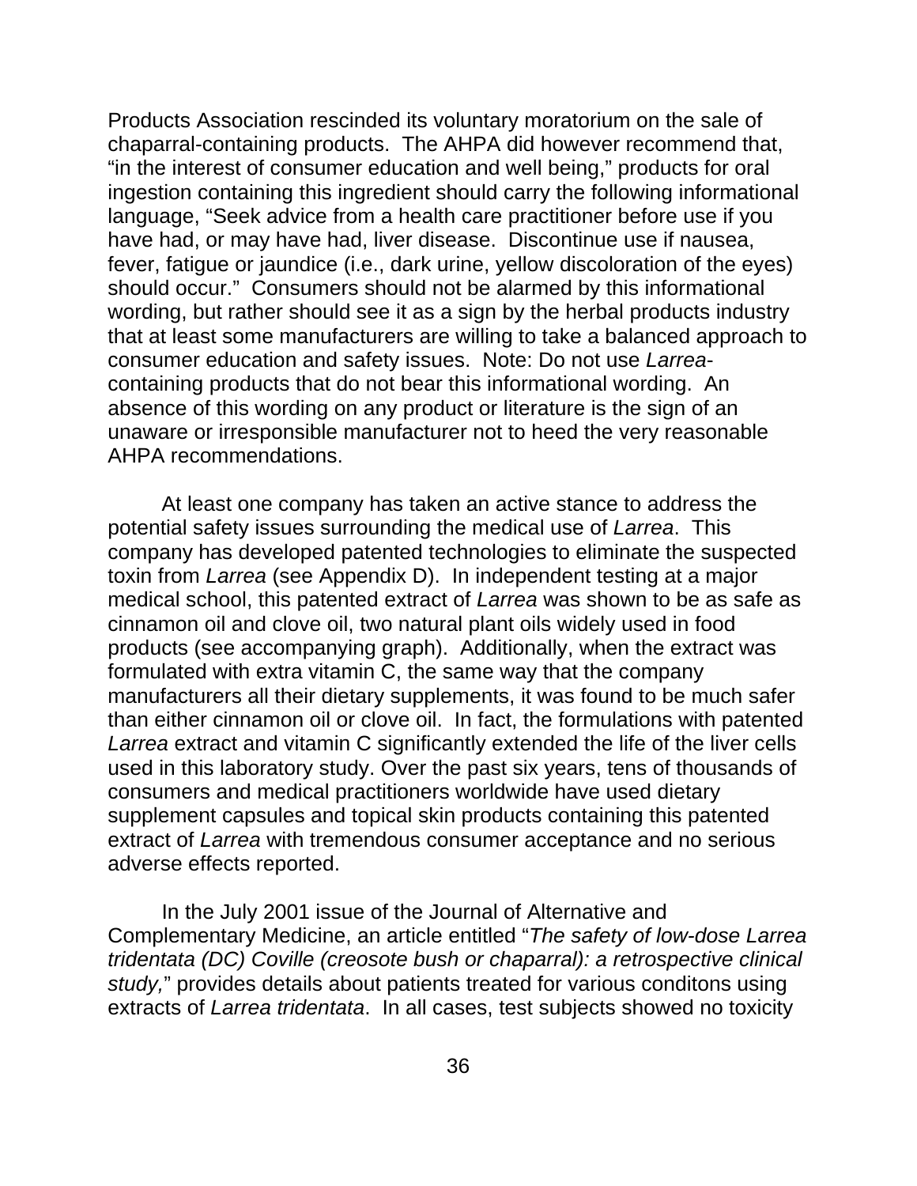Products Association rescinded its voluntary moratorium on the sale of chaparral-containing products. The AHPA did however recommend that, “in the interest of consumer education and well being,” products for oral ingestion containing this ingredient should carry the following informational language, “Seek advice from a health care practitioner before use if you have had, or may have had, liver disease. Discontinue use if nausea, fever, fatigue or jaundice (i.e., dark urine, yellow discoloration of the eyes) should occur.” Consumers should not be alarmed by this informational wording, but rather should see it as a sign by the herbal products industry that at least some manufacturers are willing to take a balanced approach to consumer education and safety issues. Note: Do not use *Larrea*-containing products that do not bear this informational wording. An absence of this wording on any product or literature is the sign of an unaware or irresponsible manufacturer not to heed the very reasonable AHPA recommendations.

At least one company has taken an active stance to address the potential safety issues surrounding the medical use of *Larrea*. This company has developed patented technologies to eliminate the suspected toxin from *Larrea* (see Appendix D). In independent testing at a major medical school, this patented extract of *Larrea* was shown to be as safe as cinnamon oil and clove oil, two natural plant oils widely used in food products (see accompanying graph). Additionally, when the extract was formulated with extra vitamin C, the same way that the company manufacturers all their dietary supplements, it was found to be much safer than either cinnamon oil or clove oil. In fact, the formulations with patented *Larrea* extract and vitamin C significantly extended the life of the liver cells used in this laboratory study. Over the past six years, tens of thousands of consumers and medical practitioners worldwide have used dietary supplement capsules and topical skin products containing this patented extract of *Larrea* with tremendous consumer acceptance and no serious adverse effects reported.

In the July 2001 issue of the Journal of Alternative and Complementary Medicine, an article entitled “*The safety of low-dose Larrea tridentata (DC) Coville (creosote bush or chaparral): a retrospective clinical study,*” provides details about patients treated for various conditons using extracts of *Larrea tridentata*. In all cases, test subjects showed no toxicity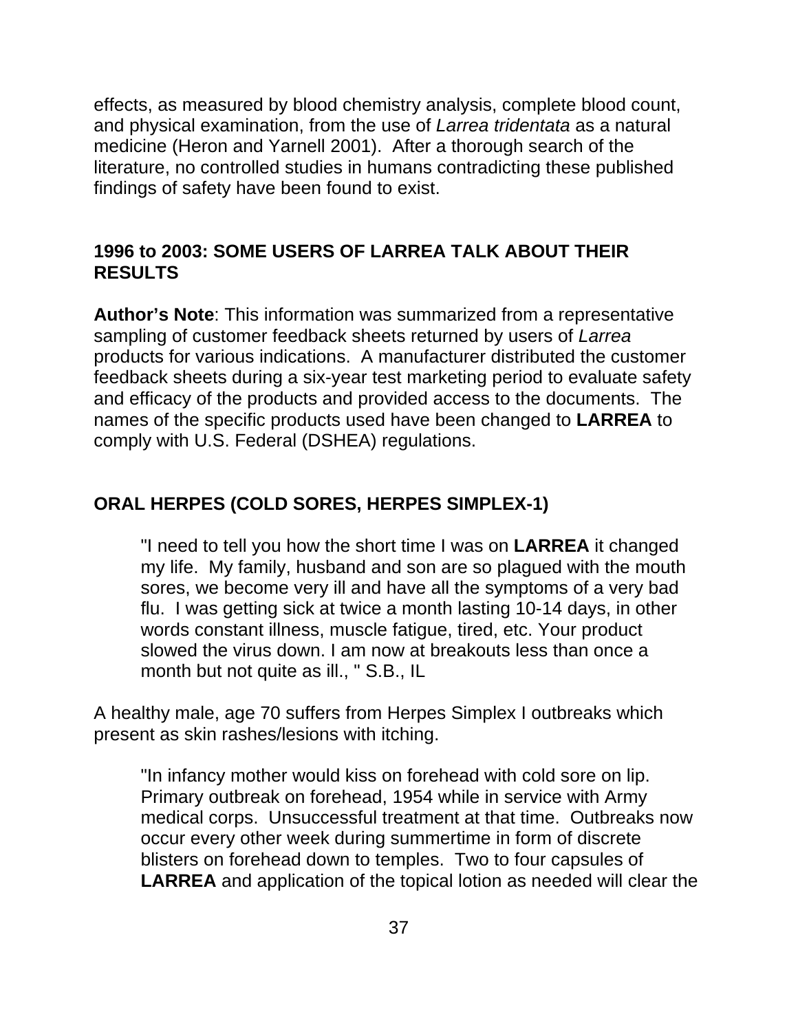effects, as measured by blood chemistry analysis, complete blood count, and physical examination, from the use of *Larrea tridentata* as a natural medicine (Heron and Yarnell 2001). After a thorough search of the literature, no controlled studies in humans contradicting these published findings of safety have been found to exist.

## 1996 to 2003: SOME USERS OF LARREA TALK ABOUT THEIR RESULTS

**Author's Note**: This information was summarized from a representative sampling of customer feedback sheets returned by users of *Larrea* products for various indications. A manufacturer distributed the customer feedback sheets during a six-year test marketing period to evaluate safety and efficacy of the products and provided access to the documents. The names of the specific products used have been changed to **LARREA** to comply with U.S. Federal (DSHEA) regulations.

## ORAL HERPES (COLD SORES, HERPES SIMPLEX-1)

> "I need to tell you how the short time I was on **LARREA** it changed my life. My family, husband and son are so plagued with the mouth sores, we become very ill and have all the symptoms of a very bad flu. I was getting sick at twice a month lasting 10-14 days, in other words constant illness, muscle fatigue, tired, etc. Your product slowed the virus down. I am now at breakouts less than once a month but not quite as ill., " S.B., IL

A healthy male, age 70 suffers from Herpes Simplex I outbreaks which present as skin rashes/lesions with itching.

> "In infancy mother would kiss on forehead with cold sore on lip. Primary outbreak on forehead, 1954 while in service with Army medical corps. Unsuccessful treatment at that time. Outbreaks now occur every other week during summertime in form of discrete blisters on forehead down to temples. Two to four capsules of **LARREA** and application of the topical lotion as needed will clear the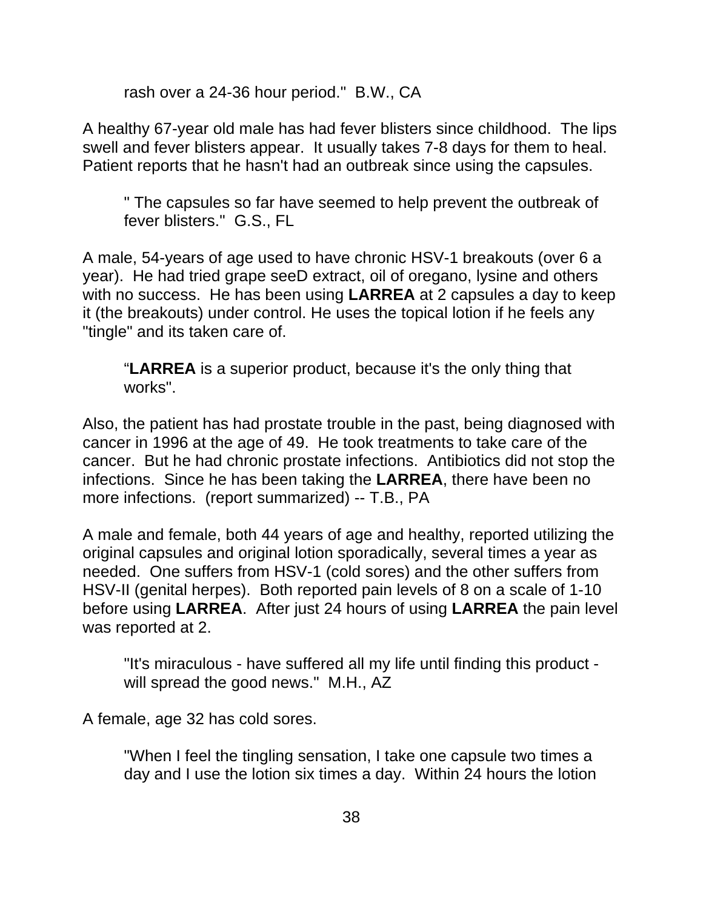rash over a 24-36 hour period." B.W., CA

A healthy 67-year old male has had fever blisters since childhood. The lips swell and fever blisters appear. It usually takes 7-8 days for them to heal. Patient reports that he hasn't had an outbreak since using the capsules.

> " The capsules so far have seemed to help prevent the outbreak of fever blisters." G.S., FL

A male, 54-years of age used to have chronic HSV-1 breakouts (over 6 a year). He had tried grape seeD extract, oil of oregano, lysine and others with no success. He has been using **LARREA** at 2 capsules a day to keep it (the breakouts) under control. He uses the topical lotion if he feels any "tingle" and its taken care of.

> "**LARREA** is a superior product, because it's the only thing that works".

Also, the patient has had prostate trouble in the past, being diagnosed with cancer in 1996 at the age of 49. He took treatments to take care of the cancer. But he had chronic prostate infections. Antibiotics did not stop the infections. Since he has been taking the **LARREA**, there have been no more infections. (report summarized) -- T.B., PA

A male and female, both 44 years of age and healthy, reported utilizing the original capsules and original lotion sporadically, several times a year as needed. One suffers from HSV-1 (cold sores) and the other suffers from HSV-II (genital herpes). Both reported pain levels of 8 on a scale of 1-10 before using **LARREA**. After just 24 hours of using **LARREA** the pain level was reported at 2.

> "It's miraculous - have suffered all my life until finding this product - will spread the good news." M.H., AZ

A female, age 32 has cold sores.

> "When I feel the tingling sensation, I take one capsule two times a day and I use the lotion six times a day. Within 24 hours the lotion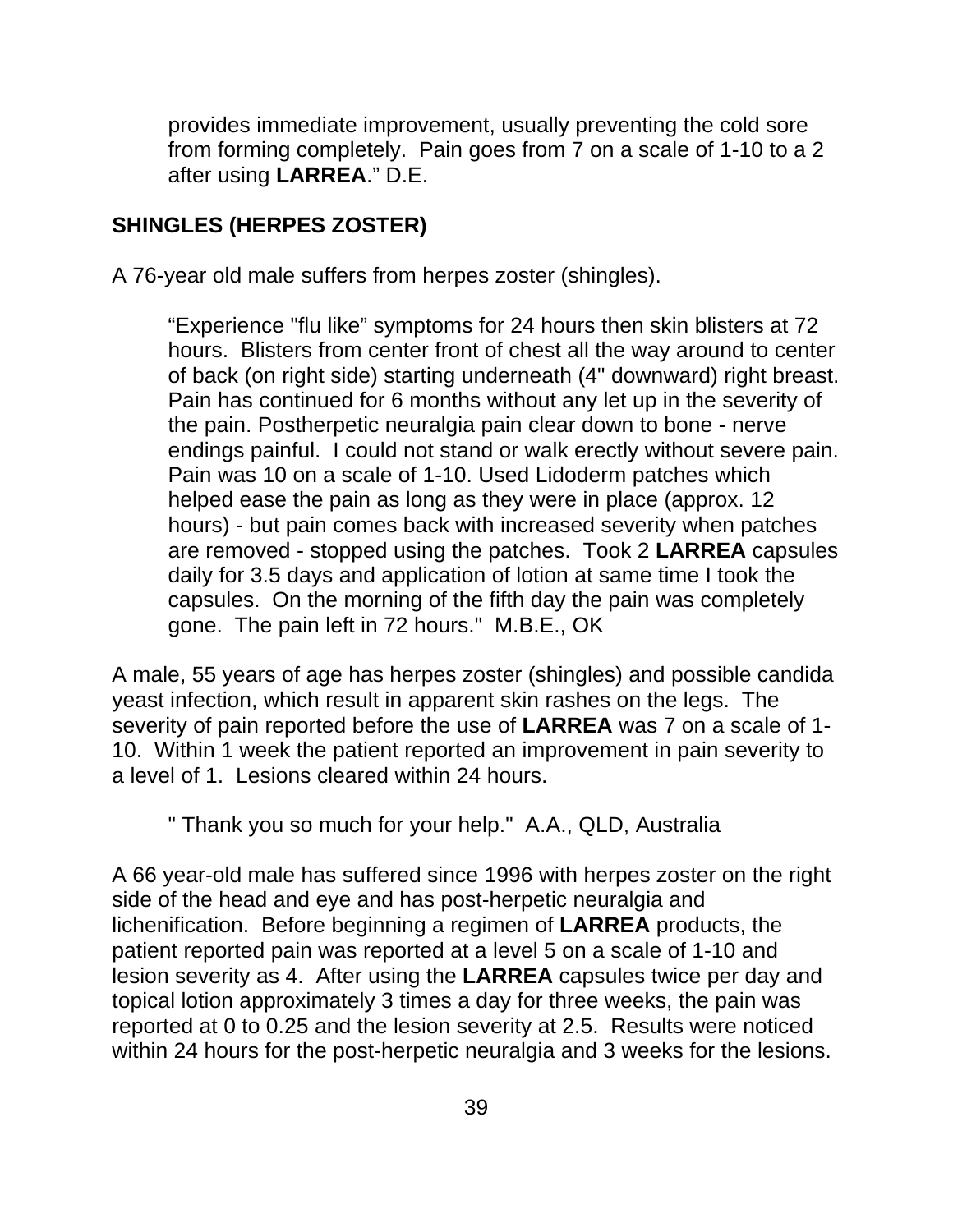provides immediate improvement, usually preventing the cold sore from forming completely. Pain goes from 7 on a scale of 1-10 to a 2 after using **LARREA**." D.E.

## SHINGLES (HERPES ZOSTER)

A 76-year old male suffers from herpes zoster (shingles).

> "Experience "flu like" symptoms for 24 hours then skin blisters at 72 hours. Blisters from center front of chest all the way around to center of back (on right side) starting underneath (4" downward) right breast. Pain has continued for 6 months without any let up in the severity of the pain. Postherpetic neuralgia pain clear down to bone - nerve endings painful. I could not stand or walk erectly without severe pain. Pain was 10 on a scale of 1-10. Used Lidoderm patches which helped ease the pain as long as they were in place (approx. 12 hours) - but pain comes back with increased severity when patches are removed - stopped using the patches. Took 2 **LARREA** capsules daily for 3.5 days and application of lotion at same time I took the capsules. On the morning of the fifth day the pain was completely gone. The pain left in 72 hours." M.B.E., OK

A male, 55 years of age has herpes zoster (shingles) and possible candida yeast infection, which result in apparent skin rashes on the legs. The severity of pain reported before the use of **LARREA** was 7 on a scale of 1-10. Within 1 week the patient reported an improvement in pain severity to a level of 1. Lesions cleared within 24 hours.

> " Thank you so much for your help." A.A., QLD, Australia

A 66 year-old male has suffered since 1996 with herpes zoster on the right side of the head and eye and has post-herpetic neuralgia and lichenification. Before beginning a regimen of **LARREA** products, the patient reported pain was reported at a level 5 on a scale of 1-10 and lesion severity as 4. After using the **LARREA** capsules twice per day and topical lotion approximately 3 times a day for three weeks, the pain was reported at 0 to 0.25 and the lesion severity at 2.5. Results were noticed within 24 hours for the post-herpetic neuralgia and 3 weeks for the lesions.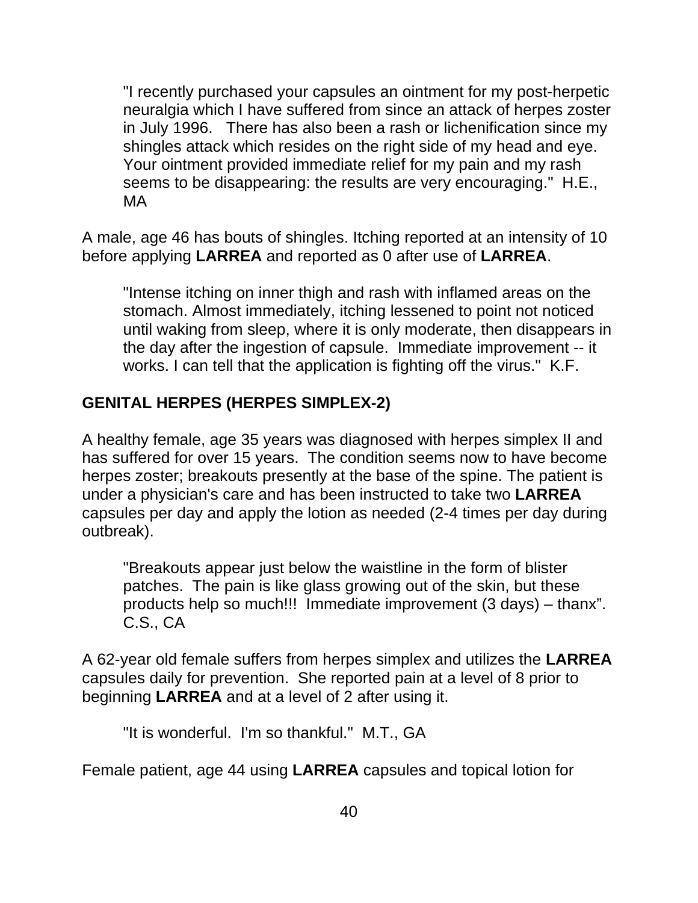> "I recently purchased your capsules an ointment for my post-herpetic neuralgia which I have suffered from since an attack of herpes zoster in July 1996. There has also been a rash or lichenification since my shingles attack which resides on the right side of my head and eye. Your ointment provided immediate relief for my pain and my rash seems to be disappearing: the results are very encouraging." H.E., MA

A male, age 46 has bouts of shingles. Itching reported at an intensity of 10 before applying **LARREA** and reported as 0 after use of **LARREA**.

> "Intense itching on inner thigh and rash with inflamed areas on the stomach. Almost immediately, itching lessened to point not noticed until waking from sleep, where it is only moderate, then disappears in the day after the ingestion of capsule. Immediate improvement -- it works. I can tell that the application is fighting off the virus." K.F.

**GENITAL HERPES (HERPES SIMPLEX-2)**

A healthy female, age 35 years was diagnosed with herpes simplex II and has suffered for over 15 years. The condition seems now to have become herpes zoster; breakouts presently at the base of the spine. The patient is under a physician's care and has been instructed to take two **LARREA** capsules per day and apply the lotion as needed (2-4 times per day during outbreak).

> "Breakouts appear just below the waistline in the form of blister patches. The pain is like glass growing out of the skin, but these products help so much!!! Immediate improvement (3 days) – thanx". C.S., CA

A 62-year old female suffers from herpes simplex and utilizes the **LARREA** capsules daily for prevention. She reported pain at a level of 8 prior to beginning **LARREA** and at a level of 2 after using it.

> "It is wonderful. I'm so thankful." M.T., GA

Female patient, age 44 using **LARREA** capsules and topical lotion for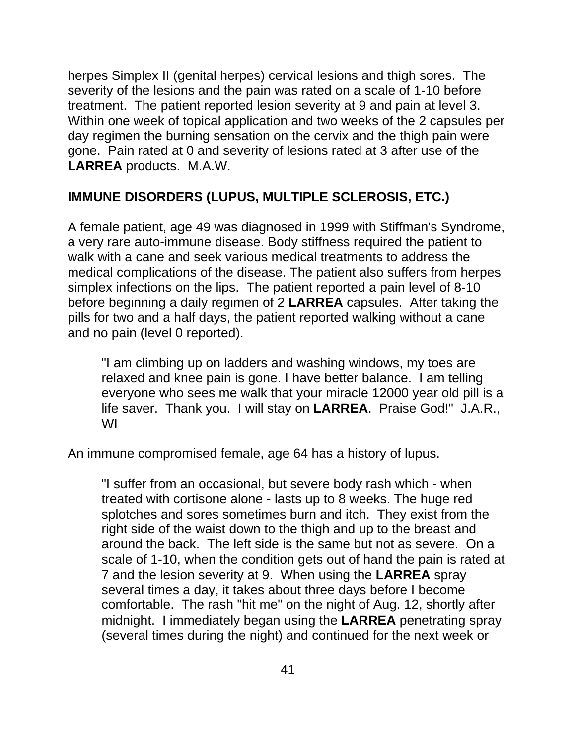herpes Simplex II (genital herpes) cervical lesions and thigh sores. The severity of the lesions and the pain was rated on a scale of 1-10 before treatment. The patient reported lesion severity at 9 and pain at level 3. Within one week of topical application and two weeks of the 2 capsules per day regimen the burning sensation on the cervix and the thigh pain were gone. Pain rated at 0 and severity of lesions rated at 3 after use of the **LARREA** products. M.A.W.

**IMMUNE DISORDERS (LUPUS, MULTIPLE SCLEROSIS, ETC.)**

A female patient, age 49 was diagnosed in 1999 with Stiffman's Syndrome, a very rare auto-immune disease. Body stiffness required the patient to walk with a cane and seek various medical treatments to address the medical complications of the disease. The patient also suffers from herpes simplex infections on the lips. The patient reported a pain level of 8-10 before beginning a daily regimen of 2 **LARREA** capsules. After taking the pills for two and a half days, the patient reported walking without a cane and no pain (level 0 reported).

> "I am climbing up on ladders and washing windows, my toes are relaxed and knee pain is gone. I have better balance. I am telling everyone who sees me walk that your miracle 12000 year old pill is a life saver. Thank you. I will stay on **LARREA**. Praise God!" J.A.R., WI

An immune compromised female, age 64 has a history of lupus.

> "I suffer from an occasional, but severe body rash which - when treated with cortisone alone - lasts up to 8 weeks. The huge red splotches and sores sometimes burn and itch. They exist from the right side of the waist down to the thigh and up to the breast and around the back. The left side is the same but not as severe. On a scale of 1-10, when the condition gets out of hand the pain is rated at 7 and the lesion severity at 9. When using the **LARREA** spray several times a day, it takes about three days before I become comfortable. The rash "hit me" on the night of Aug. 12, shortly after midnight. I immediately began using the **LARREA** penetrating spray (several times during the night) and continued for the next week or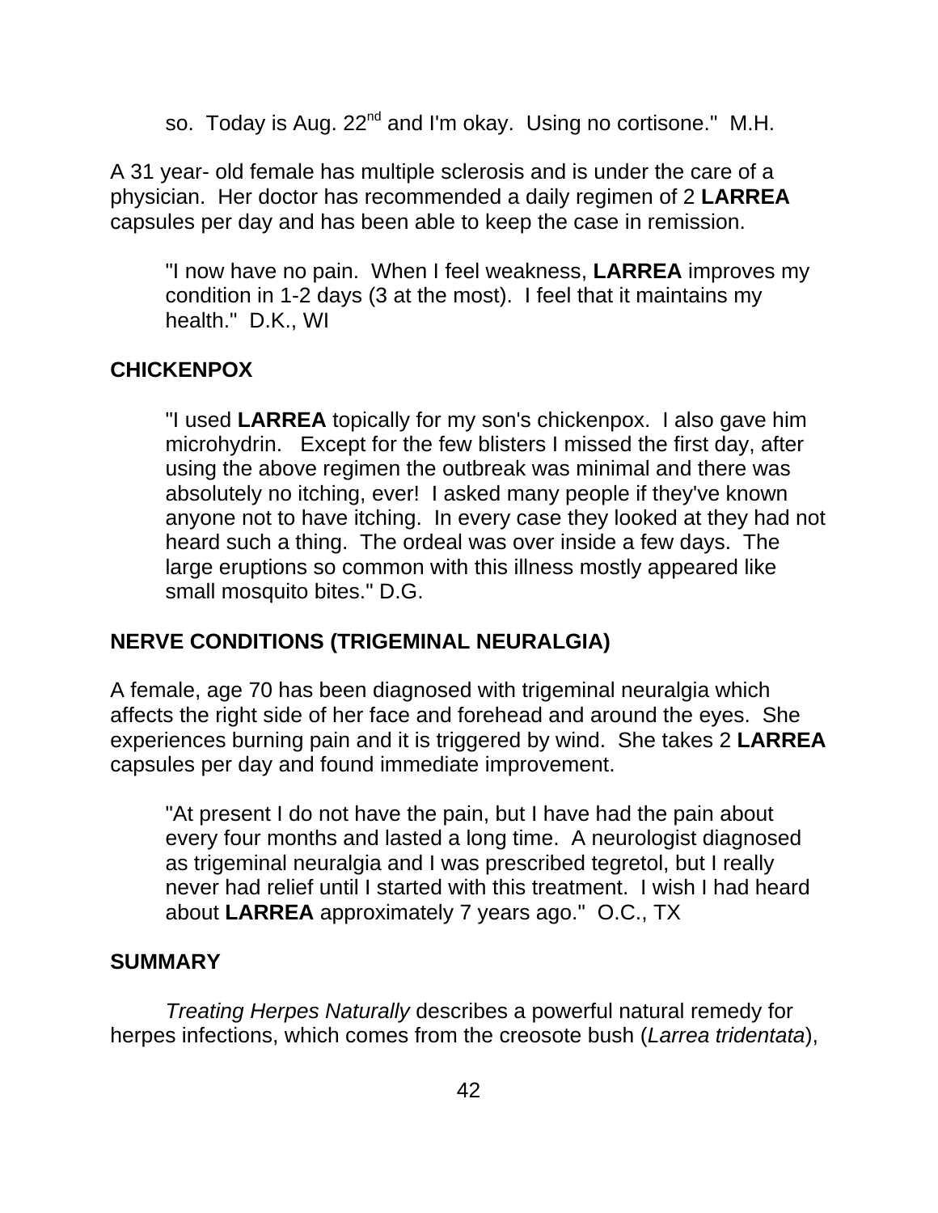> so. Today is Aug. 22nd and I'm okay. Using no cortisone." M.H.

A 31 year- old female has multiple sclerosis and is under the care of a physician. Her doctor has recommended a daily regimen of 2 **LARREA** capsules per day and has been able to keep the case in remission.

> "I now have no pain. When I feel weakness, **LARREA** improves my condition in 1-2 days (3 at the most). I feel that it maintains my health." D.K., WI

## CHICKENPOX

> "I used **LARREA** topically for my son's chickenpox. I also gave him microhydrin. Except for the few blisters I missed the first day, after using the above regimen the outbreak was minimal and there was absolutely no itching, ever! I asked many people if they've known anyone not to have itching. In every case they looked at they had not heard such a thing. The ordeal was over inside a few days. The large eruptions so common with this illness mostly appeared like small mosquito bites." D.G.

## NERVE CONDITIONS (TRIGEMINAL NEURALGIA)

A female, age 70 has been diagnosed with trigeminal neuralgia which affects the right side of her face and forehead and around the eyes. She experiences burning pain and it is triggered by wind. She takes 2 **LARREA** capsules per day and found immediate improvement.

> "At present I do not have the pain, but I have had the pain about every four months and lasted a long time. A neurologist diagnosed as trigeminal neuralgia and I was prescribed tegretol, but I really never had relief until I started with this treatment. I wish I had heard about **LARREA** approximately 7 years ago." O.C., TX

## SUMMARY

*Treating Herpes Naturally* describes a powerful natural remedy for herpes infections, which comes from the creosote bush (*Larrea tridentata*),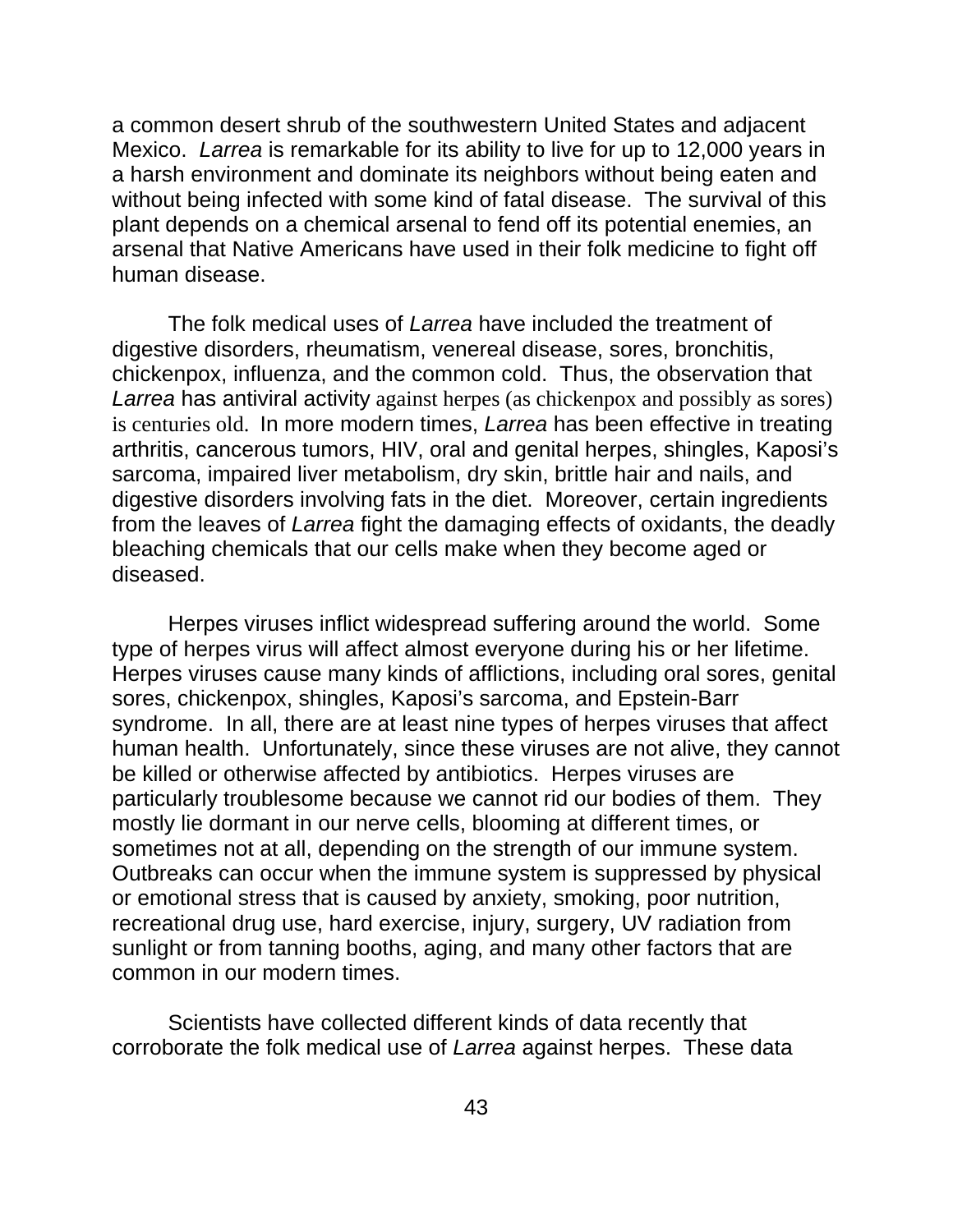a common desert shrub of the southwestern United States and adjacent Mexico. *Larrea* is remarkable for its ability to live for up to 12,000 years in a harsh environment and dominate its neighbors without being eaten and without being infected with some kind of fatal disease. The survival of this plant depends on a chemical arsenal to fend off its potential enemies, an arsenal that Native Americans have used in their folk medicine to fight off human disease.

The folk medical uses of *Larrea* have included the treatment of digestive disorders, rheumatism, venereal disease, sores, bronchitis, chickenpox, influenza, and the common cold. Thus, the observation that *Larrea* has antiviral activity against herpes (as chickenpox and possibly as sores) is centuries old. In more modern times, *Larrea* has been effective in treating arthritis, cancerous tumors, HIV, oral and genital herpes, shingles, Kaposi's sarcoma, impaired liver metabolism, dry skin, brittle hair and nails, and digestive disorders involving fats in the diet. Moreover, certain ingredients from the leaves of *Larrea* fight the damaging effects of oxidants, the deadly bleaching chemicals that our cells make when they become aged or diseased.

Herpes viruses inflict widespread suffering around the world. Some type of herpes virus will affect almost everyone during his or her lifetime. Herpes viruses cause many kinds of afflictions, including oral sores, genital sores, chickenpox, shingles, Kaposi's sarcoma, and Epstein-Barr syndrome. In all, there are at least nine types of herpes viruses that affect human health. Unfortunately, since these viruses are not alive, they cannot be killed or otherwise affected by antibiotics. Herpes viruses are particularly troublesome because we cannot rid our bodies of them. They mostly lie dormant in our nerve cells, blooming at different times, or sometimes not at all, depending on the strength of our immune system. Outbreaks can occur when the immune system is suppressed by physical or emotional stress that is caused by anxiety, smoking, poor nutrition, recreational drug use, hard exercise, injury, surgery, UV radiation from sunlight or from tanning booths, aging, and many other factors that are common in our modern times.

Scientists have collected different kinds of data recently that corroborate the folk medical use of *Larrea* against herpes. These data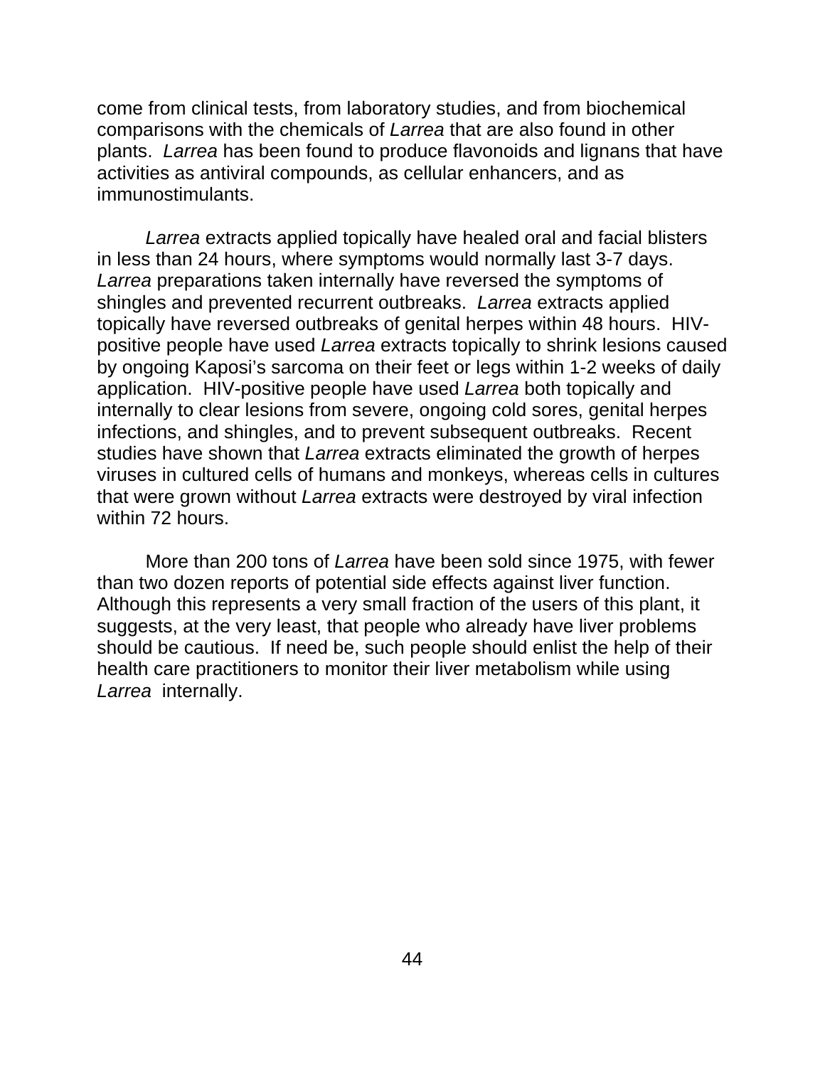come from clinical tests, from laboratory studies, and from biochemical comparisons with the chemicals of *Larrea* that are also found in other plants. *Larrea* has been found to produce flavonoids and lignans that have activities as antiviral compounds, as cellular enhancers, and as immunostimulants.

*Larrea* extracts applied topically have healed oral and facial blisters in less than 24 hours, where symptoms would normally last 3-7 days. *Larrea* preparations taken internally have reversed the symptoms of shingles and prevented recurrent outbreaks. *Larrea* extracts applied topically have reversed outbreaks of genital herpes within 48 hours. HIV-positive people have used *Larrea* extracts topically to shrink lesions caused by ongoing Kaposi's sarcoma on their feet or legs within 1-2 weeks of daily application. HIV-positive people have used *Larrea* both topically and internally to clear lesions from severe, ongoing cold sores, genital herpes infections, and shingles, and to prevent subsequent outbreaks. Recent studies have shown that *Larrea* extracts eliminated the growth of herpes viruses in cultured cells of humans and monkeys, whereas cells in cultures that were grown without *Larrea* extracts were destroyed by viral infection within 72 hours.

More than 200 tons of *Larrea* have been sold since 1975, with fewer than two dozen reports of potential side effects against liver function. Although this represents a very small fraction of the users of this plant, it suggests, at the very least, that people who already have liver problems should be cautious. If need be, such people should enlist the help of their health care practitioners to monitor their liver metabolism while using *Larrea* internally.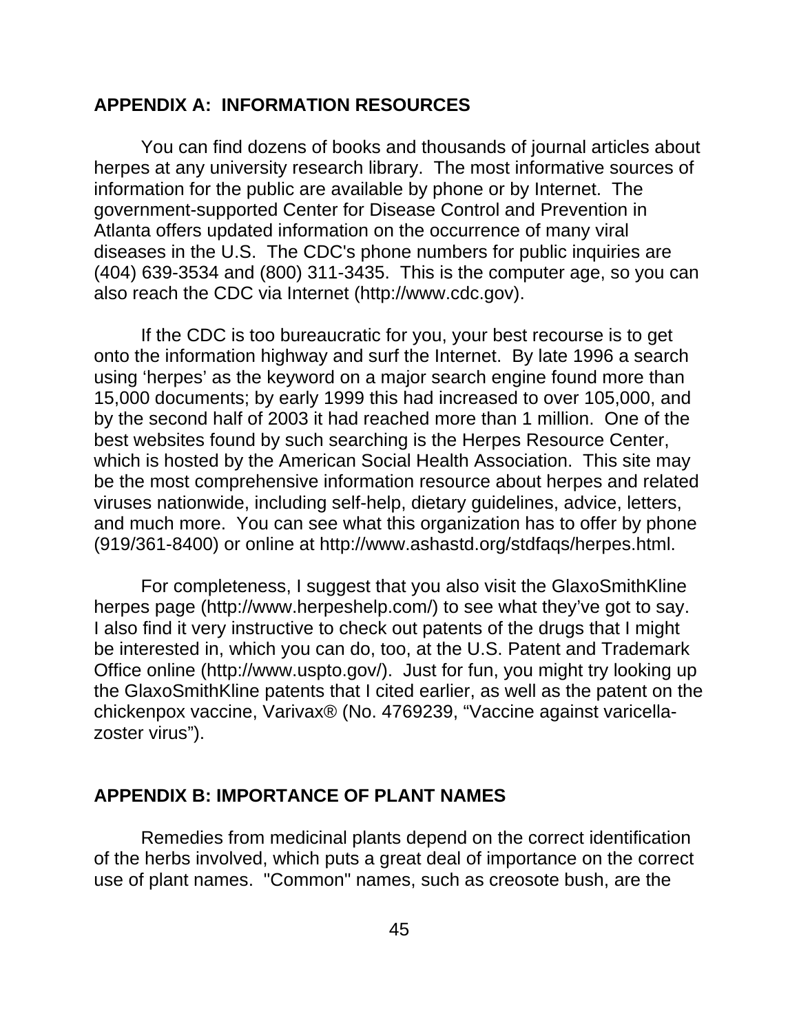## APPENDIX A: INFORMATION RESOURCES

You can find dozens of books and thousands of journal articles about herpes at any university research library. The most informative sources of information for the public are available by phone or by Internet. The government-supported Center for Disease Control and Prevention in Atlanta offers updated information on the occurrence of many viral diseases in the U.S. The CDC's phone numbers for public inquiries are (404) 639-3534 and (800) 311-3435. This is the computer age, so you can also reach the CDC via Internet (http://www.cdc.gov).

If the CDC is too bureaucratic for you, your best recourse is to get onto the information highway and surf the Internet. By late 1996 a search using 'herpes' as the keyword on a major search engine found more than 15,000 documents; by early 1999 this had increased to over 105,000, and by the second half of 2003 it had reached more than 1 million. One of the best websites found by such searching is the Herpes Resource Center, which is hosted by the American Social Health Association. This site may be the most comprehensive information resource about herpes and related viruses nationwide, including self-help, dietary guidelines, advice, letters, and much more. You can see what this organization has to offer by phone (919/361-8400) or online at http://www.ashastd.org/stdfaqs/herpes.html.

For completeness, I suggest that you also visit the GlaxoSmithKline herpes page (http://www.herpeshelp.com/) to see what they've got to say. I also find it very instructive to check out patents of the drugs that I might be interested in, which you can do, too, at the U.S. Patent and Trademark Office online (http://www.uspto.gov/). Just for fun, you might try looking up the GlaxoSmithKline patents that I cited earlier, as well as the patent on the chickenpox vaccine, Varivax® (No. 4769239, "Vaccine against varicella-zoster virus").

## APPENDIX B: IMPORTANCE OF PLANT NAMES

Remedies from medicinal plants depend on the correct identification of the herbs involved, which puts a great deal of importance on the correct use of plant names. "Common" names, such as creosote bush, are the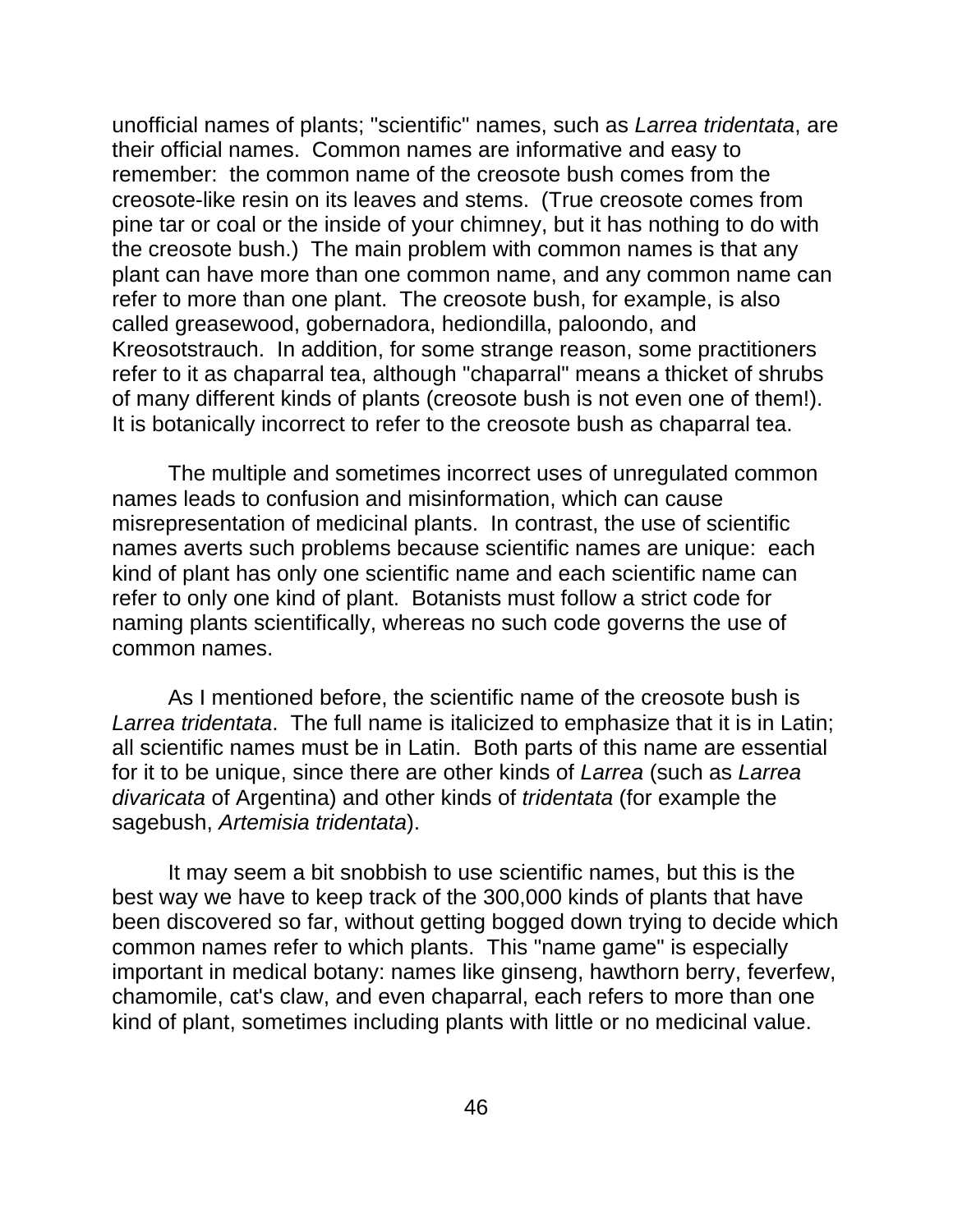unofficial names of plants; "scientific" names, such as *Larrea tridentata*, are their official names. Common names are informative and easy to remember: the common name of the creosote bush comes from the creosote-like resin on its leaves and stems. (True creosote comes from pine tar or coal or the inside of your chimney, but it has nothing to do with the creosote bush.) The main problem with common names is that any plant can have more than one common name, and any common name can refer to more than one plant. The creosote bush, for example, is also called greasewood, gobernadora, hediondilla, paloondo, and Kreosotstrauch. In addition, for some strange reason, some practitioners refer to it as chaparral tea, although "chaparral" means a thicket of shrubs of many different kinds of plants (creosote bush is not even one of them!). It is botanically incorrect to refer to the creosote bush as chaparral tea.

The multiple and sometimes incorrect uses of unregulated common names leads to confusion and misinformation, which can cause misrepresentation of medicinal plants. In contrast, the use of scientific names averts such problems because scientific names are unique: each kind of plant has only one scientific name and each scientific name can refer to only one kind of plant. Botanists must follow a strict code for naming plants scientifically, whereas no such code governs the use of common names.

As I mentioned before, the scientific name of the creosote bush is *Larrea tridentata*. The full name is italicized to emphasize that it is in Latin; all scientific names must be in Latin. Both parts of this name are essential for it to be unique, since there are other kinds of *Larrea* (such as *Larrea divaricata* of Argentina) and other kinds of *tridentata* (for example the sagebush, *Artemisia tridentata*).

It may seem a bit snobbish to use scientific names, but this is the best way we have to keep track of the 300,000 kinds of plants that have been discovered so far, without getting bogged down trying to decide which common names refer to which plants. This "name game" is especially important in medical botany: names like ginseng, hawthorn berry, feverfew, chamomile, cat's claw, and even chaparral, each refers to more than one kind of plant, sometimes including plants with little or no medicinal value.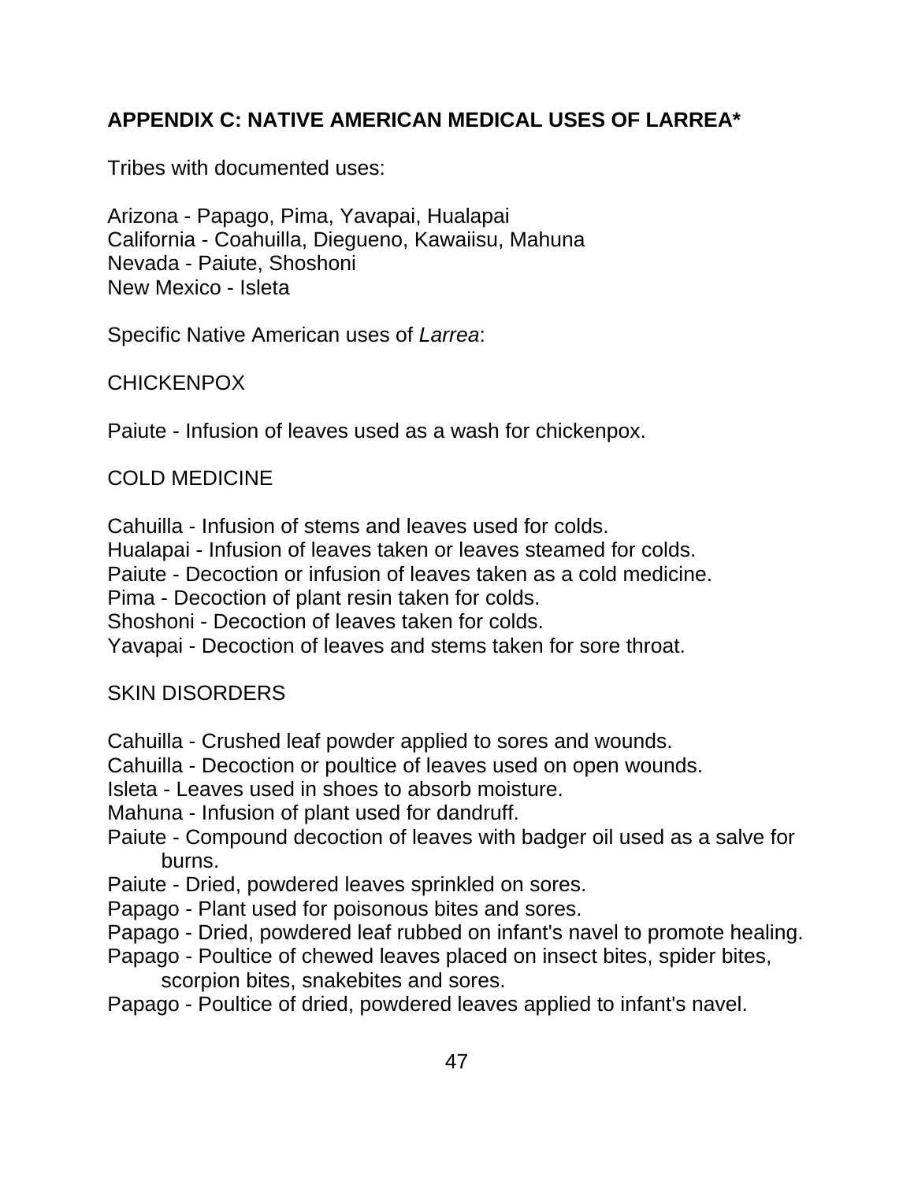## APPENDIX C: NATIVE AMERICAN MEDICAL USES OF LARREA*

Tribes with documented uses:

Arizona - Papago, Pima, Yavapai, Hualapai
California - Coahuilla, Diegueno, Kawaiisu, Mahuna
Nevada - Paiute, Shoshoni
New Mexico - Isleta

Specific Native American uses of *Larrea*:

CHICKENPOX

Paiute - Infusion of leaves used as a wash for chickenpox.

COLD MEDICINE

Cahuilla - Infusion of stems and leaves used for colds.
Hualapai - Infusion of leaves taken or leaves steamed for colds.
Paiute - Decoction or infusion of leaves taken as a cold medicine.
Pima - Decoction of plant resin taken for colds.
Shoshoni - Decoction of leaves taken for colds.
Yavapai - Decoction of leaves and stems taken for sore throat.

SKIN DISORDERS

Cahuilla - Crushed leaf powder applied to sores and wounds.
Cahuilla - Decoction or poultice of leaves used on open wounds.
Isleta - Leaves used in shoes to absorb moisture.
Mahuna - Infusion of plant used for dandruff.
Paiute - Compound decoction of leaves with badger oil used as a salve for burns.
Paiute - Dried, powdered leaves sprinkled on sores.
Papago - Plant used for poisonous bites and sores.
Papago - Dried, powdered leaf rubbed on infant's navel to promote healing.
Papago - Poultice of chewed leaves placed on insect bites, spider bites, scorpion bites, snakebites and sores.
Papago - Poultice of dried, powdered leaves applied to infant's navel.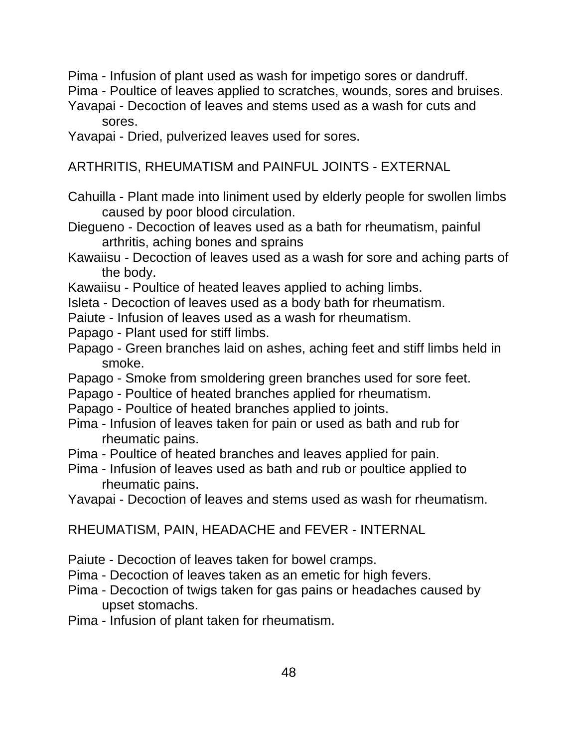Pima - Infusion of plant used as wash for impetigo sores or dandruff.
Pima - Poultice of leaves applied to scratches, wounds, sores and bruises.
Yavapai - Decoction of leaves and stems used as a wash for cuts and sores.
Yavapai - Dried, pulverized leaves used for sores.

## ARTHRITIS, RHEUMATISM and PAINFUL JOINTS - EXTERNAL

Cahuilla - Plant made into liniment used by elderly people for swollen limbs caused by poor blood circulation.
Diegueno - Decoction of leaves used as a bath for rheumatism, painful arthritis, aching bones and sprains
Kawaiisu - Decoction of leaves used as a wash for sore and aching parts of the body.
Kawaiisu - Poultice of heated leaves applied to aching limbs.
Isleta - Decoction of leaves used as a body bath for rheumatism.
Paiute - Infusion of leaves used as a wash for rheumatism.
Papago - Plant used for stiff limbs.
Papago - Green branches laid on ashes, aching feet and stiff limbs held in smoke.
Papago - Smoke from smoldering green branches used for sore feet.
Papago - Poultice of heated branches applied for rheumatism.
Papago - Poultice of heated branches applied to joints.
Pima - Infusion of leaves taken for pain or used as bath and rub for rheumatic pains.
Pima - Poultice of heated branches and leaves applied for pain.
Pima - Infusion of leaves used as bath and rub or poultice applied to rheumatic pains.
Yavapai - Decoction of leaves and stems used as wash for rheumatism.

## RHEUMATISM, PAIN, HEADACHE and FEVER - INTERNAL

Paiute - Decoction of leaves taken for bowel cramps.
Pima - Decoction of leaves taken as an emetic for high fevers.
Pima - Decoction of twigs taken for gas pains or headaches caused by upset stomachs.
Pima - Infusion of plant taken for rheumatism.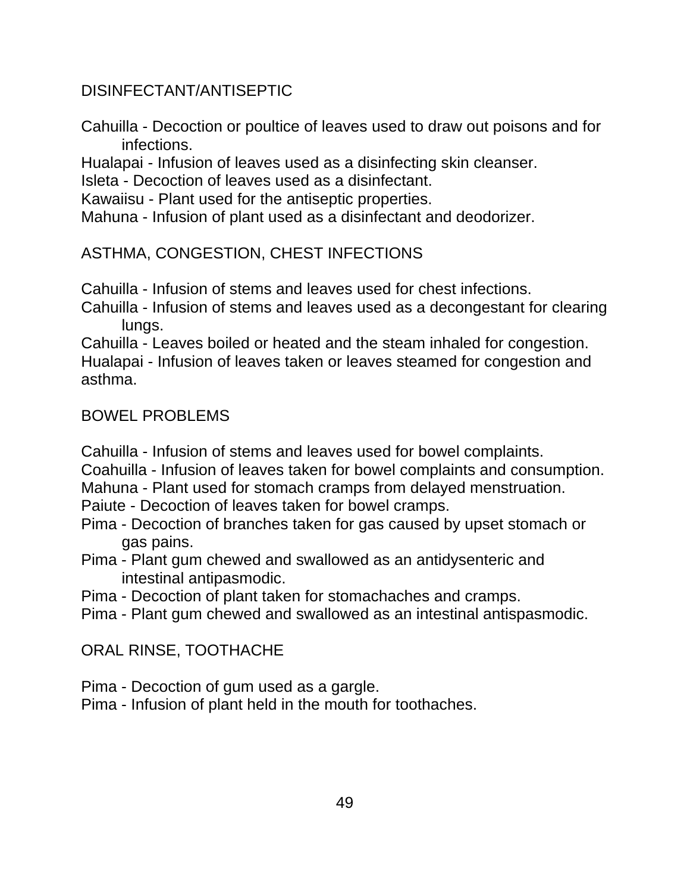## DISINFECTANT/ANTISEPTIC

Cahuilla - Decoction or poultice of leaves used to draw out poisons and for infections.
Hualapai - Infusion of leaves used as a disinfecting skin cleanser.
Isleta - Decoction of leaves used as a disinfectant.
Kawaiisu - Plant used for the antiseptic properties.
Mahuna - Infusion of plant used as a disinfectant and deodorizer.

## ASTHMA, CONGESTION, CHEST INFECTIONS

Cahuilla - Infusion of stems and leaves used for chest infections.
Cahuilla - Infusion of stems and leaves used as a decongestant for clearing lungs.
Cahuilla - Leaves boiled or heated and the steam inhaled for congestion.
Hualapai - Infusion of leaves taken or leaves steamed for congestion and asthma.

## BOWEL PROBLEMS

Cahuilla - Infusion of stems and leaves used for bowel complaints.
Coahuilla - Infusion of leaves taken for bowel complaints and consumption.
Mahuna - Plant used for stomach cramps from delayed menstruation.
Paiute - Decoction of leaves taken for bowel cramps.
Pima - Decoction of branches taken for gas caused by upset stomach or gas pains.
Pima - Plant gum chewed and swallowed as an antidysenteric and intestinal antipasmodic.
Pima - Decoction of plant taken for stomachaches and cramps.
Pima - Plant gum chewed and swallowed as an intestinal antispasmodic.

## ORAL RINSE, TOOTHACHE

Pima - Decoction of gum used as a gargle.
Pima - Infusion of plant held in the mouth for toothaches.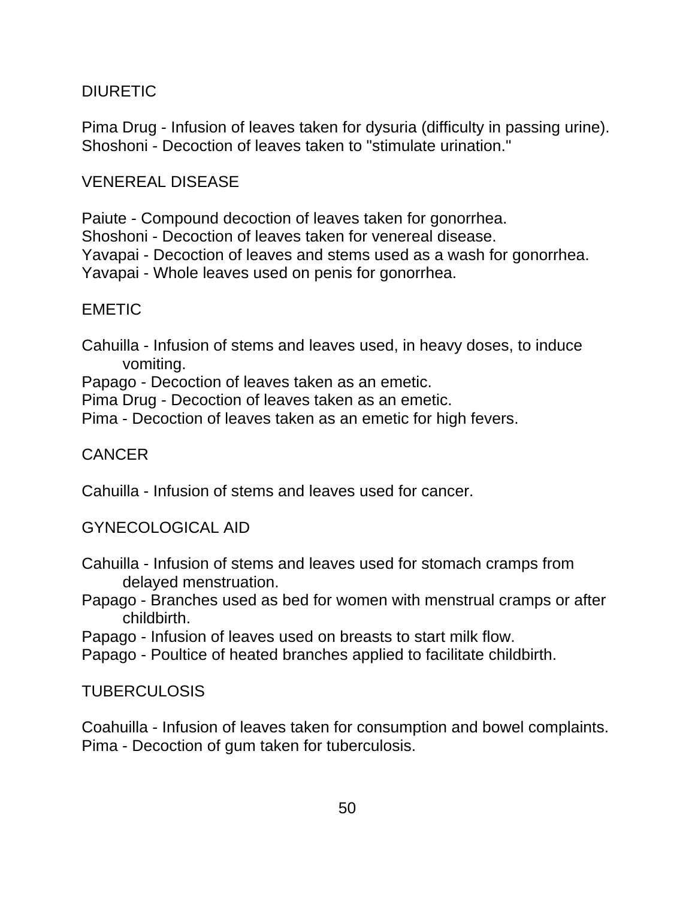## DIURETIC

Pima Drug - Infusion of leaves taken for dysuria (difficulty in passing urine).
Shoshoni - Decoction of leaves taken to "stimulate urination."

## VENEREAL DISEASE

Paiute - Compound decoction of leaves taken for gonorrhea.
Shoshoni - Decoction of leaves taken for venereal disease.
Yavapai - Decoction of leaves and stems used as a wash for gonorrhea.
Yavapai - Whole leaves used on penis for gonorrhea.

## EMETIC

Cahuilla - Infusion of stems and leaves used, in heavy doses, to induce vomiting.
Papago - Decoction of leaves taken as an emetic.
Pima Drug - Decoction of leaves taken as an emetic.
Pima - Decoction of leaves taken as an emetic for high fevers.

## CANCER

Cahuilla - Infusion of stems and leaves used for cancer.

## GYNECOLOGICAL AID

Cahuilla - Infusion of stems and leaves used for stomach cramps from delayed menstruation.
Papago - Branches used as bed for women with menstrual cramps or after childbirth.
Papago - Infusion of leaves used on breasts to start milk flow.
Papago - Poultice of heated branches applied to facilitate childbirth.

## TUBERCULOSIS

Coahuilla - Infusion of leaves taken for consumption and bowel complaints.
Pima - Decoction of gum taken for tuberculosis.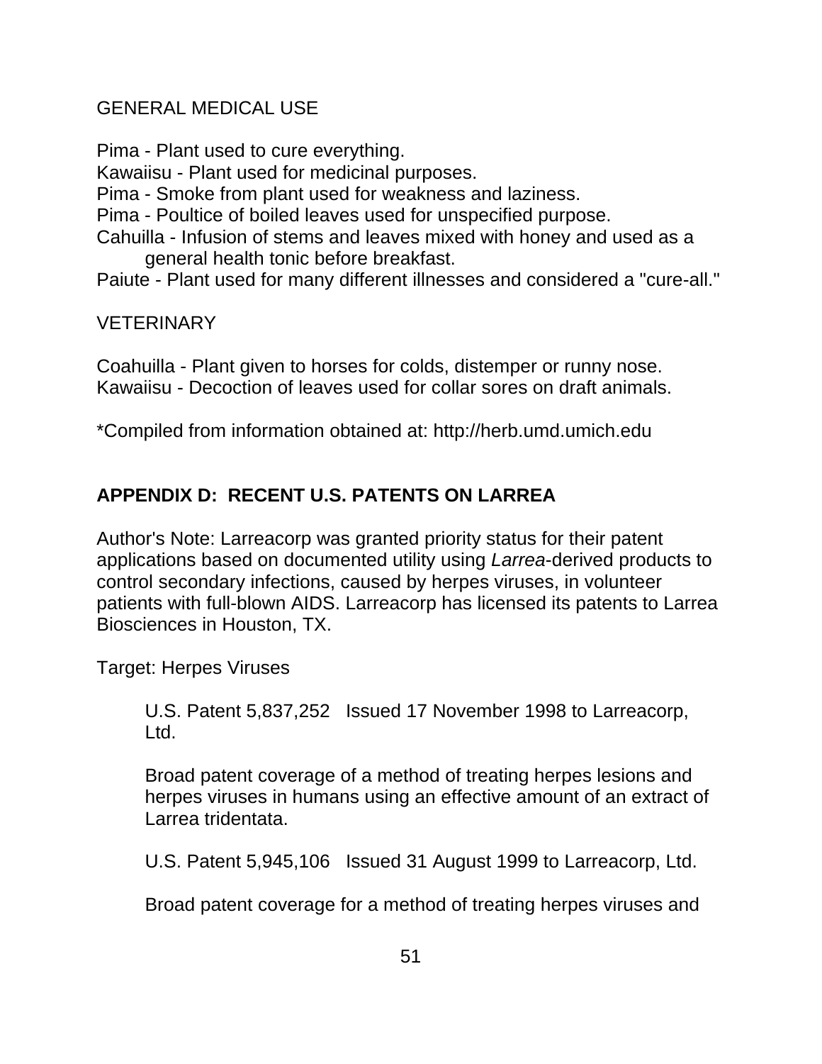GENERAL MEDICAL USE

Pima - Plant used to cure everything.
Kawaiisu - Plant used for medicinal purposes.
Pima - Smoke from plant used for weakness and laziness.
Pima - Poultice of boiled leaves used for unspecified purpose.
Cahuilla - Infusion of stems and leaves mixed with honey and used as a general health tonic before breakfast.
Paiute - Plant used for many different illnesses and considered a "cure-all."

VETERINARY

Coahuilla - Plant given to horses for colds, distemper or runny nose.
Kawaiisu - Decoction of leaves used for collar sores on draft animals.

*Compiled from information obtained at: http://herb.umd.umich.edu

## APPENDIX D: RECENT U.S. PATENTS ON LARREA

Author's Note: Larreacorp was granted priority status for their patent applications based on documented utility using *Larrea*-derived products to control secondary infections, caused by herpes viruses, in volunteer patients with full-blown AIDS. Larreacorp has licensed its patents to Larrea Biosciences in Houston, TX.

Target: Herpes Viruses

> U.S. Patent 5,837,252 Issued 17 November 1998 to Larreacorp, Ltd.
>
> Broad patent coverage of a method of treating herpes lesions and herpes viruses in humans using an effective amount of an extract of Larrea tridentata.
>
> U.S. Patent 5,945,106 Issued 31 August 1999 to Larreacorp, Ltd.
>
> Broad patent coverage for a method of treating herpes viruses and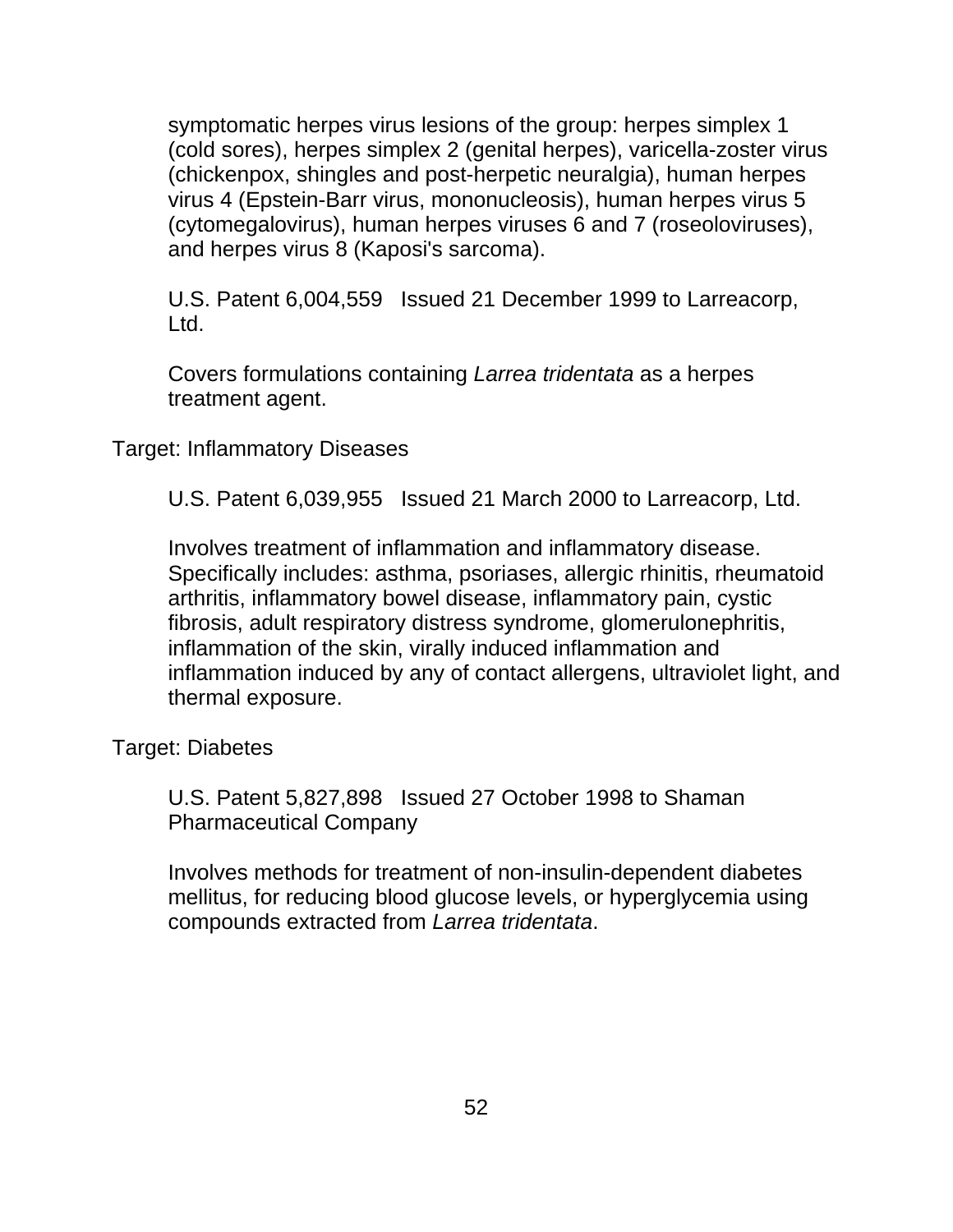symptomatic herpes virus lesions of the group: herpes simplex 1 (cold sores), herpes simplex 2 (genital herpes), varicella-zoster virus (chickenpox, shingles and post-herpetic neuralgia), human herpes virus 4 (Epstein-Barr virus, mononucleosis), human herpes virus 5 (cytomegalovirus), human herpes viruses 6 and 7 (roseoloviruses), and herpes virus 8 (Kaposi's sarcoma).

U.S. Patent 6,004,559   Issued 21 December 1999 to Larreacorp, Ltd.

Covers formulations containing *Larrea tridentata* as a herpes treatment agent.

Target: Inflammatory Diseases

U.S. Patent 6,039,955   Issued 21 March 2000 to Larreacorp, Ltd.

Involves treatment of inflammation and inflammatory disease. Specifically includes: asthma, psoriases, allergic rhinitis, rheumatoid arthritis, inflammatory bowel disease, inflammatory pain, cystic fibrosis, adult respiratory distress syndrome, glomerulonephritis, inflammation of the skin, virally induced inflammation and inflammation induced by any of contact allergens, ultraviolet light, and thermal exposure.

Target: Diabetes

U.S. Patent 5,827,898   Issued 27 October 1998 to Shaman Pharmaceutical Company

Involves methods for treatment of non-insulin-dependent diabetes mellitus, for reducing blood glucose levels, or hyperglycemia using compounds extracted from *Larrea tridentata*.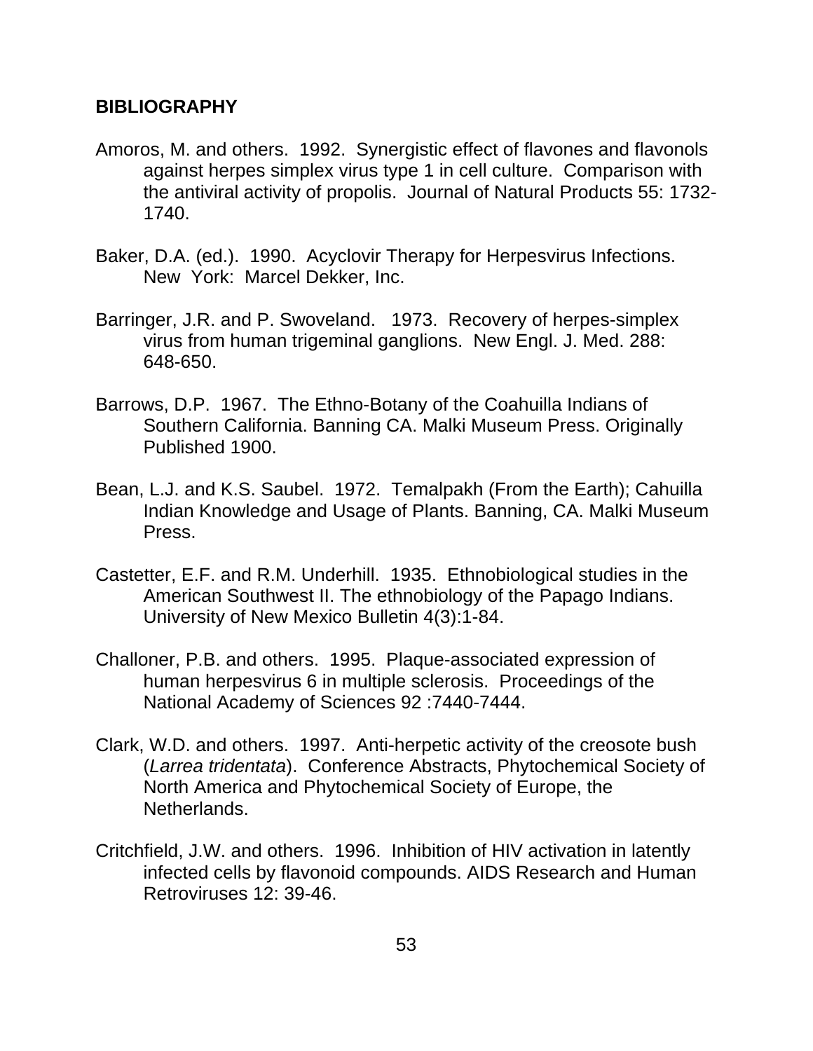## BIBLIOGRAPHY

Amoros, M. and others. 1992. Synergistic effect of flavones and flavonols against herpes simplex virus type 1 in cell culture. Comparison with the antiviral activity of propolis. Journal of Natural Products 55: 1732-1740.

Baker, D.A. (ed.). 1990. Acyclovir Therapy for Herpesvirus Infections. New York: Marcel Dekker, Inc.

Barringer, J.R. and P. Swoveland. 1973. Recovery of herpes-simplex virus from human trigeminal ganglions. New Engl. J. Med. 288: 648-650.

Barrows, D.P. 1967. The Ethno-Botany of the Coahuilla Indians of Southern California. Banning CA. Malki Museum Press. Originally Published 1900.

Bean, L.J. and K.S. Saubel. 1972. Temalpakh (From the Earth); Cahuilla Indian Knowledge and Usage of Plants. Banning, CA. Malki Museum Press.

Castetter, E.F. and R.M. Underhill. 1935. Ethnobiological studies in the American Southwest II. The ethnobiology of the Papago Indians. University of New Mexico Bulletin 4(3):1-84.

Challoner, P.B. and others. 1995. Plaque-associated expression of human herpesvirus 6 in multiple sclerosis. Proceedings of the National Academy of Sciences 92 :7440-7444.

Clark, W.D. and others. 1997. Anti-herpetic activity of the creosote bush (*Larrea tridentata*). Conference Abstracts, Phytochemical Society of North America and Phytochemical Society of Europe, the Netherlands.

Critchfield, J.W. and others. 1996. Inhibition of HIV activation in latently infected cells by flavonoid compounds. AIDS Research and Human Retroviruses 12: 39-46.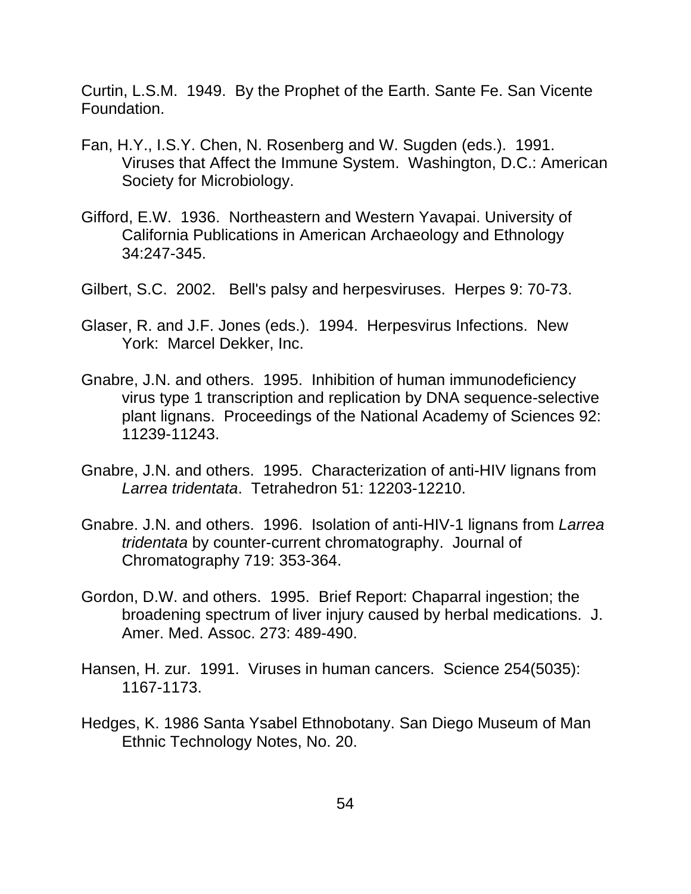Curtin, L.S.M. 1949. By the Prophet of the Earth. Sante Fe. San Vicente Foundation.

Fan, H.Y., I.S.Y. Chen, N. Rosenberg and W. Sugden (eds.). 1991. Viruses that Affect the Immune System. Washington, D.C.: American Society for Microbiology.

Gifford, E.W. 1936. Northeastern and Western Yavapai. University of California Publications in American Archaeology and Ethnology 34:247-345.

Gilbert, S.C. 2002. Bell's palsy and herpesviruses. Herpes 9: 70-73.

Glaser, R. and J.F. Jones (eds.). 1994. Herpesvirus Infections. New York: Marcel Dekker, Inc.

Gnabre, J.N. and others. 1995. Inhibition of human immunodeficiency virus type 1 transcription and replication by DNA sequence-selective plant lignans. Proceedings of the National Academy of Sciences 92: 11239-11243.

Gnabre, J.N. and others. 1995. Characterization of anti-HIV lignans from *Larrea tridentata*. Tetrahedron 51: 12203-12210.

Gnabre. J.N. and others. 1996. Isolation of anti-HIV-1 lignans from *Larrea tridentata* by counter-current chromatography. Journal of Chromatography 719: 353-364.

Gordon, D.W. and others. 1995. Brief Report: Chaparral ingestion; the broadening spectrum of liver injury caused by herbal medications. J. Amer. Med. Assoc. 273: 489-490.

Hansen, H. zur. 1991. Viruses in human cancers. Science 254(5035): 1167-1173.

Hedges, K. 1986 Santa Ysabel Ethnobotany. San Diego Museum of Man Ethnic Technology Notes, No. 20.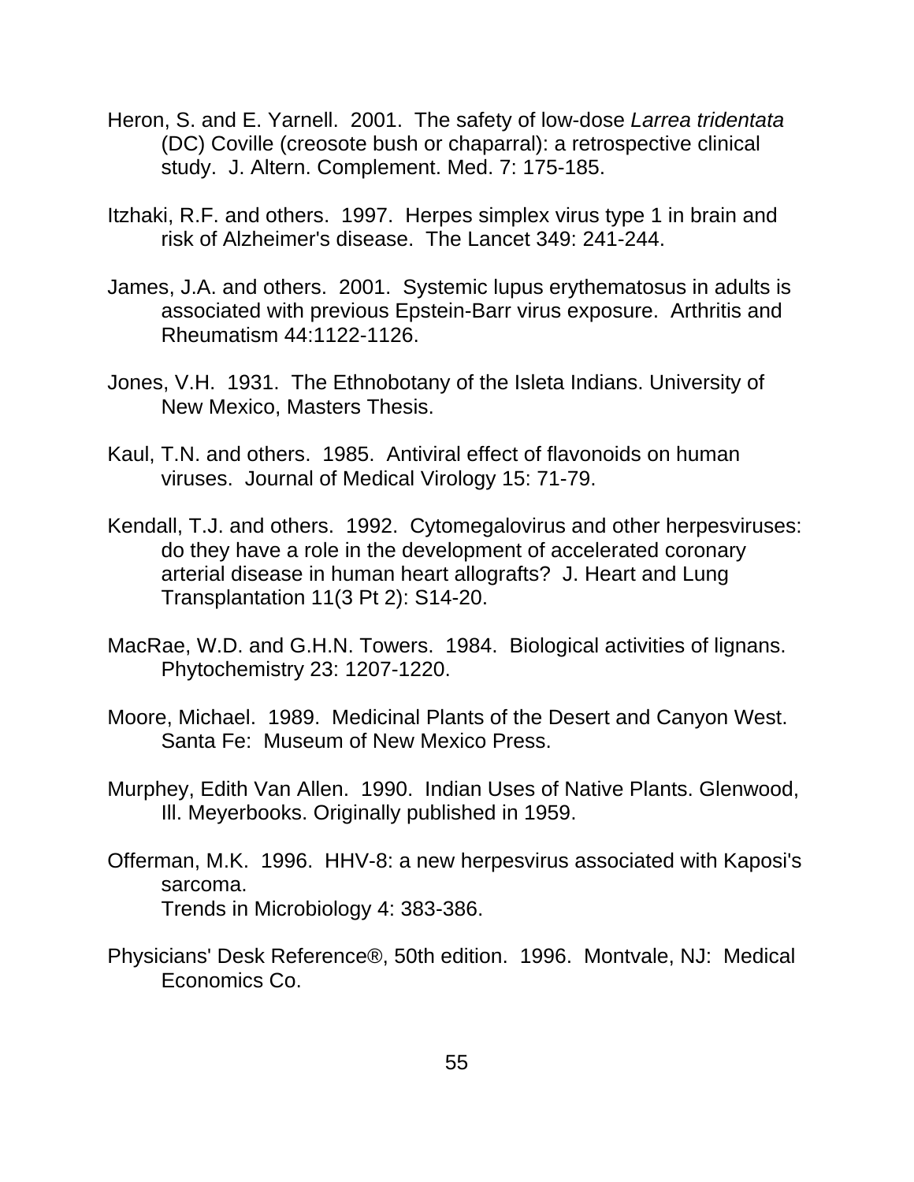Heron, S. and E. Yarnell. 2001. The safety of low-dose *Larrea tridentata* (DC) Coville (creosote bush or chaparral): a retrospective clinical study. J. Altern. Complement. Med. 7: 175-185.

Itzhaki, R.F. and others. 1997. Herpes simplex virus type 1 in brain and risk of Alzheimer's disease. The Lancet 349: 241-244.

James, J.A. and others. 2001. Systemic lupus erythematosus in adults is associated with previous Epstein-Barr virus exposure. Arthritis and Rheumatism 44:1122-1126.

Jones, V.H. 1931. The Ethnobotany of the Isleta Indians. University of New Mexico, Masters Thesis.

Kaul, T.N. and others. 1985. Antiviral effect of flavonoids on human viruses. Journal of Medical Virology 15: 71-79.

Kendall, T.J. and others. 1992. Cytomegalovirus and other herpesviruses: do they have a role in the development of accelerated coronary arterial disease in human heart allografts? J. Heart and Lung Transplantation 11(3 Pt 2): S14-20.

MacRae, W.D. and G.H.N. Towers. 1984. Biological activities of lignans. Phytochemistry 23: 1207-1220.

Moore, Michael. 1989. Medicinal Plants of the Desert and Canyon West. Santa Fe: Museum of New Mexico Press.

Murphey, Edith Van Allen. 1990. Indian Uses of Native Plants. Glenwood, Ill. Meyerbooks. Originally published in 1959.

Offerman, M.K. 1996. HHV-8: a new herpesvirus associated with Kaposi's sarcoma.
Trends in Microbiology 4: 383-386.

Physicians' Desk Reference®, 50th edition. 1996. Montvale, NJ: Medical Economics Co.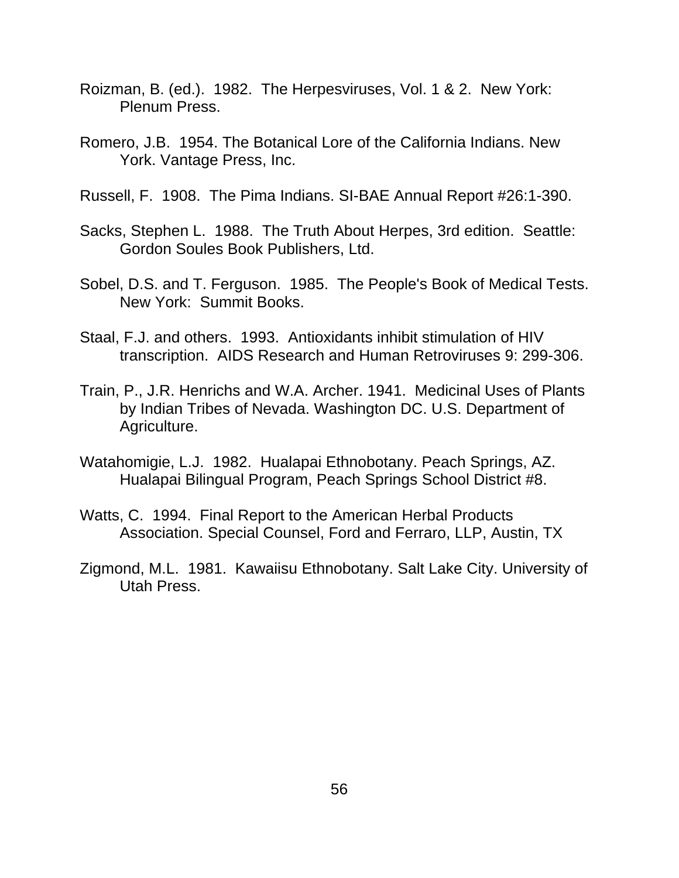Roizman, B. (ed.). 1982. The Herpesviruses, Vol. 1 & 2. New York: Plenum Press.

Romero, J.B. 1954. The Botanical Lore of the California Indians. New York. Vantage Press, Inc.

Russell, F. 1908. The Pima Indians. SI-BAE Annual Report #26:1-390.

Sacks, Stephen L. 1988. The Truth About Herpes, 3rd edition. Seattle: Gordon Soules Book Publishers, Ltd.

Sobel, D.S. and T. Ferguson. 1985. The People's Book of Medical Tests. New York: Summit Books.

Staal, F.J. and others. 1993. Antioxidants inhibit stimulation of HIV transcription. AIDS Research and Human Retroviruses 9: 299-306.

Train, P., J.R. Henrichs and W.A. Archer. 1941. Medicinal Uses of Plants by Indian Tribes of Nevada. Washington DC. U.S. Department of Agriculture.

Watahomigie, L.J. 1982. Hualapai Ethnobotany. Peach Springs, AZ. Hualapai Bilingual Program, Peach Springs School District #8.

Watts, C. 1994. Final Report to the American Herbal Products Association. Special Counsel, Ford and Ferraro, LLP, Austin, TX

Zigmond, M.L. 1981. Kawaiisu Ethnobotany. Salt Lake City. University of Utah Press.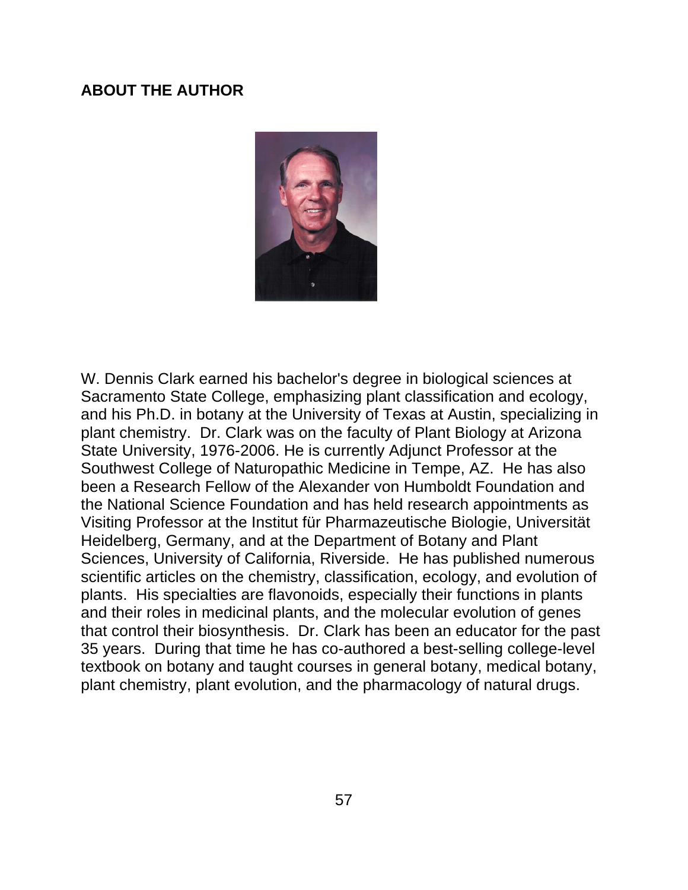## ABOUT THE AUTHOR

W. Dennis Clark earned his bachelor's degree in biological sciences at Sacramento State College, emphasizing plant classification and ecology, and his Ph.D. in botany at the University of Texas at Austin, specializing in plant chemistry. Dr. Clark was on the faculty of Plant Biology at Arizona State University, 1976-2006. He is currently Adjunct Professor at the Southwest College of Naturopathic Medicine in Tempe, AZ. He has also been a Research Fellow of the Alexander von Humboldt Foundation and the National Science Foundation and has held research appointments as Visiting Professor at the Institut für Pharmazeutische Biologie, Universität Heidelberg, Germany, and at the Department of Botany and Plant Sciences, University of California, Riverside. He has published numerous scientific articles on the chemistry, classification, ecology, and evolution of plants. His specialties are flavonoids, especially their functions in plants and their roles in medicinal plants, and the molecular evolution of genes that control their biosynthesis. Dr. Clark has been an educator for the past 35 years. During that time he has co-authored a best-selling college-level textbook on botany and taught courses in general botany, medical botany, plant chemistry, plant evolution, and the pharmacology of natural drugs.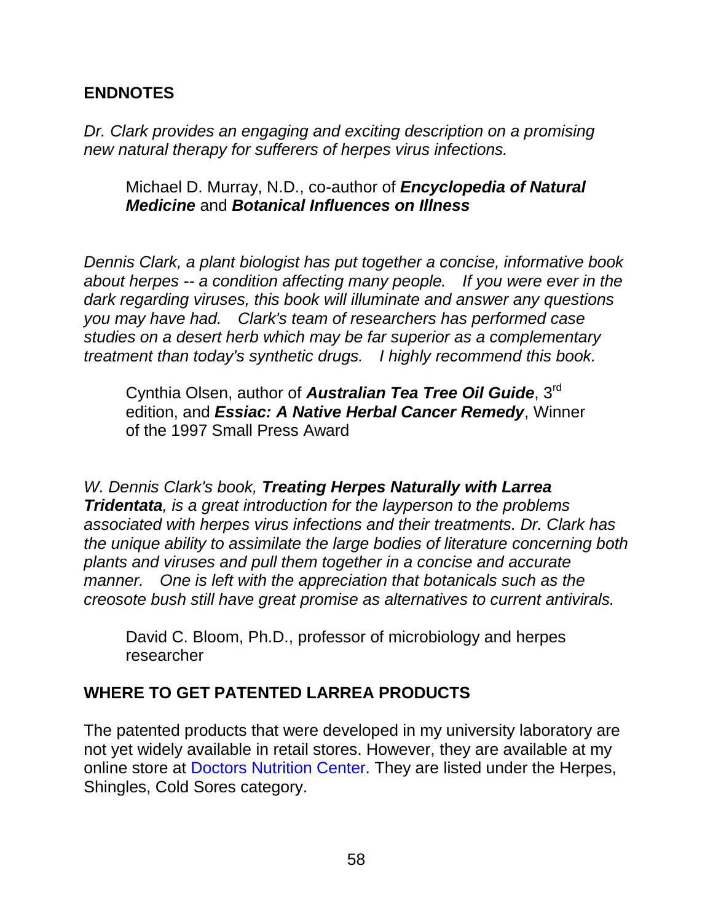## ENDNOTES

*Dr. Clark provides an engaging and exciting description on a promising new natural therapy for sufferers of herpes virus infections.*

> Michael D. Murray, N.D., co-author of ***Encyclopedia of Natural Medicine*** and ***Botanical Influences on Illness***

*Dennis Clark, a plant biologist has put together a concise, informative book about herpes -- a condition affecting many people. If you were ever in the dark regarding viruses, this book will illuminate and answer any questions you may have had. Clark's team of researchers has performed case studies on a desert herb which may be far superior as a complementary treatment than today's synthetic drugs. I highly recommend this book.*

> Cynthia Olsen, author of ***Australian Tea Tree Oil Guide***, 3rd edition, and ***Essiac: A Native Herbal Cancer Remedy***, Winner of the 1997 Small Press Award

*W. Dennis Clark's book, **Treating Herpes Naturally with Larrea Tridentata**, is a great introduction for the layperson to the problems associated with herpes virus infections and their treatments. Dr. Clark has the unique ability to assimilate the large bodies of literature concerning both plants and viruses and pull them together in a concise and accurate manner. One is left with the appreciation that botanicals such as the creosote bush still have great promise as alternatives to current antivirals.*

> David C. Bloom, Ph.D., professor of microbiology and herpes researcher

## WHERE TO GET PATENTED LARREA PRODUCTS

The patented products that were developed in my university laboratory are not yet widely available in retail stores. However, they are available at my online store at Doctors Nutrition Center. They are listed under the Herpes, Shingles, Cold Sores category.